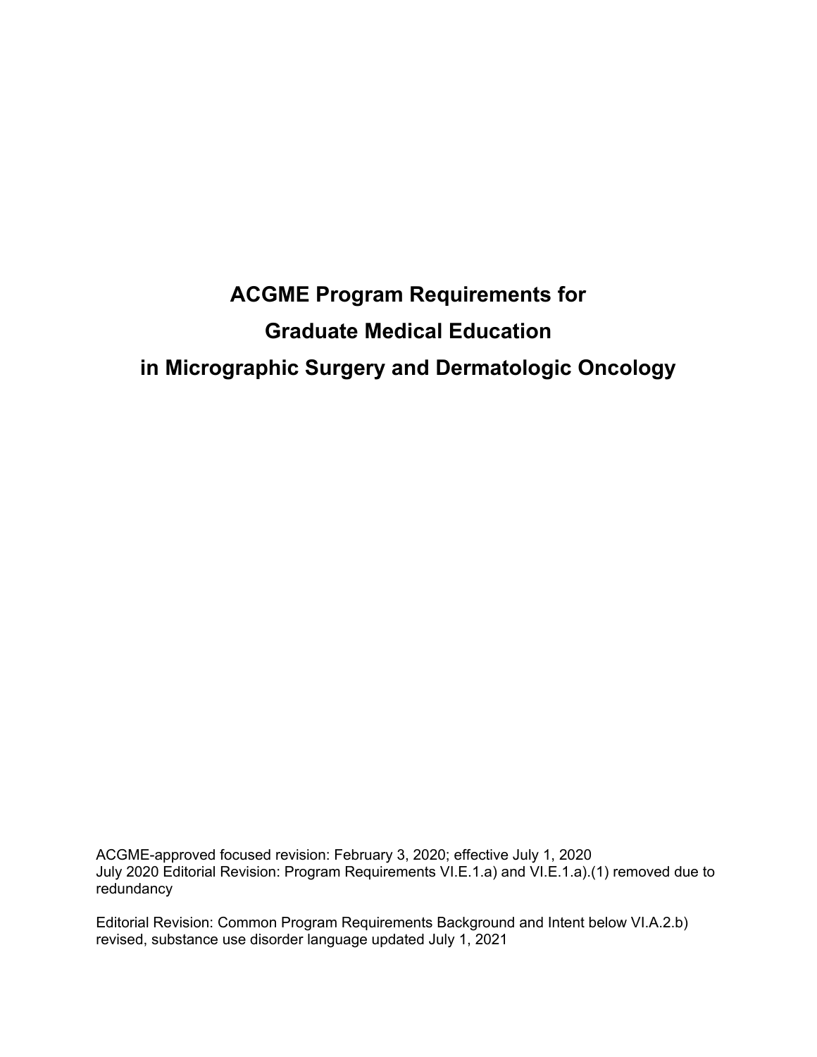# ACGME Program Requirements for Graduate Medical Education in Micrographic Surgery and Dermatologic Oncology

ACGME-approved focused revision: February 3, 2020; effective July 1, 2020
July 2020 Editorial Revision: Program Requirements VI.E.1.a) and VI.E.1.a).(1) removed due to redundancy

Editorial Revision: Common Program Requirements Background and Intent below VI.A.2.b) revised, substance use disorder language updated July 1, 2021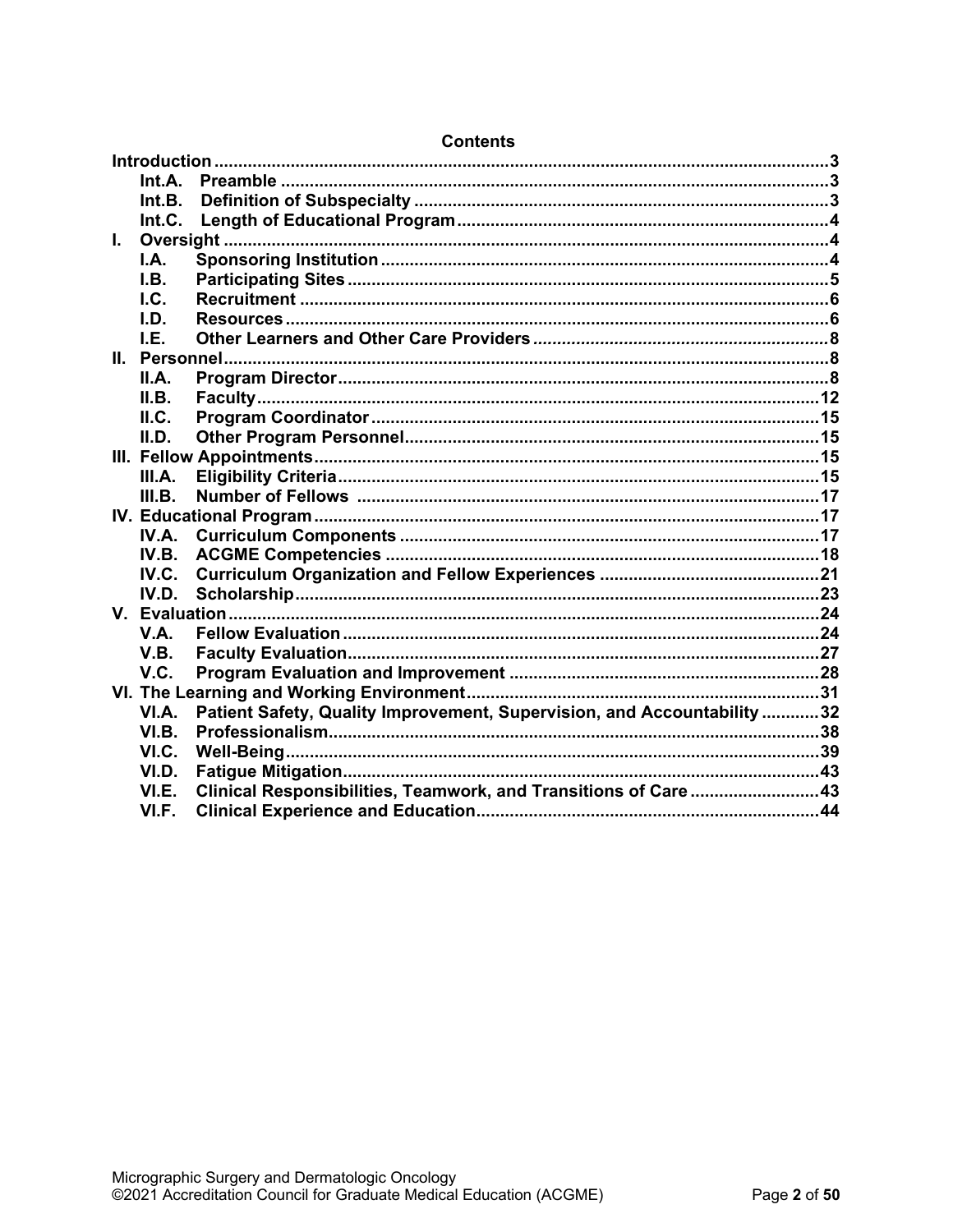## Contents

- **Introduction** ........................................................................ 3
  - **Int.A. Preamble** ........................................................................ 3
  - **Int.B. Definition of Subspecialty** ........................................................................ 3
  - **Int.C. Length of Educational Program** ........................................................................ 4
- **I. Oversight** ........................................................................ 4
  - **I.A. Sponsoring Institution** ........................................................................ 4
  - **I.B. Participating Sites** ........................................................................ 5
  - **I.C. Recruitment** ........................................................................ 6
  - **I.D. Resources** ........................................................................ 6
  - **I.E. Other Learners and Other Care Providers** ........................................................................ 8
- **II. Personnel** ........................................................................ 8
  - **II.A. Program Director** ........................................................................ 8
  - **II.B. Faculty** ........................................................................ 12
  - **II.C. Program Coordinator** ........................................................................ 15
  - **II.D. Other Program Personnel** ........................................................................ 15
- **III. Fellow Appointments** ........................................................................ 15
  - **III.A. Eligibility Criteria** ........................................................................ 15
  - **III.B. Number of Fellows** ........................................................................ 17
- **IV. Educational Program** ........................................................................ 17
  - **IV.A. Curriculum Components** ........................................................................ 17
  - **IV.B. ACGME Competencies** ........................................................................ 18
  - **IV.C. Curriculum Organization and Fellow Experiences** ........................................................................ 21
  - **IV.D. Scholarship** ........................................................................ 23
- **V. Evaluation** ........................................................................ 24
  - **V.A. Fellow Evaluation** ........................................................................ 24
  - **V.B. Faculty Evaluation** ........................................................................ 27
  - **V.C. Program Evaluation and Improvement** ........................................................................ 28
- **VI. The Learning and Working Environment** ........................................................................ 31
  - **VI.A. Patient Safety, Quality Improvement, Supervision, and Accountability** ........................................................................ 32
  - **VI.B. Professionalism** ........................................................................ 38
  - **VI.C. Well-Being** ........................................................................ 39
  - **VI.D. Fatigue Mitigation** ........................................................................ 43
  - **VI.E. Clinical Responsibilities, Teamwork, and Transitions of Care** ........................................................................ 43
  - **VI.F. Clinical Experience and Education** ........................................................................ 44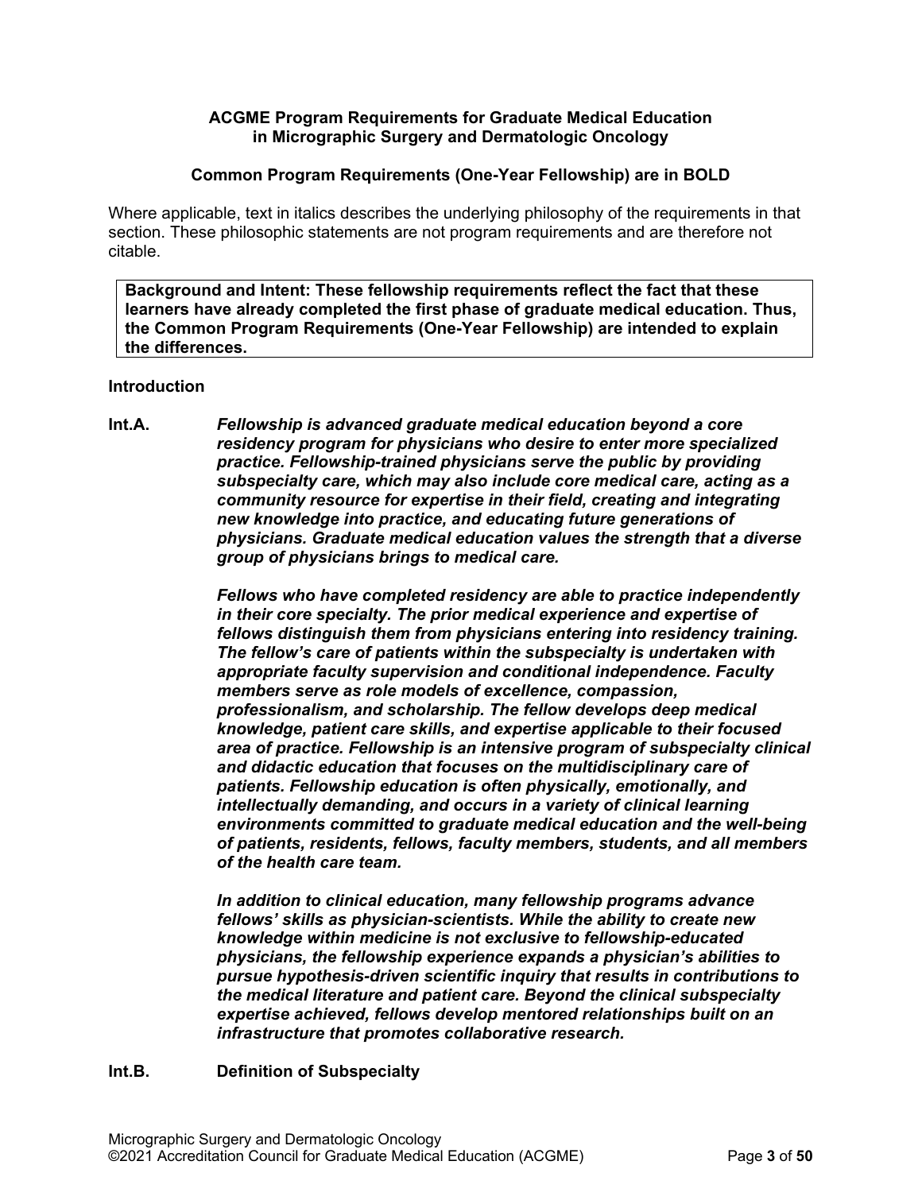**ACGME Program Requirements for Graduate Medical Education in Micrographic Surgery and Dermatologic Oncology**

**Common Program Requirements (One-Year Fellowship) are in BOLD**

Where applicable, text in italics describes the underlying philosophy of the requirements in that section. These philosophic statements are not program requirements and are therefore not citable.

> **Background and Intent: These fellowship requirements reflect the fact that these learners have already completed the first phase of graduate medical education. Thus, the Common Program Requirements (One-Year Fellowship) are intended to explain the differences.**

**Introduction**

**Int.A.** ***Fellowship is advanced graduate medical education beyond a core residency program for physicians who desire to enter more specialized practice. Fellowship-trained physicians serve the public by providing subspecialty care, which may also include core medical care, acting as a community resource for expertise in their field, creating and integrating new knowledge into practice, and educating future generations of physicians. Graduate medical education values the strength that a diverse group of physicians brings to medical care.***

***Fellows who have completed residency are able to practice independently in their core specialty. The prior medical experience and expertise of fellows distinguish them from physicians entering into residency training. The fellow's care of patients within the subspecialty is undertaken with appropriate faculty supervision and conditional independence. Faculty members serve as role models of excellence, compassion, professionalism, and scholarship. The fellow develops deep medical knowledge, patient care skills, and expertise applicable to their focused area of practice. Fellowship is an intensive program of subspecialty clinical and didactic education that focuses on the multidisciplinary care of patients. Fellowship education is often physically, emotionally, and intellectually demanding, and occurs in a variety of clinical learning environments committed to graduate medical education and the well-being of patients, residents, fellows, faculty members, students, and all members of the health care team.***

***In addition to clinical education, many fellowship programs advance fellows' skills as physician-scientists. While the ability to create new knowledge within medicine is not exclusive to fellowship-educated physicians, the fellowship experience expands a physician's abilities to pursue hypothesis-driven scientific inquiry that results in contributions to the medical literature and patient care. Beyond the clinical subspecialty expertise achieved, fellows develop mentored relationships built on an infrastructure that promotes collaborative research.***

**Int.B.** **Definition of Subspecialty**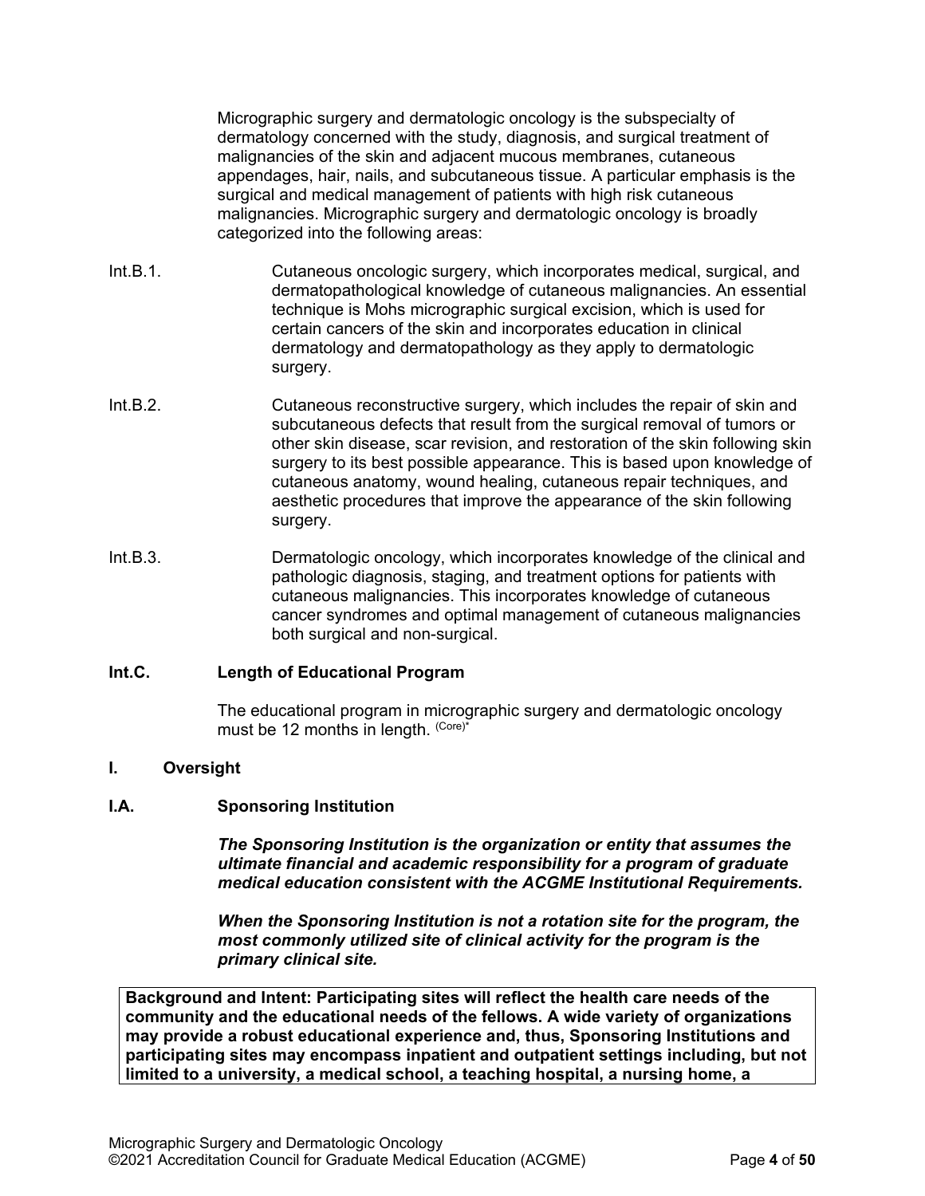Micrographic surgery and dermatologic oncology is the subspecialty of dermatology concerned with the study, diagnosis, and surgical treatment of malignancies of the skin and adjacent mucous membranes, cutaneous appendages, hair, nails, and subcutaneous tissue. A particular emphasis is the surgical and medical management of patients with high risk cutaneous malignancies. Micrographic surgery and dermatologic oncology is broadly categorized into the following areas:

Int.B.1. Cutaneous oncologic surgery, which incorporates medical, surgical, and dermatopathological knowledge of cutaneous malignancies. An essential technique is Mohs micrographic surgical excision, which is used for certain cancers of the skin and incorporates education in clinical dermatology and dermatopathology as they apply to dermatologic surgery.

Int.B.2. Cutaneous reconstructive surgery, which includes the repair of skin and subcutaneous defects that result from the surgical removal of tumors or other skin disease, scar revision, and restoration of the skin following skin surgery to its best possible appearance. This is based upon knowledge of cutaneous anatomy, wound healing, cutaneous repair techniques, and aesthetic procedures that improve the appearance of the skin following surgery.

Int.B.3. Dermatologic oncology, which incorporates knowledge of the clinical and pathologic diagnosis, staging, and treatment options for patients with cutaneous malignancies. This incorporates knowledge of cutaneous cancer syndromes and optimal management of cutaneous malignancies both surgical and non-surgical.

**Int.C. Length of Educational Program**

The educational program in micrographic surgery and dermatologic oncology must be 12 months in length. (Core)*

**I. Oversight**

**I.A. Sponsoring Institution**

***The Sponsoring Institution is the organization or entity that assumes the ultimate financial and academic responsibility for a program of graduate medical education consistent with the ACGME Institutional Requirements.***

***When the Sponsoring Institution is not a rotation site for the program, the most commonly utilized site of clinical activity for the program is the primary clinical site.***

**Background and Intent: Participating sites will reflect the health care needs of the community and the educational needs of the fellows. A wide variety of organizations may provide a robust educational experience and, thus, Sponsoring Institutions and participating sites may encompass inpatient and outpatient settings including, but not limited to a university, a medical school, a teaching hospital, a nursing home, a**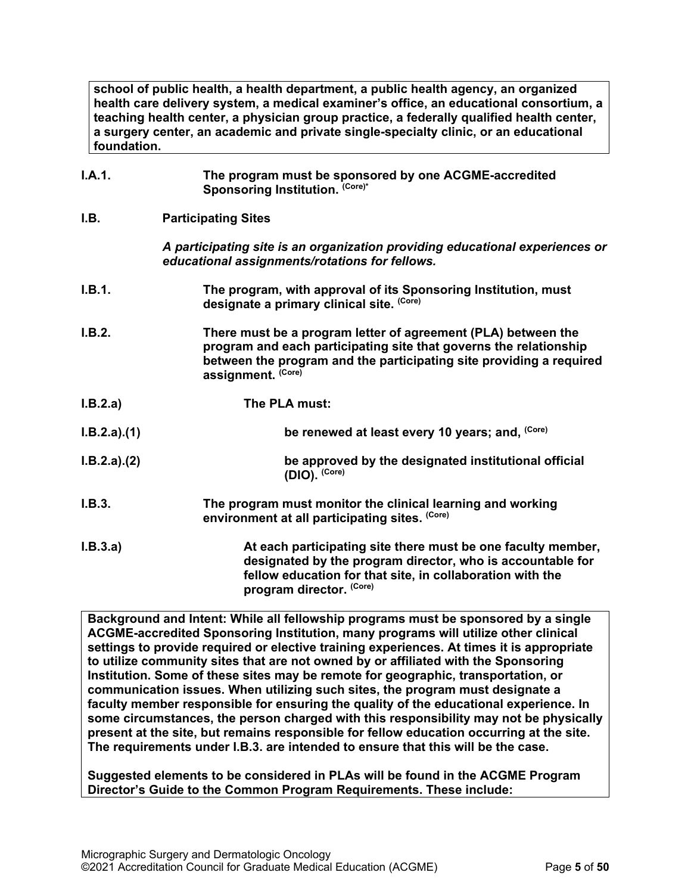**school of public health, a health department, a public health agency, an organized health care delivery system, a medical examiner's office, an educational consortium, a teaching health center, a physician group practice, a federally qualified health center, a surgery center, an academic and private single-specialty clinic, or an educational foundation.**

**I.A.1.** **The program must be sponsored by one ACGME-accredited Sponsoring Institution.** (Core)*

**I.B.** **Participating Sites**

***A participating site is an organization providing educational experiences or educational assignments/rotations for fellows.***

**I.B.1.** **The program, with approval of its Sponsoring Institution, must designate a primary clinical site.** (Core)

**I.B.2.** **There must be a program letter of agreement (PLA) between the program and each participating site that governs the relationship between the program and the participating site providing a required assignment.** (Core)

**I.B.2.a)** **The PLA must:**

**I.B.2.a).(1)** **be renewed at least every 10 years; and,** (Core)

**I.B.2.a).(2)** **be approved by the designated institutional official (DIO).** (Core)

**I.B.3.** **The program must monitor the clinical learning and working environment at all participating sites.** (Core)

**I.B.3.a)** **At each participating site there must be one faculty member, designated by the program director, who is accountable for fellow education for that site, in collaboration with the program director.** (Core)

**Background and Intent: While all fellowship programs must be sponsored by a single ACGME-accredited Sponsoring Institution, many programs will utilize other clinical settings to provide required or elective training experiences. At times it is appropriate to utilize community sites that are not owned by or affiliated with the Sponsoring Institution. Some of these sites may be remote for geographic, transportation, or communication issues. When utilizing such sites, the program must designate a faculty member responsible for ensuring the quality of the educational experience. In some circumstances, the person charged with this responsibility may not be physically present at the site, but remains responsible for fellow education occurring at the site. The requirements under I.B.3. are intended to ensure that this will be the case.**

**Suggested elements to be considered in PLAs will be found in the ACGME Program Director's Guide to the Common Program Requirements. These include:**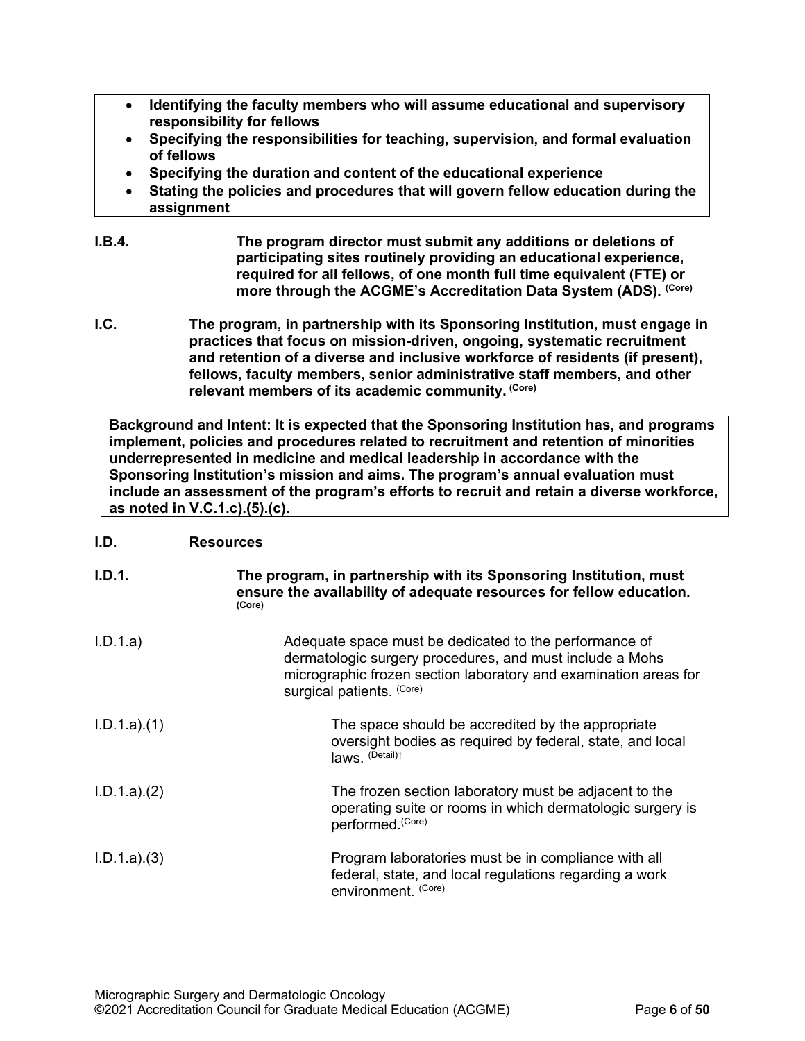- **Identifying the faculty members who will assume educational and supervisory responsibility for fellows**
- **Specifying the responsibilities for teaching, supervision, and formal evaluation of fellows**
- **Specifying the duration and content of the educational experience**
- **Stating the policies and procedures that will govern fellow education during the assignment**

**I.B.4.** **The program director must submit any additions or deletions of participating sites routinely providing an educational experience, required for all fellows, of one month full time equivalent (FTE) or more through the ACGME's Accreditation Data System (ADS).** (Core)

**I.C.** **The program, in partnership with its Sponsoring Institution, must engage in practices that focus on mission-driven, ongoing, systematic recruitment and retention of a diverse and inclusive workforce of residents (if present), fellows, faculty members, senior administrative staff members, and other relevant members of its academic community.** (Core)

**Background and Intent: It is expected that the Sponsoring Institution has, and programs implement, policies and procedures related to recruitment and retention of minorities underrepresented in medicine and medical leadership in accordance with the Sponsoring Institution's mission and aims. The program's annual evaluation must include an assessment of the program's efforts to recruit and retain a diverse workforce, as noted in V.C.1.c).(5).(c).**

**I.D.** **Resources**

**I.D.1.** **The program, in partnership with its Sponsoring Institution, must ensure the availability of adequate resources for fellow education.** (Core)

I.D.1.a) Adequate space must be dedicated to the performance of dermatologic surgery procedures, and must include a Mohs micrographic frozen section laboratory and examination areas for surgical patients. (Core)

I.D.1.a).(1) The space should be accredited by the appropriate oversight bodies as required by federal, state, and local laws. (Detail)†

I.D.1.a).(2) The frozen section laboratory must be adjacent to the operating suite or rooms in which dermatologic surgery is performed. (Core)

I.D.1.a).(3) Program laboratories must be in compliance with all federal, state, and local regulations regarding a work environment. (Core)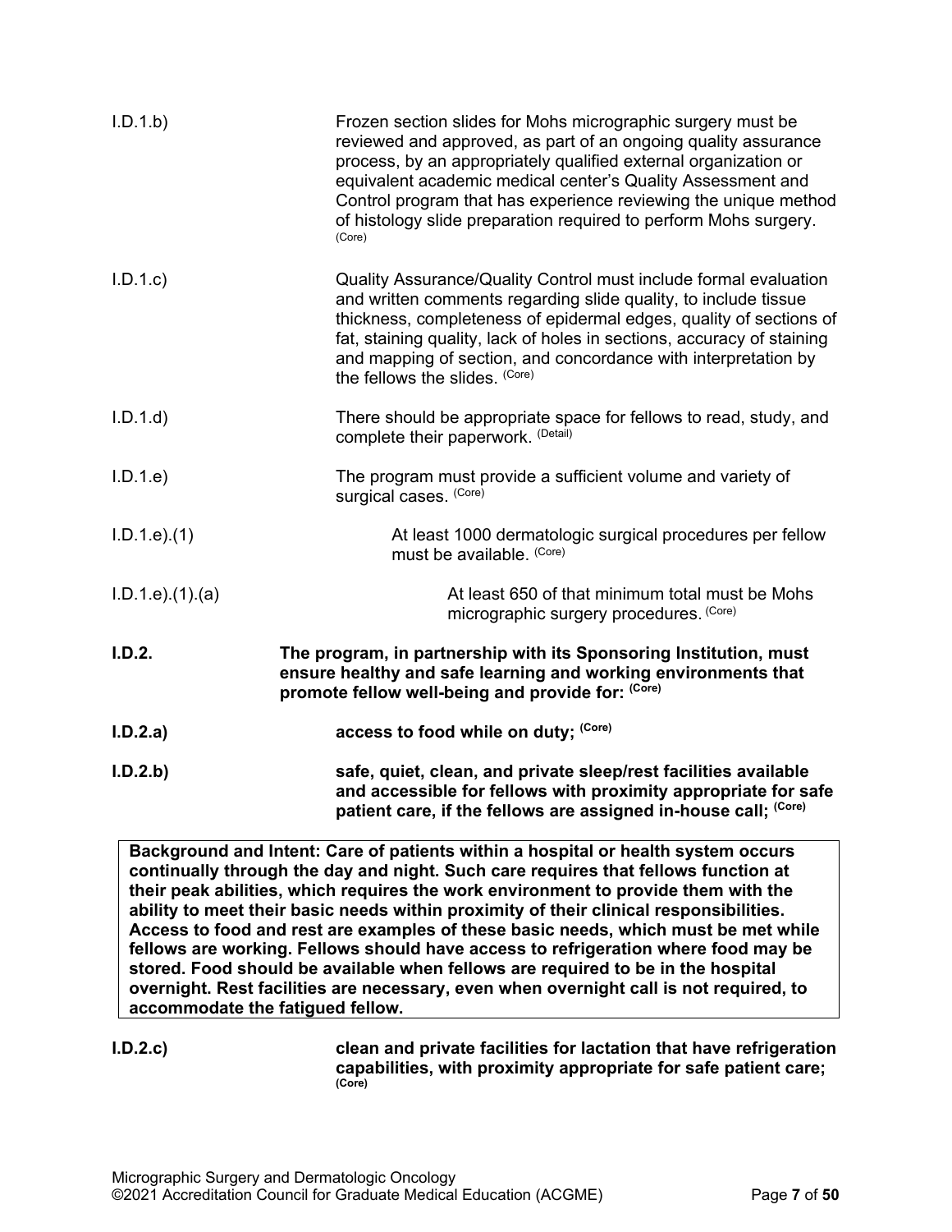I.D.1.b) Frozen section slides for Mohs micrographic surgery must be reviewed and approved, as part of an ongoing quality assurance process, by an appropriately qualified external organization or equivalent academic medical center's Quality Assessment and Control program that has experience reviewing the unique method of histology slide preparation required to perform Mohs surgery. (Core)

I.D.1.c) Quality Assurance/Quality Control must include formal evaluation and written comments regarding slide quality, to include tissue thickness, completeness of epidermal edges, quality of sections of fat, staining quality, lack of holes in sections, accuracy of staining and mapping of section, and concordance with interpretation by the fellows the slides. (Core)

I.D.1.d) There should be appropriate space for fellows to read, study, and complete their paperwork. (Detail)

I.D.1.e) The program must provide a sufficient volume and variety of surgical cases. (Core)

I.D.1.e).(1) At least 1000 dermatologic surgical procedures per fellow must be available. (Core)

I.D.1.e).(1).(a) At least 650 of that minimum total must be Mohs micrographic surgery procedures. (Core)

**I.D.2. The program, in partnership with its Sponsoring Institution, must ensure healthy and safe learning and working environments that promote fellow well-being and provide for: (Core)**

**I.D.2.a) access to food while on duty; (Core)**

**I.D.2.b) safe, quiet, clean, and private sleep/rest facilities available and accessible for fellows with proximity appropriate for safe patient care, if the fellows are assigned in-house call; (Core)**

**Background and Intent: Care of patients within a hospital or health system occurs continually through the day and night. Such care requires that fellows function at their peak abilities, which requires the work environment to provide them with the ability to meet their basic needs within proximity of their clinical responsibilities. Access to food and rest are examples of these basic needs, which must be met while fellows are working. Fellows should have access to refrigeration where food may be stored. Food should be available when fellows are required to be in the hospital overnight. Rest facilities are necessary, even when overnight call is not required, to accommodate the fatigued fellow.**

**I.D.2.c) clean and private facilities for lactation that have refrigeration capabilities, with proximity appropriate for safe patient care; (Core)**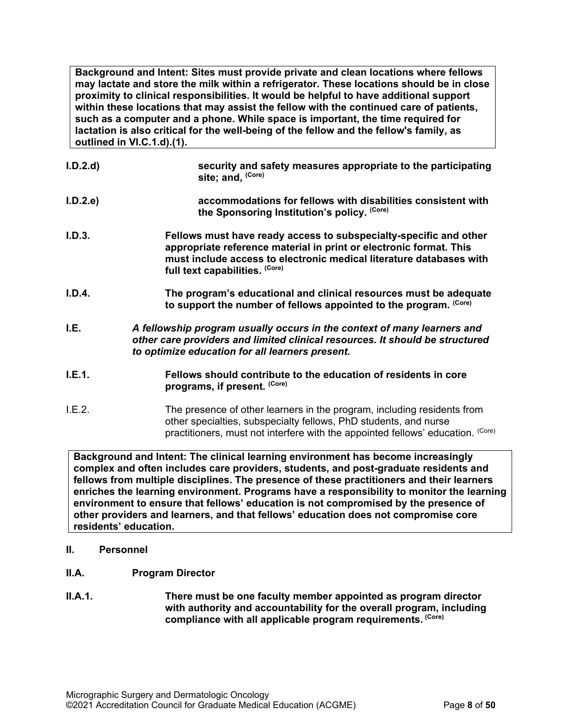**Background and Intent: Sites must provide private and clean locations where fellows may lactate and store the milk within a refrigerator. These locations should be in close proximity to clinical responsibilities. It would be helpful to have additional support within these locations that may assist the fellow with the continued care of patients, such as a computer and a phone. While space is important, the time required for lactation is also critical for the well-being of the fellow and the fellow's family, as outlined in VI.C.1.d).(1).**

**I.D.2.d)** **security and safety measures appropriate to the participating site; and,** (Core)

**I.D.2.e)** **accommodations for fellows with disabilities consistent with the Sponsoring Institution's policy.** (Core)

**I.D.3.** **Fellows must have ready access to subspecialty-specific and other appropriate reference material in print or electronic format. This must include access to electronic medical literature databases with full text capabilities.** (Core)

**I.D.4.** **The program's educational and clinical resources must be adequate to support the number of fellows appointed to the program.** (Core)

**I.E.** *A fellowship program usually occurs in the context of many learners and other care providers and limited clinical resources. It should be structured to optimize education for all learners present.*

**I.E.1.** **Fellows should contribute to the education of residents in core programs, if present.** (Core)

I.E.2. The presence of other learners in the program, including residents from other specialties, subspecialty fellows, PhD students, and nurse practitioners, must not interfere with the appointed fellows' education. (Core)

**Background and Intent: The clinical learning environment has become increasingly complex and often includes care providers, students, and post-graduate residents and fellows from multiple disciplines. The presence of these practitioners and their learners enriches the learning environment. Programs have a responsibility to monitor the learning environment to ensure that fellows' education is not compromised by the presence of other providers and learners, and that fellows' education does not compromise core residents' education.**

## II. Personnel

### II.A. Program Director

**II.A.1.** **There must be one faculty member appointed as program director with authority and accountability for the overall program, including compliance with all applicable program requirements.** (Core)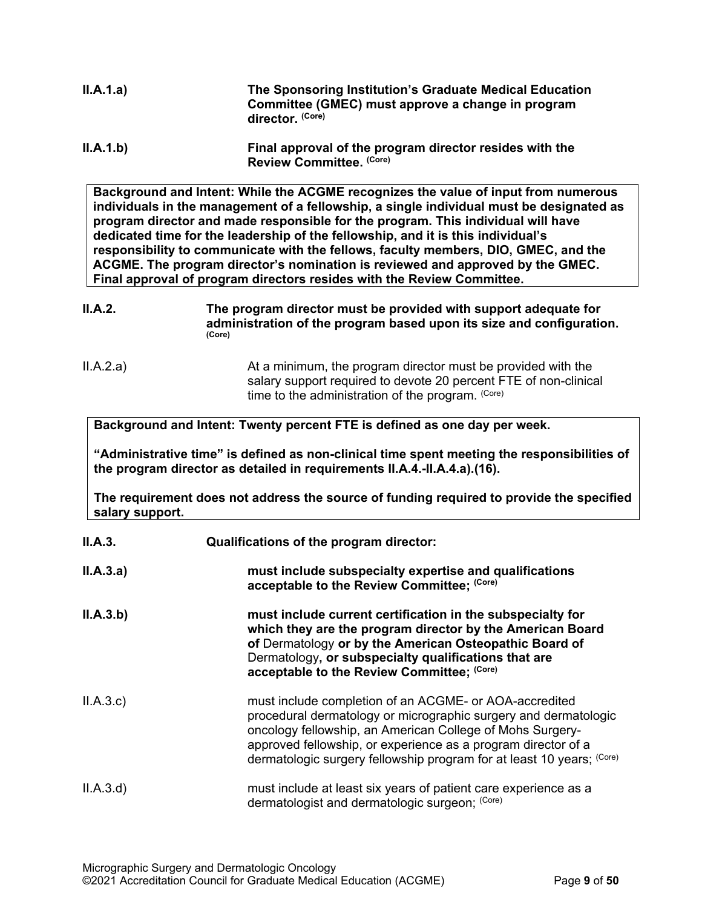**II.A.1.a)** **The Sponsoring Institution's Graduate Medical Education Committee (GMEC) must approve a change in program director.** **(Core)**

**II.A.1.b)** **Final approval of the program director resides with the Review Committee.** **(Core)**

> **Background and Intent: While the ACGME recognizes the value of input from numerous individuals in the management of a fellowship, a single individual must be designated as program director and made responsible for the program. This individual will have dedicated time for the leadership of the fellowship, and it is this individual's responsibility to communicate with the fellows, faculty members, DIO, GMEC, and the ACGME. The program director's nomination is reviewed and approved by the GMEC. Final approval of program directors resides with the Review Committee.**

**II.A.2.** **The program director must be provided with support adequate for administration of the program based upon its size and configuration.** **(Core)**

II.A.2.a) At a minimum, the program director must be provided with the salary support required to devote 20 percent FTE of non-clinical time to the administration of the program. (Core)

> **Background and Intent: Twenty percent FTE is defined as one day per week.**
>
> **"Administrative time" is defined as non-clinical time spent meeting the responsibilities of the program director as detailed in requirements II.A.4.-II.A.4.a).(16).**
>
> **The requirement does not address the source of funding required to provide the specified salary support.**

**II.A.3.** **Qualifications of the program director:**

**II.A.3.a)** **must include subspecialty expertise and qualifications acceptable to the Review Committee;** **(Core)**

**II.A.3.b)** **must include current certification in the subspecialty for which they are the program director by the American Board of** Dermatology **or by the American Osteopathic Board of** Dermatology**, or subspecialty qualifications that are acceptable to the Review Committee;** **(Core)**

II.A.3.c) must include completion of an ACGME- or AOA-accredited procedural dermatology or micrographic surgery and dermatologic oncology fellowship, an American College of Mohs Surgery-approved fellowship, or experience as a program director of a dermatologic surgery fellowship program for at least 10 years; (Core)

II.A.3.d) must include at least six years of patient care experience as a dermatologist and dermatologic surgeon; (Core)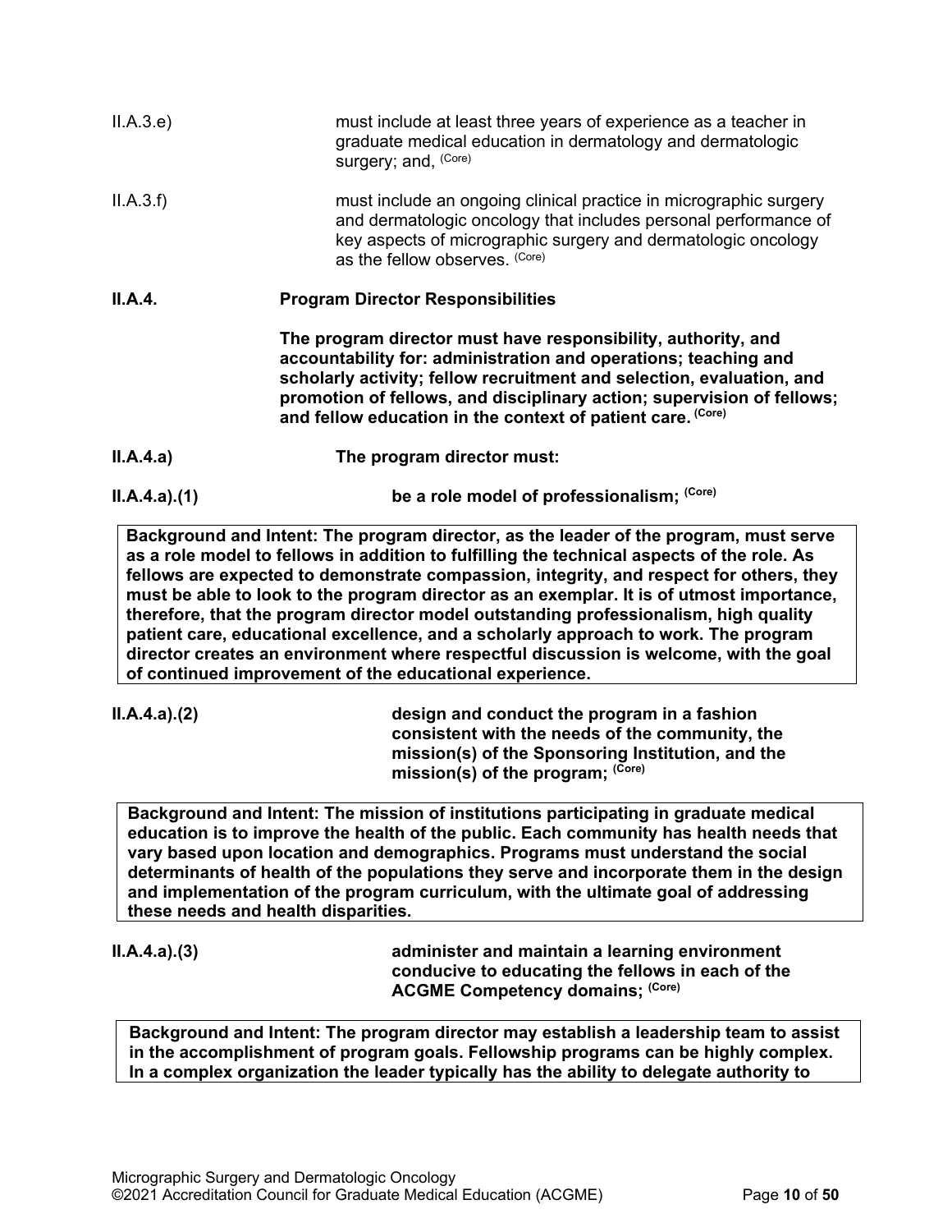II.A.3.e) must include at least three years of experience as a teacher in graduate medical education in dermatology and dermatologic surgery; and, (Core)

II.A.3.f) must include an ongoing clinical practice in micrographic surgery and dermatologic oncology that includes personal performance of key aspects of micrographic surgery and dermatologic oncology as the fellow observes. (Core)

**II.A.4. Program Director Responsibilities**

**The program director must have responsibility, authority, and accountability for: administration and operations; teaching and scholarly activity; fellow recruitment and selection, evaluation, and promotion of fellows, and disciplinary action; supervision of fellows; and fellow education in the context of patient care. (Core)**

**II.A.4.a) The program director must:**

**II.A.4.a).(1) be a role model of professionalism; (Core)**

> **Background and Intent: The program director, as the leader of the program, must serve as a role model to fellows in addition to fulfilling the technical aspects of the role. As fellows are expected to demonstrate compassion, integrity, and respect for others, they must be able to look to the program director as an exemplar. It is of utmost importance, therefore, that the program director model outstanding professionalism, high quality patient care, educational excellence, and a scholarly approach to work. The program director creates an environment where respectful discussion is welcome, with the goal of continued improvement of the educational experience.**

**II.A.4.a).(2) design and conduct the program in a fashion consistent with the needs of the community, the mission(s) of the Sponsoring Institution, and the mission(s) of the program; (Core)**

> **Background and Intent: The mission of institutions participating in graduate medical education is to improve the health of the public. Each community has health needs that vary based upon location and demographics. Programs must understand the social determinants of health of the populations they serve and incorporate them in the design and implementation of the program curriculum, with the ultimate goal of addressing these needs and health disparities.**

**II.A.4.a).(3) administer and maintain a learning environment conducive to educating the fellows in each of the ACGME Competency domains; (Core)**

> **Background and Intent: The program director may establish a leadership team to assist in the accomplishment of program goals. Fellowship programs can be highly complex. In a complex organization the leader typically has the ability to delegate authority to**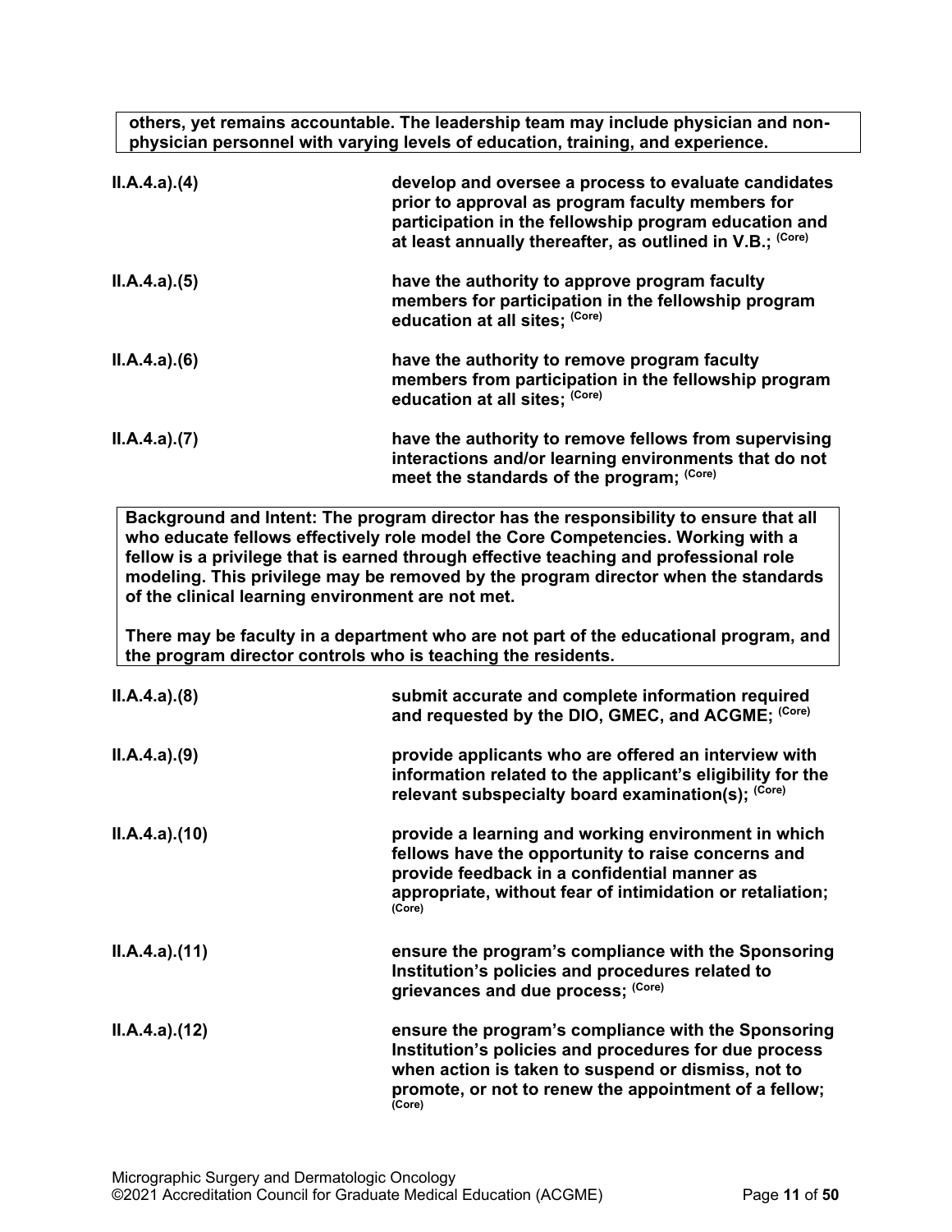**others, yet remains accountable. The leadership team may include physician and non-physician personnel with varying levels of education, training, and experience.**

| | |
|---|---|
| II.A.4.a).(4) | **develop and oversee a process to evaluate candidates prior to approval as program faculty members for participation in the fellowship program education and at least annually thereafter, as outlined in V.B.;** (Core) |
| II.A.4.a).(5) | **have the authority to approve program faculty members for participation in the fellowship program education at all sites;** (Core) |
| II.A.4.a).(6) | **have the authority to remove program faculty members from participation in the fellowship program education at all sites;** (Core) |
| II.A.4.a).(7) | **have the authority to remove fellows from supervising interactions and/or learning environments that do not meet the standards of the program;** (Core) |

**Background and Intent: The program director has the responsibility to ensure that all who educate fellows effectively role model the Core Competencies. Working with a fellow is a privilege that is earned through effective teaching and professional role modeling. This privilege may be removed by the program director when the standards of the clinical learning environment are not met.**

**There may be faculty in a department who are not part of the educational program, and the program director controls who is teaching the residents.**

| | |
|---|---|
| II.A.4.a).(8) | **submit accurate and complete information required and requested by the DIO, GMEC, and ACGME;** (Core) |
| II.A.4.a).(9) | **provide applicants who are offered an interview with information related to the applicant's eligibility for the relevant subspecialty board examination(s);** (Core) |
| II.A.4.a).(10) | **provide a learning and working environment in which fellows have the opportunity to raise concerns and provide feedback in a confidential manner as appropriate, without fear of intimidation or retaliation;** (Core) |
| II.A.4.a).(11) | **ensure the program's compliance with the Sponsoring Institution's policies and procedures related to grievances and due process;** (Core) |
| II.A.4.a).(12) | **ensure the program's compliance with the Sponsoring Institution's policies and procedures for due process when action is taken to suspend or dismiss, not to promote, or not to renew the appointment of a fellow;** (Core) |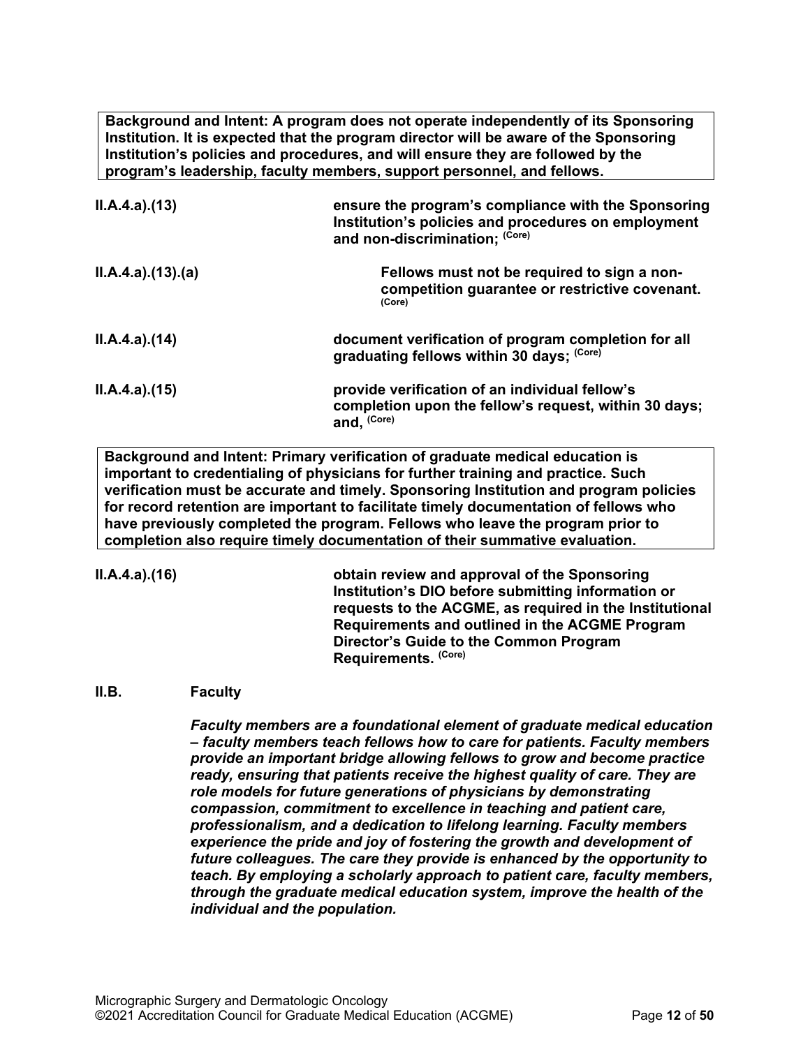**Background and Intent: A program does not operate independently of its Sponsoring Institution. It is expected that the program director will be aware of the Sponsoring Institution's policies and procedures, and will ensure they are followed by the program's leadership, faculty members, support personnel, and fellows.**

| | |
|---|---|
| II.A.4.a).(13) | **ensure the program's compliance with the Sponsoring Institution's policies and procedures on employment and non-discrimination;** (Core) |
| II.A.4.a).(13).(a) | **Fellows must not be required to sign a non-competition guarantee or restrictive covenant.** (Core) |
| II.A.4.a).(14) | **document verification of program completion for all graduating fellows within 30 days;** (Core) |
| II.A.4.a).(15) | **provide verification of an individual fellow's completion upon the fellow's request, within 30 days; and,** (Core) |

**Background and Intent: Primary verification of graduate medical education is important to credentialing of physicians for further training and practice. Such verification must be accurate and timely. Sponsoring Institution and program policies for record retention are important to facilitate timely documentation of fellows who have previously completed the program. Fellows who leave the program prior to completion also require timely documentation of their summative evaluation.**

| | |
|---|---|
| II.A.4.a).(16) | **obtain review and approval of the Sponsoring Institution's DIO before submitting information or requests to the ACGME, as required in the Institutional Requirements and outlined in the ACGME Program Director's Guide to the Common Program Requirements.** (Core) |

## II.B. Faculty

***Faculty members are a foundational element of graduate medical education – faculty members teach fellows how to care for patients. Faculty members provide an important bridge allowing fellows to grow and become practice ready, ensuring that patients receive the highest quality of care. They are role models for future generations of physicians by demonstrating compassion, commitment to excellence in teaching and patient care, professionalism, and a dedication to lifelong learning. Faculty members experience the pride and joy of fostering the growth and development of future colleagues. The care they provide is enhanced by the opportunity to teach. By employing a scholarly approach to patient care, faculty members, through the graduate medical education system, improve the health of the individual and the population.***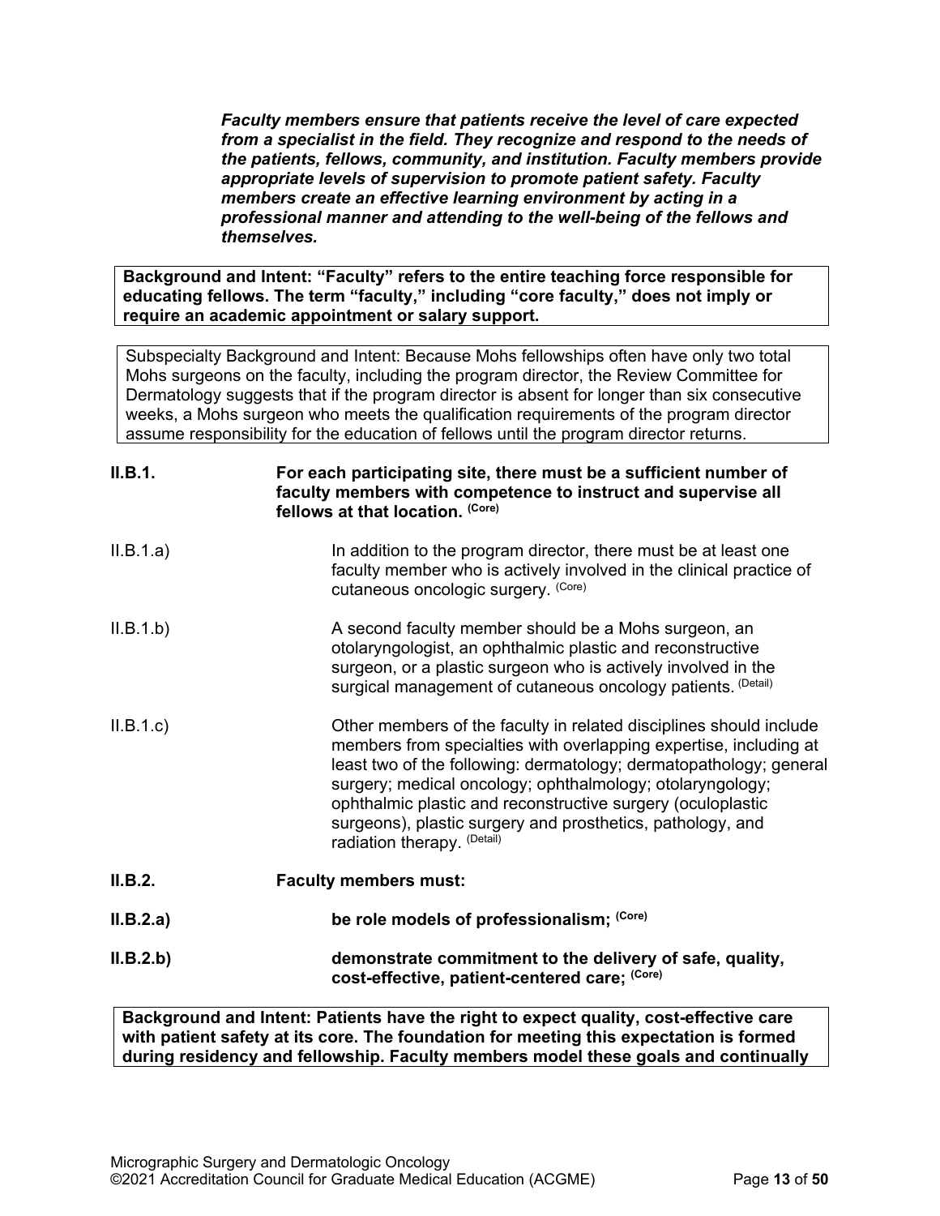***Faculty members ensure that patients receive the level of care expected from a specialist in the field. They recognize and respond to the needs of the patients, fellows, community, and institution. Faculty members provide appropriate levels of supervision to promote patient safety. Faculty members create an effective learning environment by acting in a professional manner and attending to the well-being of the fellows and themselves.***

**Background and Intent: "Faculty" refers to the entire teaching force responsible for educating fellows. The term "faculty," including "core faculty," does not imply or require an academic appointment or salary support.**

Subspecialty Background and Intent: Because Mohs fellowships often have only two total Mohs surgeons on the faculty, including the program director, the Review Committee for Dermatology suggests that if the program director is absent for longer than six consecutive weeks, a Mohs surgeon who meets the qualification requirements of the program director assume responsibility for the education of fellows until the program director returns.

**II.B.1.** **For each participating site, there must be a sufficient number of faculty members with competence to instruct and supervise all fellows at that location.** **(Core)**

II.B.1.a) In addition to the program director, there must be at least one faculty member who is actively involved in the clinical practice of cutaneous oncologic surgery. (Core)

II.B.1.b) A second faculty member should be a Mohs surgeon, an otolaryngologist, an ophthalmic plastic and reconstructive surgeon, or a plastic surgeon who is actively involved in the surgical management of cutaneous oncology patients. (Detail)

II.B.1.c) Other members of the faculty in related disciplines should include members from specialties with overlapping expertise, including at least two of the following: dermatology; dermatopathology; general surgery; medical oncology; ophthalmology; otolaryngology; ophthalmic plastic and reconstructive surgery (oculoplastic surgeons), plastic surgery and prosthetics, pathology, and radiation therapy. (Detail)

**II.B.2.** **Faculty members must:**

**II.B.2.a)** **be role models of professionalism;** **(Core)**

**II.B.2.b)** **demonstrate commitment to the delivery of safe, quality, cost-effective, patient-centered care;** **(Core)**

**Background and Intent: Patients have the right to expect quality, cost-effective care with patient safety at its core. The foundation for meeting this expectation is formed during residency and fellowship. Faculty members model these goals and continually**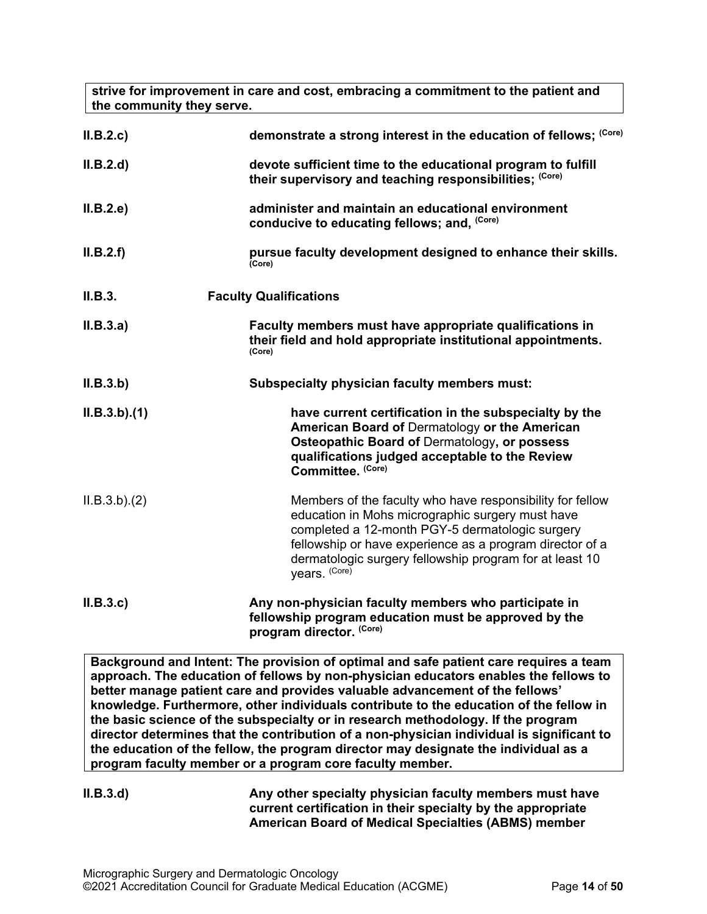**strive for improvement in care and cost, embracing a commitment to the patient and the community they serve.**

**II.B.2.c)** **demonstrate a strong interest in the education of fellows;** (Core)

**II.B.2.d)** **devote sufficient time to the educational program to fulfill their supervisory and teaching responsibilities;** (Core)

**II.B.2.e)** **administer and maintain an educational environment conducive to educating fellows; and,** (Core)

**II.B.2.f)** **pursue faculty development designed to enhance their skills.** (Core)

**II.B.3.** **Faculty Qualifications**

**II.B.3.a)** **Faculty members must have appropriate qualifications in their field and hold appropriate institutional appointments.** (Core)

**II.B.3.b)** **Subspecialty physician faculty members must:**

**II.B.3.b).(1)** **have current certification in the subspecialty by the American Board of** Dermatology **or the American Osteopathic Board of** Dermatology**, or possess qualifications judged acceptable to the Review Committee.** (Core)

II.B.3.b).(2) Members of the faculty who have responsibility for fellow education in Mohs micrographic surgery must have completed a 12-month PGY-5 dermatologic surgery fellowship or have experience as a program director of a dermatologic surgery fellowship program for at least 10 years. (Core)

**II.B.3.c)** **Any non-physician faculty members who participate in fellowship program education must be approved by the program director.** (Core)

**Background and Intent: The provision of optimal and safe patient care requires a team approach. The education of fellows by non-physician educators enables the fellows to better manage patient care and provides valuable advancement of the fellows' knowledge. Furthermore, other individuals contribute to the education of the fellow in the basic science of the subspecialty or in research methodology. If the program director determines that the contribution of a non-physician individual is significant to the education of the fellow, the program director may designate the individual as a program faculty member or a program core faculty member.**

**II.B.3.d)** **Any other specialty physician faculty members must have current certification in their specialty by the appropriate American Board of Medical Specialties (ABMS) member**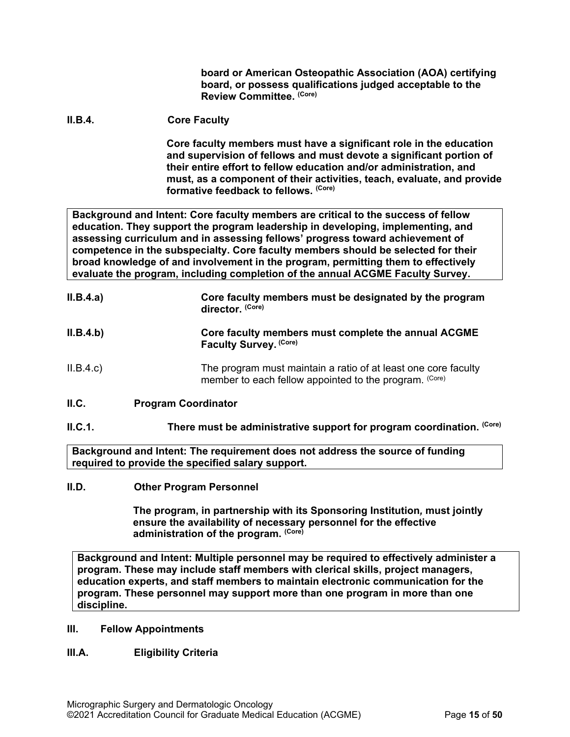**board or American Osteopathic Association (AOA) certifying board, or possess qualifications judged acceptable to the Review Committee.** (Core)

**II.B.4.** **Core Faculty**

**Core faculty members must have a significant role in the education and supervision of fellows and must devote a significant portion of their entire effort to fellow education and/or administration, and must, as a component of their activities, teach, evaluate, and provide formative feedback to fellows.** (Core)

> **Background and Intent: Core faculty members are critical to the success of fellow education. They support the program leadership in developing, implementing, and assessing curriculum and in assessing fellows' progress toward achievement of competence in the subspecialty. Core faculty members should be selected for their broad knowledge of and involvement in the program, permitting them to effectively evaluate the program, including completion of the annual ACGME Faculty Survey.**

**II.B.4.a)** **Core faculty members must be designated by the program director.** (Core)

**II.B.4.b)** **Core faculty members must complete the annual ACGME Faculty Survey.** (Core)

II.B.4.c) The program must maintain a ratio of at least one core faculty member to each fellow appointed to the program. (Core)

**II.C.** **Program Coordinator**

**II.C.1.** **There must be administrative support for program coordination.** (Core)

> **Background and Intent: The requirement does not address the source of funding required to provide the specified salary support.**

**II.D.** **Other Program Personnel**

**The program, in partnership with its Sponsoring Institution, must jointly ensure the availability of necessary personnel for the effective administration of the program.** (Core)

> **Background and Intent: Multiple personnel may be required to effectively administer a program. These may include staff members with clerical skills, project managers, education experts, and staff members to maintain electronic communication for the program. These personnel may support more than one program in more than one discipline.**

**III.** **Fellow Appointments**

**III.A.** **Eligibility Criteria**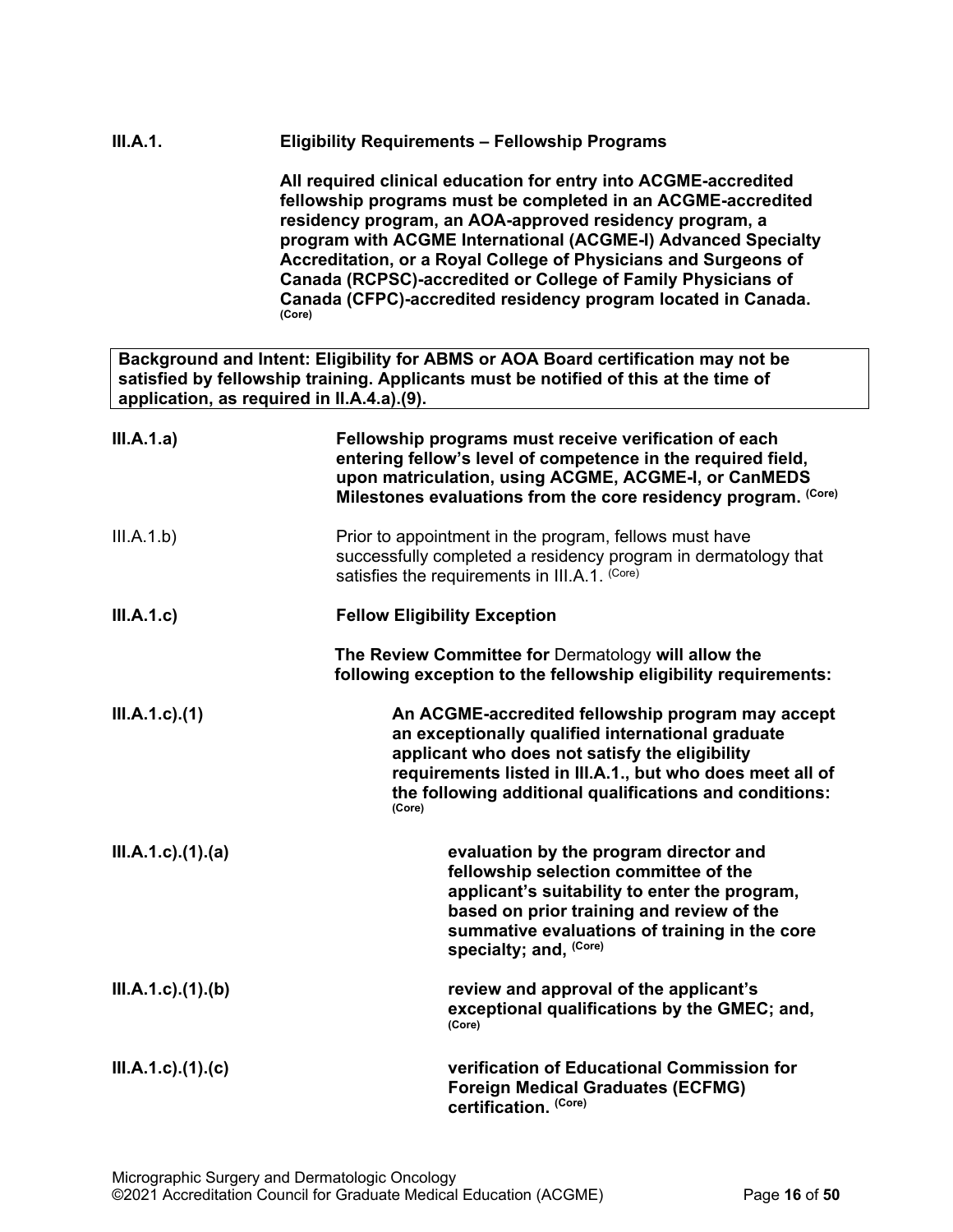**III.A.1. Eligibility Requirements – Fellowship Programs**

**All required clinical education for entry into ACGME-accredited fellowship programs must be completed in an ACGME-accredited residency program, an AOA-approved residency program, a program with ACGME International (ACGME-I) Advanced Specialty Accreditation, or a Royal College of Physicians and Surgeons of Canada (RCPSC)-accredited or College of Family Physicians of Canada (CFPC)-accredited residency program located in Canada.** (Core)

> **Background and Intent: Eligibility for ABMS or AOA Board certification may not be satisfied by fellowship training. Applicants must be notified of this at the time of application, as required in II.A.4.a).(9).**

**III.A.1.a) Fellowship programs must receive verification of each entering fellow's level of competence in the required field, upon matriculation, using ACGME, ACGME-I, or CanMEDS Milestones evaluations from the core residency program.** (Core)

III.A.1.b) Prior to appointment in the program, fellows must have successfully completed a residency program in dermatology that satisfies the requirements in III.A.1. (Core)

**III.A.1.c) Fellow Eligibility Exception**

**The Review Committee for** Dermatology **will allow the following exception to the fellowship eligibility requirements:**

**III.A.1.c).(1) An ACGME-accredited fellowship program may accept an exceptionally qualified international graduate applicant who does not satisfy the eligibility requirements listed in III.A.1., but who does meet all of the following additional qualifications and conditions:** (Core)

**III.A.1.c).(1).(a) evaluation by the program director and fellowship selection committee of the applicant's suitability to enter the program, based on prior training and review of the summative evaluations of training in the core specialty; and,** (Core)

**III.A.1.c).(1).(b) review and approval of the applicant's exceptional qualifications by the GMEC; and,** (Core)

**III.A.1.c).(1).(c) verification of Educational Commission for Foreign Medical Graduates (ECFMG) certification.** (Core)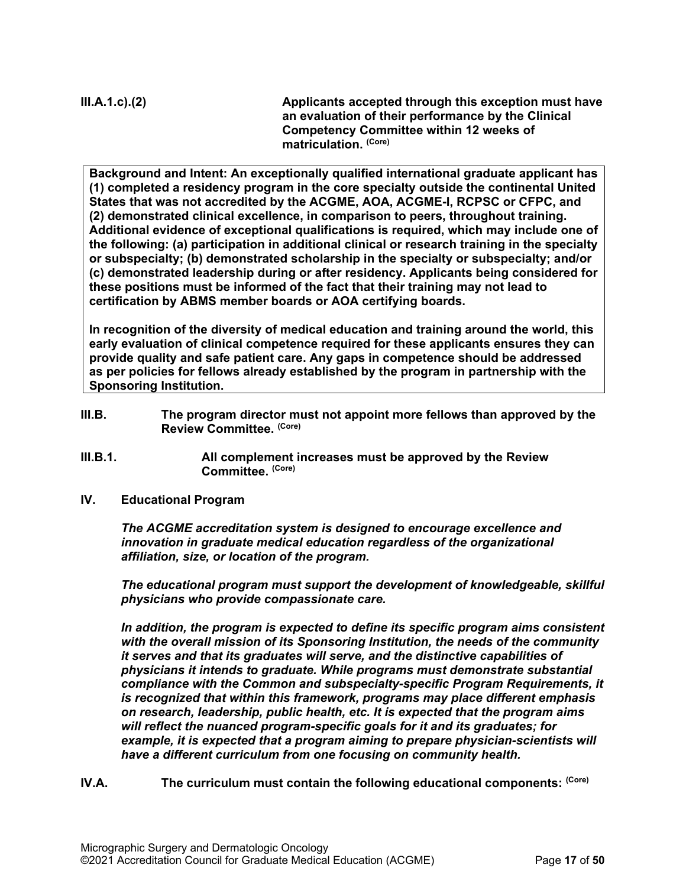**III.A.1.c).(2)** **Applicants accepted through this exception must have an evaluation of their performance by the Clinical Competency Committee within 12 weeks of matriculation.** **(Core)**

> **Background and Intent: An exceptionally qualified international graduate applicant has (1) completed a residency program in the core specialty outside the continental United States that was not accredited by the ACGME, AOA, ACGME-I, RCPSC or CFPC, and (2) demonstrated clinical excellence, in comparison to peers, throughout training. Additional evidence of exceptional qualifications is required, which may include one of the following: (a) participation in additional clinical or research training in the specialty or subspecialty; (b) demonstrated scholarship in the specialty or subspecialty; and/or (c) demonstrated leadership during or after residency. Applicants being considered for these positions must be informed of the fact that their training may not lead to certification by ABMS member boards or AOA certifying boards.**
>
> **In recognition of the diversity of medical education and training around the world, this early evaluation of clinical competence required for these applicants ensures they can provide quality and safe patient care. Any gaps in competence should be addressed as per policies for fellows already established by the program in partnership with the Sponsoring Institution.**

**III.B.** **The program director must not appoint more fellows than approved by the Review Committee.** **(Core)**

**III.B.1.** **All complement increases must be approved by the Review Committee.** **(Core)**

**IV. Educational Program**

***The ACGME accreditation system is designed to encourage excellence and innovation in graduate medical education regardless of the organizational affiliation, size, or location of the program.***

***The educational program must support the development of knowledgeable, skillful physicians who provide compassionate care.***

***In addition, the program is expected to define its specific program aims consistent with the overall mission of its Sponsoring Institution, the needs of the community it serves and that its graduates will serve, and the distinctive capabilities of physicians it intends to graduate. While programs must demonstrate substantial compliance with the Common and subspecialty-specific Program Requirements, it is recognized that within this framework, programs may place different emphasis on research, leadership, public health, etc. It is expected that the program aims will reflect the nuanced program-specific goals for it and its graduates; for example, it is expected that a program aiming to prepare physician-scientists will have a different curriculum from one focusing on community health.***

**IV.A.** **The curriculum must contain the following educational components:** **(Core)**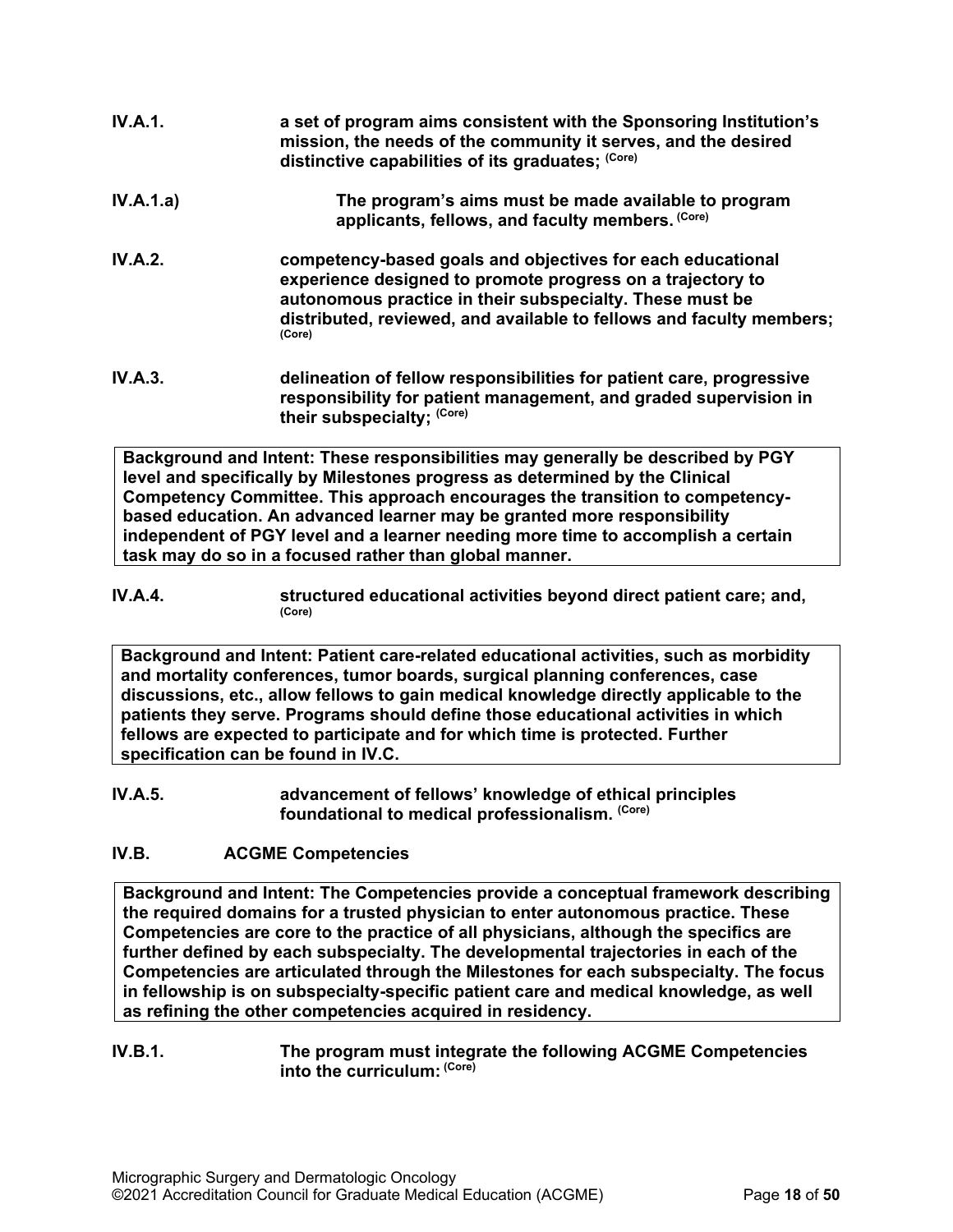**IV.A.1.** **a set of program aims consistent with the Sponsoring Institution's mission, the needs of the community it serves, and the desired distinctive capabilities of its graduates;** **(Core)**

**IV.A.1.a)** **The program's aims must be made available to program applicants, fellows, and faculty members.** **(Core)**

**IV.A.2.** **competency-based goals and objectives for each educational experience designed to promote progress on a trajectory to autonomous practice in their subspecialty. These must be distributed, reviewed, and available to fellows and faculty members;** **(Core)**

**IV.A.3.** **delineation of fellow responsibilities for patient care, progressive responsibility for patient management, and graded supervision in their subspecialty;** **(Core)**

> **Background and Intent: These responsibilities may generally be described by PGY level and specifically by Milestones progress as determined by the Clinical Competency Committee. This approach encourages the transition to competency-based education. An advanced learner may be granted more responsibility independent of PGY level and a learner needing more time to accomplish a certain task may do so in a focused rather than global manner.**

**IV.A.4.** **structured educational activities beyond direct patient care; and,** **(Core)**

> **Background and Intent: Patient care-related educational activities, such as morbidity and mortality conferences, tumor boards, surgical planning conferences, case discussions, etc., allow fellows to gain medical knowledge directly applicable to the patients they serve. Programs should define those educational activities in which fellows are expected to participate and for which time is protected. Further specification can be found in IV.C.**

**IV.A.5.** **advancement of fellows' knowledge of ethical principles foundational to medical professionalism.** **(Core)**

**IV.B.** **ACGME Competencies**

> **Background and Intent: The Competencies provide a conceptual framework describing the required domains for a trusted physician to enter autonomous practice. These Competencies are core to the practice of all physicians, although the specifics are further defined by each subspecialty. The developmental trajectories in each of the Competencies are articulated through the Milestones for each subspecialty. The focus in fellowship is on subspecialty-specific patient care and medical knowledge, as well as refining the other competencies acquired in residency.**

**IV.B.1.** **The program must integrate the following ACGME Competencies into the curriculum:** **(Core)**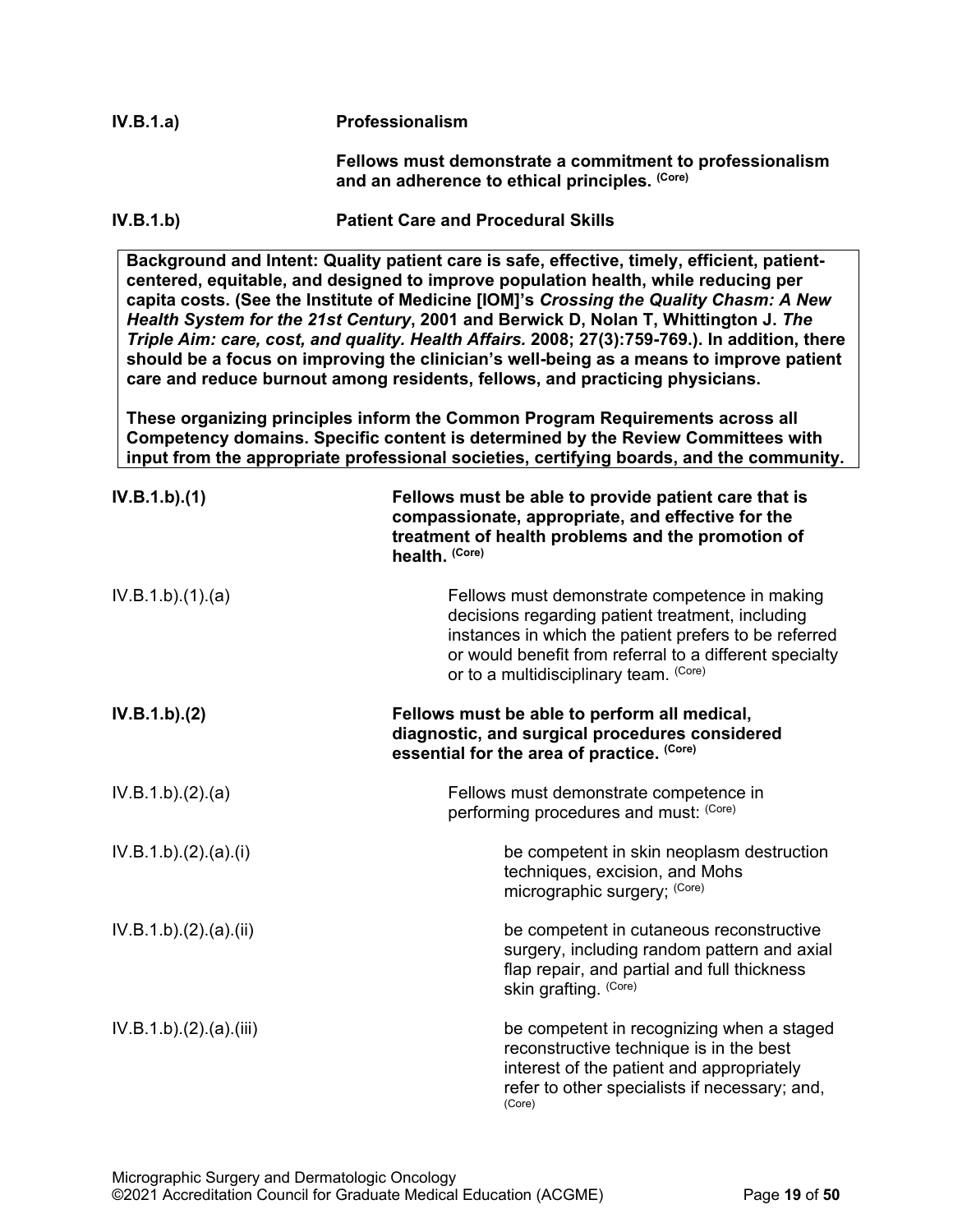**IV.B.1.a)** **Professionalism**

**Fellows must demonstrate a commitment to professionalism and an adherence to ethical principles.** (Core)

**IV.B.1.b)** **Patient Care and Procedural Skills**

> **Background and Intent: Quality patient care is safe, effective, timely, efficient, patient-centered, equitable, and designed to improve population health, while reducing per capita costs. (See the Institute of Medicine [IOM]'s *Crossing the Quality Chasm: A New Health System for the 21st Century*, 2001 and Berwick D, Nolan T, Whittington J. *The Triple Aim: care, cost, and quality. Health Affairs.* 2008; 27(3):759-769.). In addition, there should be a focus on improving the clinician's well-being as a means to improve patient care and reduce burnout among residents, fellows, and practicing physicians.**
>
> **These organizing principles inform the Common Program Requirements across all Competency domains. Specific content is determined by the Review Committees with input from the appropriate professional societies, certifying boards, and the community.**

**IV.B.1.b).(1)** **Fellows must be able to provide patient care that is compassionate, appropriate, and effective for the treatment of health problems and the promotion of health.** (Core)

IV.B.1.b).(1).(a) Fellows must demonstrate competence in making decisions regarding patient treatment, including instances in which the patient prefers to be referred or would benefit from referral to a different specialty or to a multidisciplinary team. (Core)

**IV.B.1.b).(2)** **Fellows must be able to perform all medical, diagnostic, and surgical procedures considered essential for the area of practice.** (Core)

IV.B.1.b).(2).(a) Fellows must demonstrate competence in performing procedures and must: (Core)

IV.B.1.b).(2).(a).(i) be competent in skin neoplasm destruction techniques, excision, and Mohs micrographic surgery; (Core)

IV.B.1.b).(2).(a).(ii) be competent in cutaneous reconstructive surgery, including random pattern and axial flap repair, and partial and full thickness skin grafting. (Core)

IV.B.1.b).(2).(a).(iii) be competent in recognizing when a staged reconstructive technique is in the best interest of the patient and appropriately refer to other specialists if necessary; and, (Core)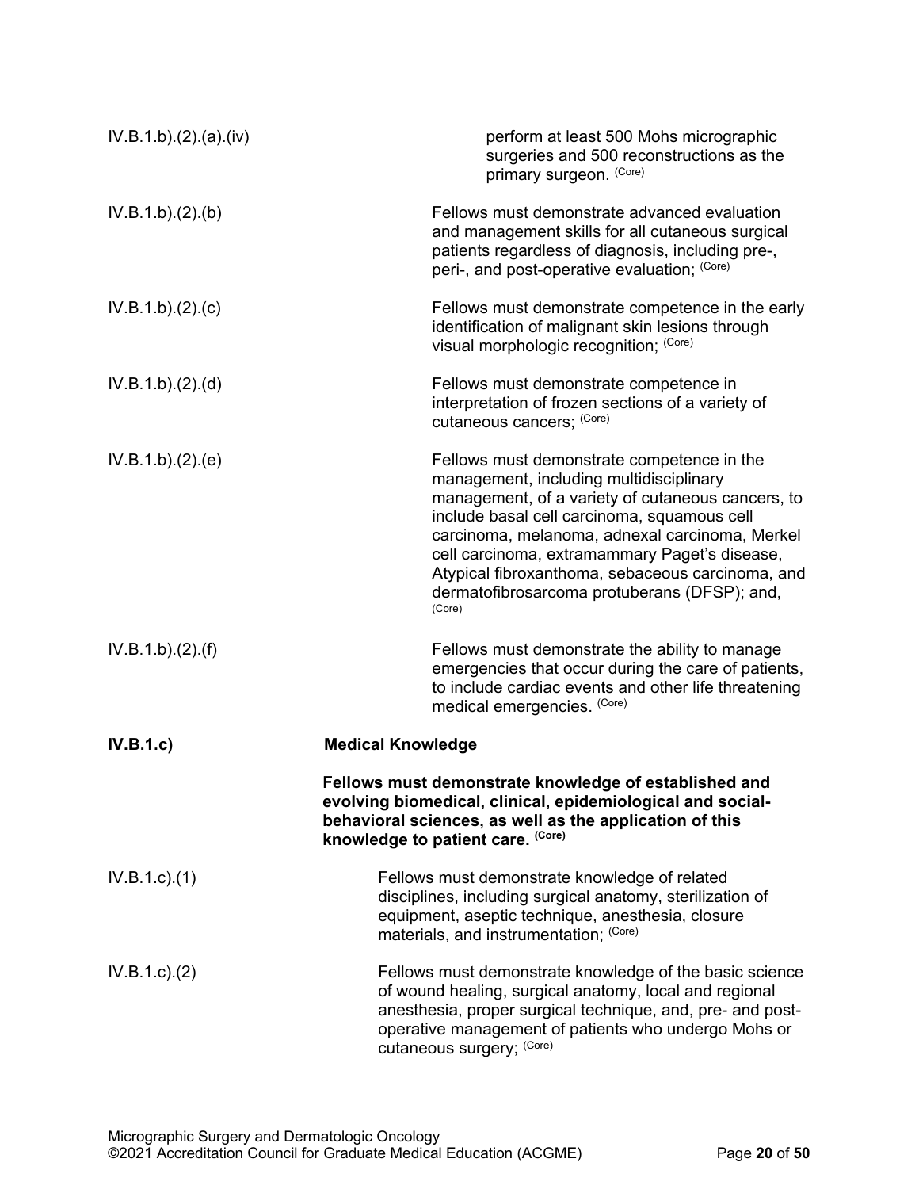IV.B.1.b).(2).(a).(iv) perform at least 500 Mohs micrographic surgeries and 500 reconstructions as the primary surgeon. (Core)

IV.B.1.b).(2).(b) Fellows must demonstrate advanced evaluation and management skills for all cutaneous surgical patients regardless of diagnosis, including pre-, peri-, and post-operative evaluation; (Core)

IV.B.1.b).(2).(c) Fellows must demonstrate competence in the early identification of malignant skin lesions through visual morphologic recognition; (Core)

IV.B.1.b).(2).(d) Fellows must demonstrate competence in interpretation of frozen sections of a variety of cutaneous cancers; (Core)

IV.B.1.b).(2).(e) Fellows must demonstrate competence in the management, including multidisciplinary management, of a variety of cutaneous cancers, to include basal cell carcinoma, squamous cell carcinoma, melanoma, adnexal carcinoma, Merkel cell carcinoma, extramammary Paget's disease, Atypical fibroxanthoma, sebaceous carcinoma, and dermatofibrosarcoma protuberans (DFSP); and, (Core)

IV.B.1.b).(2).(f) Fellows must demonstrate the ability to manage emergencies that occur during the care of patients, to include cardiac events and other life threatening medical emergencies. (Core)

**IV.B.1.c) Medical Knowledge**

**Fellows must demonstrate knowledge of established and evolving biomedical, clinical, epidemiological and social-behavioral sciences, as well as the application of this knowledge to patient care. (Core)**

IV.B.1.c).(1) Fellows must demonstrate knowledge of related disciplines, including surgical anatomy, sterilization of equipment, aseptic technique, anesthesia, closure materials, and instrumentation; (Core)

IV.B.1.c).(2) Fellows must demonstrate knowledge of the basic science of wound healing, surgical anatomy, local and regional anesthesia, proper surgical technique, and, pre- and post-operative management of patients who undergo Mohs or cutaneous surgery; (Core)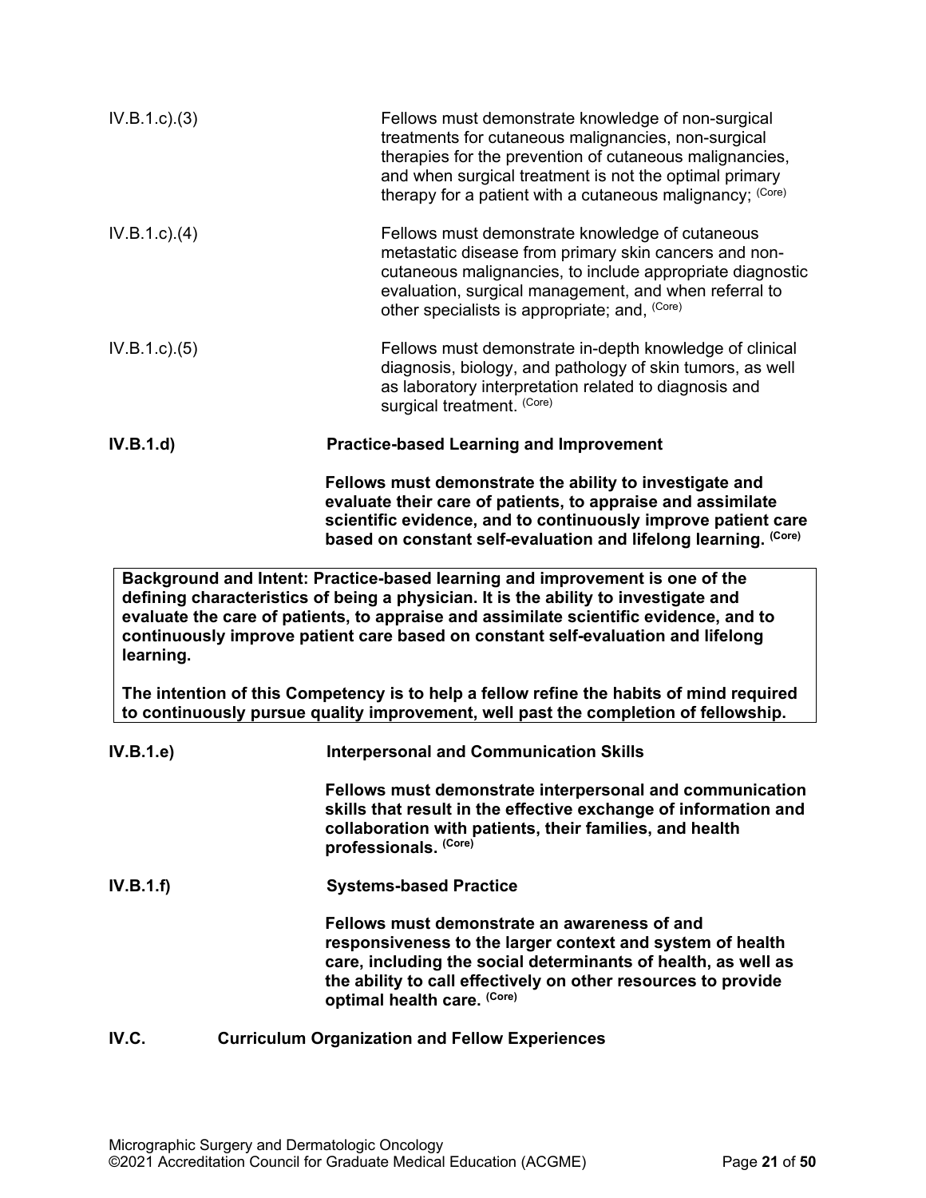IV.B.1.c).(3) Fellows must demonstrate knowledge of non-surgical treatments for cutaneous malignancies, non-surgical therapies for the prevention of cutaneous malignancies, and when surgical treatment is not the optimal primary therapy for a patient with a cutaneous malignancy; (Core)

IV.B.1.c).(4) Fellows must demonstrate knowledge of cutaneous metastatic disease from primary skin cancers and non-cutaneous malignancies, to include appropriate diagnostic evaluation, surgical management, and when referral to other specialists is appropriate; and, (Core)

IV.B.1.c).(5) Fellows must demonstrate in-depth knowledge of clinical diagnosis, biology, and pathology of skin tumors, as well as laboratory interpretation related to diagnosis and surgical treatment. (Core)

**IV.B.1.d) Practice-based Learning and Improvement**

**Fellows must demonstrate the ability to investigate and evaluate their care of patients, to appraise and assimilate scientific evidence, and to continuously improve patient care based on constant self-evaluation and lifelong learning. (Core)**

**Background and Intent: Practice-based learning and improvement is one of the defining characteristics of being a physician. It is the ability to investigate and evaluate the care of patients, to appraise and assimilate scientific evidence, and to continuously improve patient care based on constant self-evaluation and lifelong learning.**

**The intention of this Competency is to help a fellow refine the habits of mind required to continuously pursue quality improvement, well past the completion of fellowship.**

**IV.B.1.e) Interpersonal and Communication Skills**

**Fellows must demonstrate interpersonal and communication skills that result in the effective exchange of information and collaboration with patients, their families, and health professionals. (Core)**

**IV.B.1.f) Systems-based Practice**

**Fellows must demonstrate an awareness of and responsiveness to the larger context and system of health care, including the social determinants of health, as well as the ability to call effectively on other resources to provide optimal health care. (Core)**

**IV.C. Curriculum Organization and Fellow Experiences**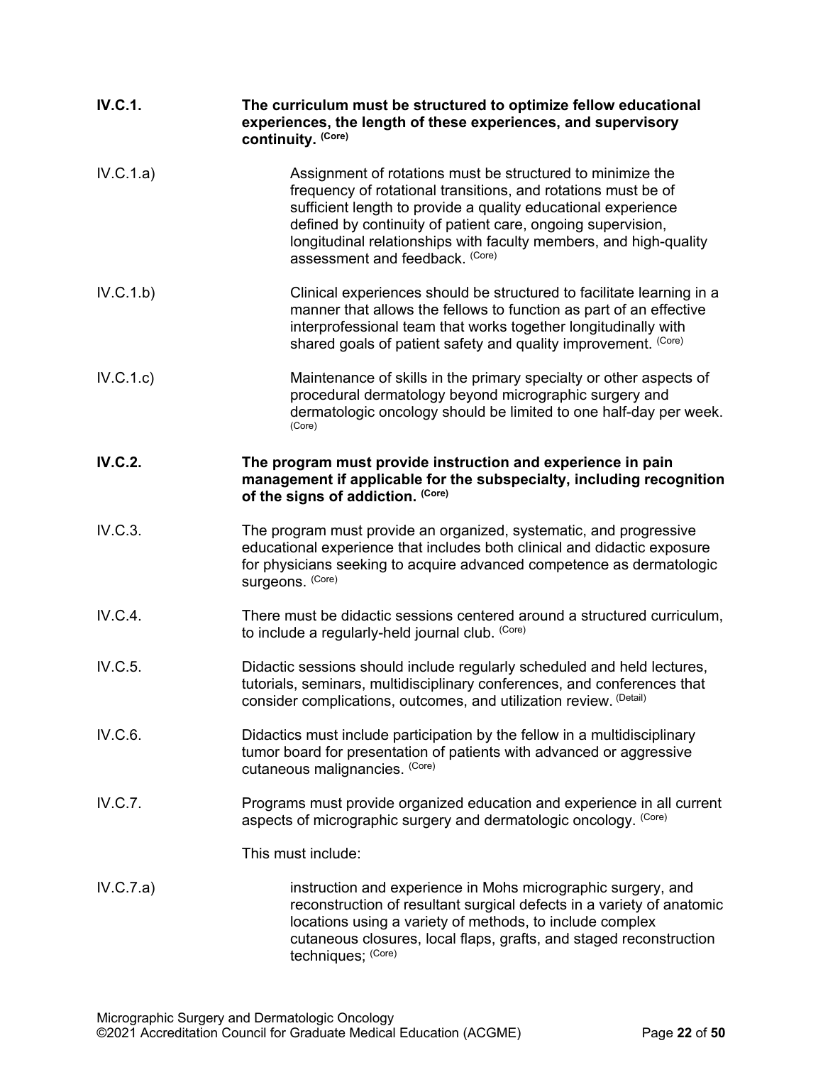**IV.C.1.** **The curriculum must be structured to optimize fellow educational experiences, the length of these experiences, and supervisory continuity.** **(Core)**

IV.C.1.a) Assignment of rotations must be structured to minimize the frequency of rotational transitions, and rotations must be of sufficient length to provide a quality educational experience defined by continuity of patient care, ongoing supervision, longitudinal relationships with faculty members, and high-quality assessment and feedback. (Core)

IV.C.1.b) Clinical experiences should be structured to facilitate learning in a manner that allows the fellows to function as part of an effective interprofessional team that works together longitudinally with shared goals of patient safety and quality improvement. (Core)

IV.C.1.c) Maintenance of skills in the primary specialty or other aspects of procedural dermatology beyond micrographic surgery and dermatologic oncology should be limited to one half-day per week. (Core)

**IV.C.2.** **The program must provide instruction and experience in pain management if applicable for the subspecialty, including recognition of the signs of addiction.** **(Core)**

IV.C.3. The program must provide an organized, systematic, and progressive educational experience that includes both clinical and didactic exposure for physicians seeking to acquire advanced competence as dermatologic surgeons. (Core)

IV.C.4. There must be didactic sessions centered around a structured curriculum, to include a regularly-held journal club. (Core)

IV.C.5. Didactic sessions should include regularly scheduled and held lectures, tutorials, seminars, multidisciplinary conferences, and conferences that consider complications, outcomes, and utilization review. (Detail)

IV.C.6. Didactics must include participation by the fellow in a multidisciplinary tumor board for presentation of patients with advanced or aggressive cutaneous malignancies. (Core)

IV.C.7. Programs must provide organized education and experience in all current aspects of micrographic surgery and dermatologic oncology. (Core)

This must include:

IV.C.7.a) instruction and experience in Mohs micrographic surgery, and reconstruction of resultant surgical defects in a variety of anatomic locations using a variety of methods, to include complex cutaneous closures, local flaps, grafts, and staged reconstruction techniques; (Core)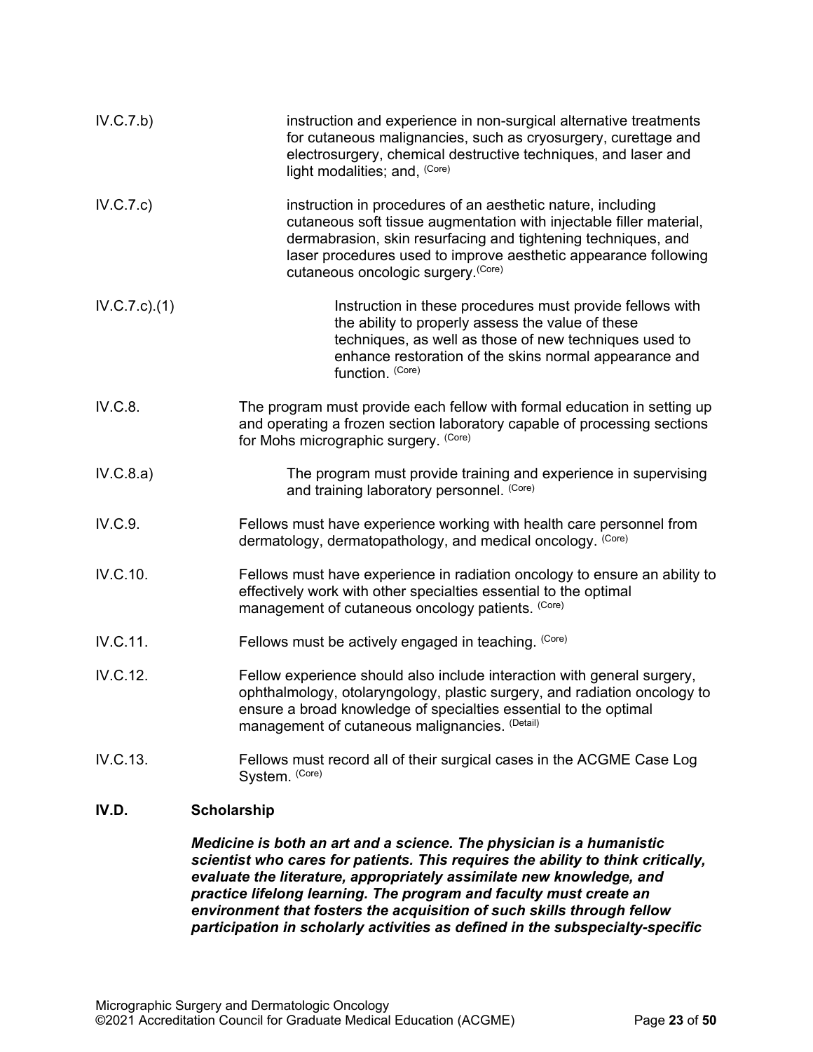IV.C.7.b) instruction and experience in non-surgical alternative treatments for cutaneous malignancies, such as cryosurgery, curettage and electrosurgery, chemical destructive techniques, and laser and light modalities; and, (Core)

IV.C.7.c) instruction in procedures of an aesthetic nature, including cutaneous soft tissue augmentation with injectable filler material, dermabrasion, skin resurfacing and tightening techniques, and laser procedures used to improve aesthetic appearance following cutaneous oncologic surgery.(Core)

IV.C.7.c).(1) Instruction in these procedures must provide fellows with the ability to properly assess the value of these techniques, as well as those of new techniques used to enhance restoration of the skins normal appearance and function. (Core)

IV.C.8. The program must provide each fellow with formal education in setting up and operating a frozen section laboratory capable of processing sections for Mohs micrographic surgery. (Core)

IV.C.8.a) The program must provide training and experience in supervising and training laboratory personnel. (Core)

IV.C.9. Fellows must have experience working with health care personnel from dermatology, dermatopathology, and medical oncology. (Core)

IV.C.10. Fellows must have experience in radiation oncology to ensure an ability to effectively work with other specialties essential to the optimal management of cutaneous oncology patients. (Core)

IV.C.11. Fellows must be actively engaged in teaching. (Core)

IV.C.12. Fellow experience should also include interaction with general surgery, ophthalmology, otolaryngology, plastic surgery, and radiation oncology to ensure a broad knowledge of specialties essential to the optimal management of cutaneous malignancies. (Detail)

IV.C.13. Fellows must record all of their surgical cases in the ACGME Case Log System. (Core)

**IV.D. Scholarship**

***Medicine is both an art and a science. The physician is a humanistic scientist who cares for patients. This requires the ability to think critically, evaluate the literature, appropriately assimilate new knowledge, and practice lifelong learning. The program and faculty must create an environment that fosters the acquisition of such skills through fellow participation in scholarly activities as defined in the subspecialty-specific***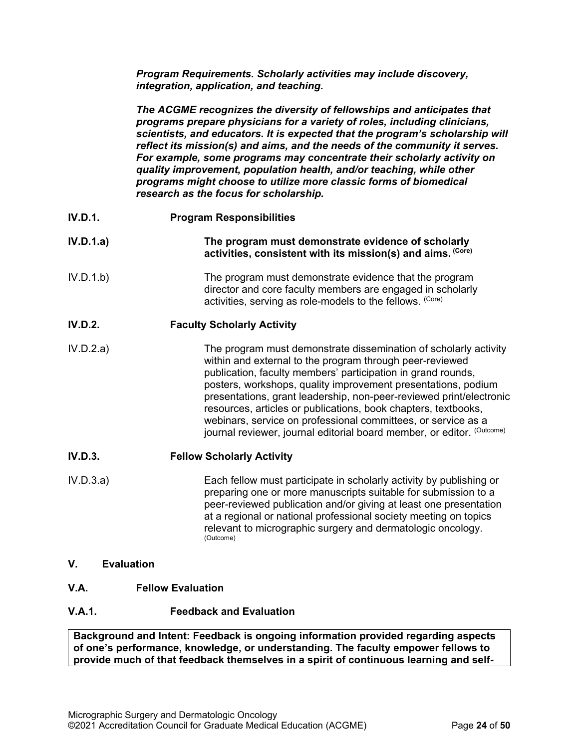***Program Requirements. Scholarly activities may include discovery, integration, application, and teaching.***

***The ACGME recognizes the diversity of fellowships and anticipates that programs prepare physicians for a variety of roles, including clinicians, scientists, and educators. It is expected that the program's scholarship will reflect its mission(s) and aims, and the needs of the community it serves. For example, some programs may concentrate their scholarly activity on quality improvement, population health, and/or teaching, while other programs might choose to utilize more classic forms of biomedical research as the focus for scholarship.***

**IV.D.1. Program Responsibilities**

**IV.D.1.a) The program must demonstrate evidence of scholarly activities, consistent with its mission(s) and aims.** (Core)

IV.D.1.b) The program must demonstrate evidence that the program director and core faculty members are engaged in scholarly activities, serving as role-models to the fellows. (Core)

**IV.D.2. Faculty Scholarly Activity**

IV.D.2.a) The program must demonstrate dissemination of scholarly activity within and external to the program through peer-reviewed publication, faculty members' participation in grand rounds, posters, workshops, quality improvement presentations, podium presentations, grant leadership, non-peer-reviewed print/electronic resources, articles or publications, book chapters, textbooks, webinars, service on professional committees, or service as a journal reviewer, journal editorial board member, or editor. (Outcome)

**IV.D.3. Fellow Scholarly Activity**

IV.D.3.a) Each fellow must participate in scholarly activity by publishing or preparing one or more manuscripts suitable for submission to a peer-reviewed publication and/or giving at least one presentation at a regional or national professional society meeting on topics relevant to micrographic surgery and dermatologic oncology. (Outcome)

## V. Evaluation

### V.A. Fellow Evaluation

#### V.A.1. Feedback and Evaluation

**Background and Intent: Feedback is ongoing information provided regarding aspects of one's performance, knowledge, or understanding. The faculty empower fellows to provide much of that feedback themselves in a spirit of continuous learning and self-**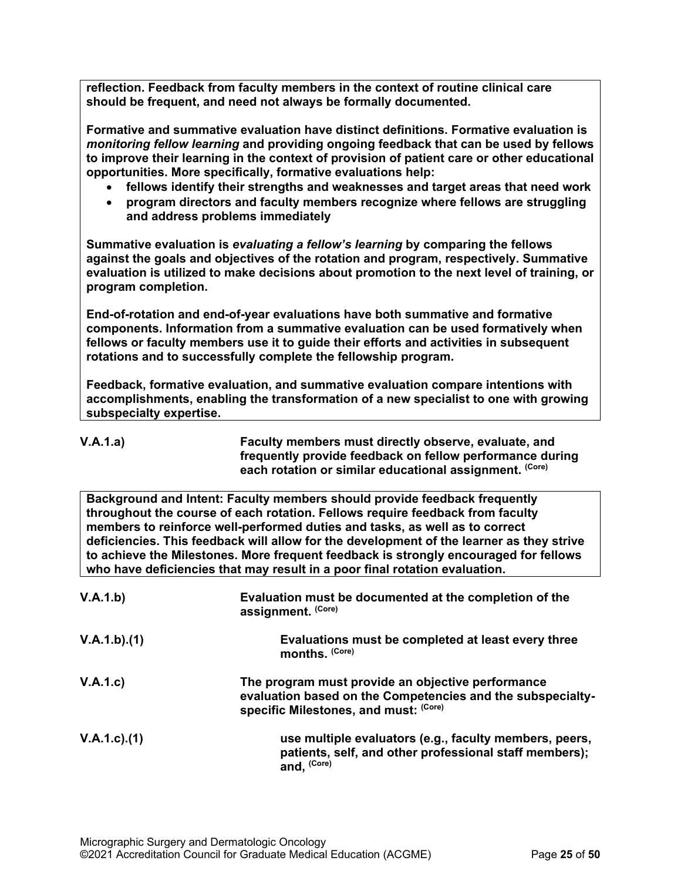**reflection. Feedback from faculty members in the context of routine clinical care should be frequent, and need not always be formally documented.**

**Formative and summative evaluation have distinct definitions. Formative evaluation is *monitoring fellow learning* and providing ongoing feedback that can be used by fellows to improve their learning in the context of provision of patient care or other educational opportunities. More specifically, formative evaluations help:**

- **fellows identify their strengths and weaknesses and target areas that need work**
- **program directors and faculty members recognize where fellows are struggling and address problems immediately**

**Summative evaluation is *evaluating a fellow's learning* by comparing the fellows against the goals and objectives of the rotation and program, respectively. Summative evaluation is utilized to make decisions about promotion to the next level of training, or program completion.**

**End-of-rotation and end-of-year evaluations have both summative and formative components. Information from a summative evaluation can be used formatively when fellows or faculty members use it to guide their efforts and activities in subsequent rotations and to successfully complete the fellowship program.**

**Feedback, formative evaluation, and summative evaluation compare intentions with accomplishments, enabling the transformation of a new specialist to one with growing subspecialty expertise.**

**V.A.1.a)** **Faculty members must directly observe, evaluate, and frequently provide feedback on fellow performance during each rotation or similar educational assignment.** (Core)

**Background and Intent: Faculty members should provide feedback frequently throughout the course of each rotation. Fellows require feedback from faculty members to reinforce well-performed duties and tasks, as well as to correct deficiencies. This feedback will allow for the development of the learner as they strive to achieve the Milestones. More frequent feedback is strongly encouraged for fellows who have deficiencies that may result in a poor final rotation evaluation.**

**V.A.1.b)** **Evaluation must be documented at the completion of the assignment.** (Core)

**V.A.1.b).(1)** **Evaluations must be completed at least every three months.** (Core)

**V.A.1.c)** **The program must provide an objective performance evaluation based on the Competencies and the subspecialty-specific Milestones, and must:** (Core)

**V.A.1.c).(1)** **use multiple evaluators (e.g., faculty members, peers, patients, self, and other professional staff members); and,** (Core)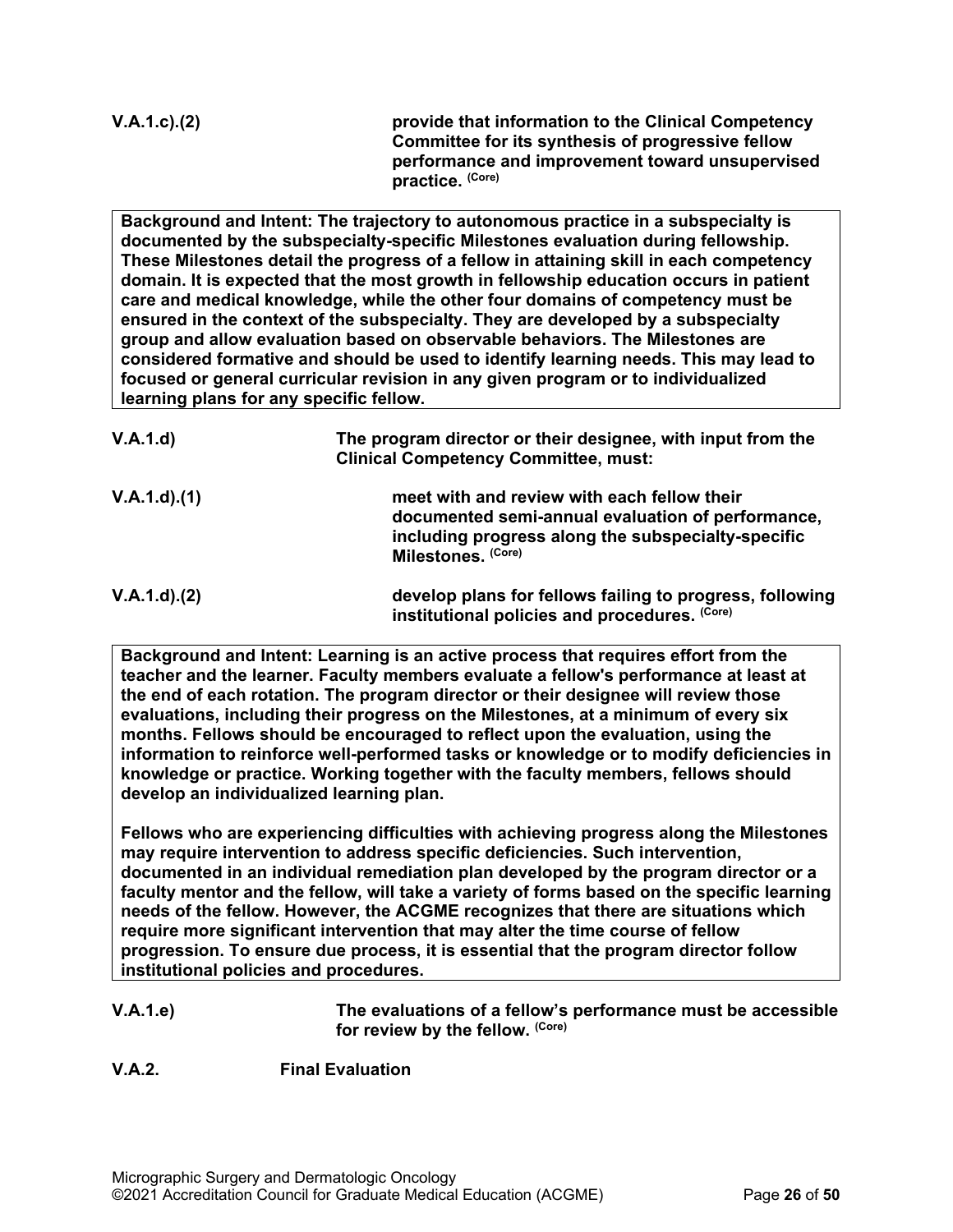**V.A.1.c).(2)** **provide that information to the Clinical Competency Committee for its synthesis of progressive fellow performance and improvement toward unsupervised practice.** (Core)

**Background and Intent: The trajectory to autonomous practice in a subspecialty is documented by the subspecialty-specific Milestones evaluation during fellowship. These Milestones detail the progress of a fellow in attaining skill in each competency domain. It is expected that the most growth in fellowship education occurs in patient care and medical knowledge, while the other four domains of competency must be ensured in the context of the subspecialty. They are developed by a subspecialty group and allow evaluation based on observable behaviors. The Milestones are considered formative and should be used to identify learning needs. This may lead to focused or general curricular revision in any given program or to individualized learning plans for any specific fellow.**

**V.A.1.d)** **The program director or their designee, with input from the Clinical Competency Committee, must:**

**V.A.1.d).(1)** **meet with and review with each fellow their documented semi-annual evaluation of performance, including progress along the subspecialty-specific Milestones.** (Core)

**V.A.1.d).(2)** **develop plans for fellows failing to progress, following institutional policies and procedures.** (Core)

**Background and Intent: Learning is an active process that requires effort from the teacher and the learner. Faculty members evaluate a fellow's performance at least at the end of each rotation. The program director or their designee will review those evaluations, including their progress on the Milestones, at a minimum of every six months. Fellows should be encouraged to reflect upon the evaluation, using the information to reinforce well-performed tasks or knowledge or to modify deficiencies in knowledge or practice. Working together with the faculty members, fellows should develop an individualized learning plan.**

**Fellows who are experiencing difficulties with achieving progress along the Milestones may require intervention to address specific deficiencies. Such intervention, documented in an individual remediation plan developed by the program director or a faculty mentor and the fellow, will take a variety of forms based on the specific learning needs of the fellow. However, the ACGME recognizes that there are situations which require more significant intervention that may alter the time course of fellow progression. To ensure due process, it is essential that the program director follow institutional policies and procedures.**

**V.A.1.e)** **The evaluations of a fellow's performance must be accessible for review by the fellow.** (Core)

**V.A.2.** **Final Evaluation**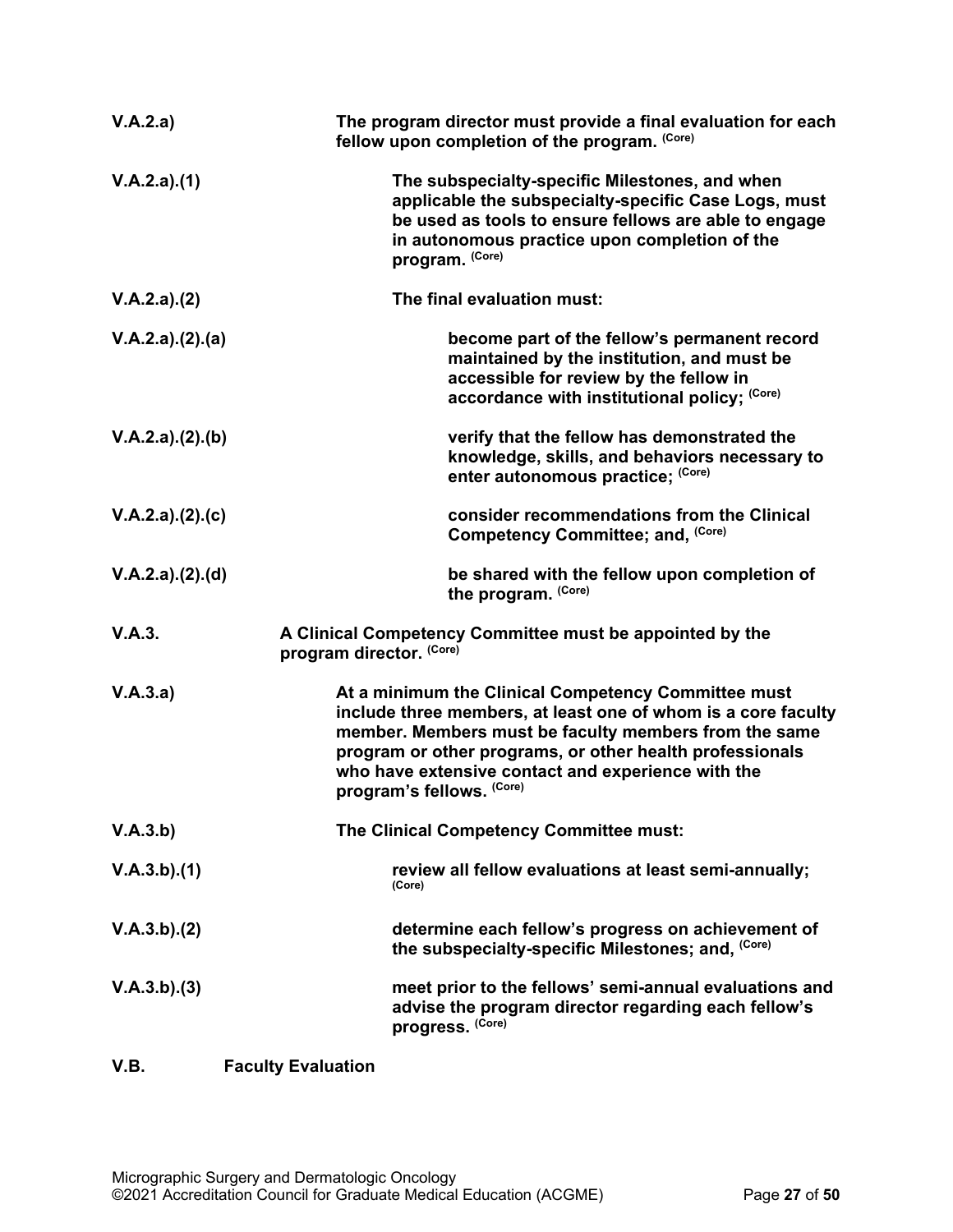**V.A.2.a)** **The program director must provide a final evaluation for each fellow upon completion of the program.** (Core)

**V.A.2.a).(1)** **The subspecialty-specific Milestones, and when applicable the subspecialty-specific Case Logs, must be used as tools to ensure fellows are able to engage in autonomous practice upon completion of the program.** (Core)

**V.A.2.a).(2)** **The final evaluation must:**

**V.A.2.a).(2).(a)** **become part of the fellow's permanent record maintained by the institution, and must be accessible for review by the fellow in accordance with institutional policy;** (Core)

**V.A.2.a).(2).(b)** **verify that the fellow has demonstrated the knowledge, skills, and behaviors necessary to enter autonomous practice;** (Core)

**V.A.2.a).(2).(c)** **consider recommendations from the Clinical Competency Committee; and,** (Core)

**V.A.2.a).(2).(d)** **be shared with the fellow upon completion of the program.** (Core)

**V.A.3.** **A Clinical Competency Committee must be appointed by the program director.** (Core)

**V.A.3.a)** **At a minimum the Clinical Competency Committee must include three members, at least one of whom is a core faculty member. Members must be faculty members from the same program or other programs, or other health professionals who have extensive contact and experience with the program's fellows.** (Core)

**V.A.3.b)** **The Clinical Competency Committee must:**

**V.A.3.b).(1)** **review all fellow evaluations at least semi-annually;** (Core)

**V.A.3.b).(2)** **determine each fellow's progress on achievement of the subspecialty-specific Milestones; and,** (Core)

**V.A.3.b).(3)** **meet prior to the fellows' semi-annual evaluations and advise the program director regarding each fellow's progress.** (Core)

**V.B.** **Faculty Evaluation**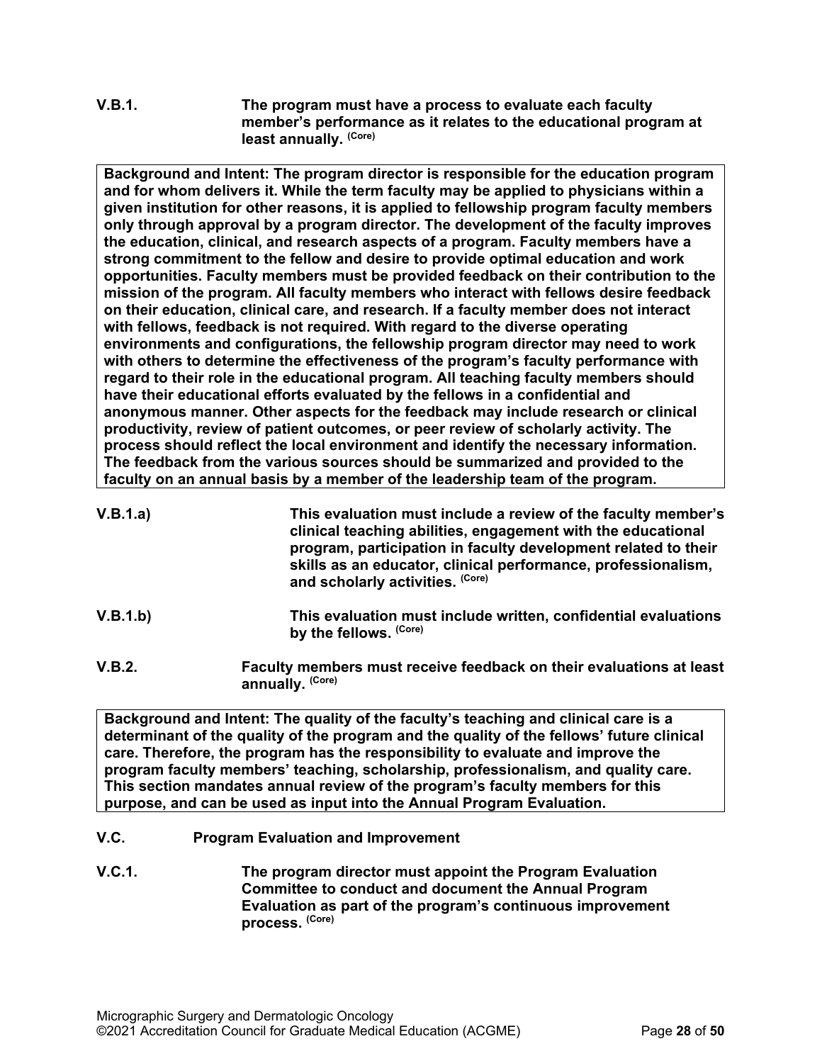**V.B.1.** **The program must have a process to evaluate each faculty member's performance as it relates to the educational program at least annually.** (Core)

> **Background and Intent: The program director is responsible for the education program and for whom delivers it. While the term faculty may be applied to physicians within a given institution for other reasons, it is applied to fellowship program faculty members only through approval by a program director. The development of the faculty improves the education, clinical, and research aspects of a program. Faculty members have a strong commitment to the fellow and desire to provide optimal education and work opportunities. Faculty members must be provided feedback on their contribution to the mission of the program. All faculty members who interact with fellows desire feedback on their education, clinical care, and research. If a faculty member does not interact with fellows, feedback is not required. With regard to the diverse operating environments and configurations, the fellowship program director may need to work with others to determine the effectiveness of the program's faculty performance with regard to their role in the educational program. All teaching faculty members should have their educational efforts evaluated by the fellows in a confidential and anonymous manner. Other aspects for the feedback may include research or clinical productivity, review of patient outcomes, or peer review of scholarly activity. The process should reflect the local environment and identify the necessary information. The feedback from the various sources should be summarized and provided to the faculty on an annual basis by a member of the leadership team of the program.**

**V.B.1.a)** **This evaluation must include a review of the faculty member's clinical teaching abilities, engagement with the educational program, participation in faculty development related to their skills as an educator, clinical performance, professionalism, and scholarly activities.** (Core)

**V.B.1.b)** **This evaluation must include written, confidential evaluations by the fellows.** (Core)

**V.B.2.** **Faculty members must receive feedback on their evaluations at least annually.** (Core)

> **Background and Intent: The quality of the faculty's teaching and clinical care is a determinant of the quality of the program and the quality of the fellows' future clinical care. Therefore, the program has the responsibility to evaluate and improve the program faculty members' teaching, scholarship, professionalism, and quality care. This section mandates annual review of the program's faculty members for this purpose, and can be used as input into the Annual Program Evaluation.**

**V.C.** **Program Evaluation and Improvement**

**V.C.1.** **The program director must appoint the Program Evaluation Committee to conduct and document the Annual Program Evaluation as part of the program's continuous improvement process.** (Core)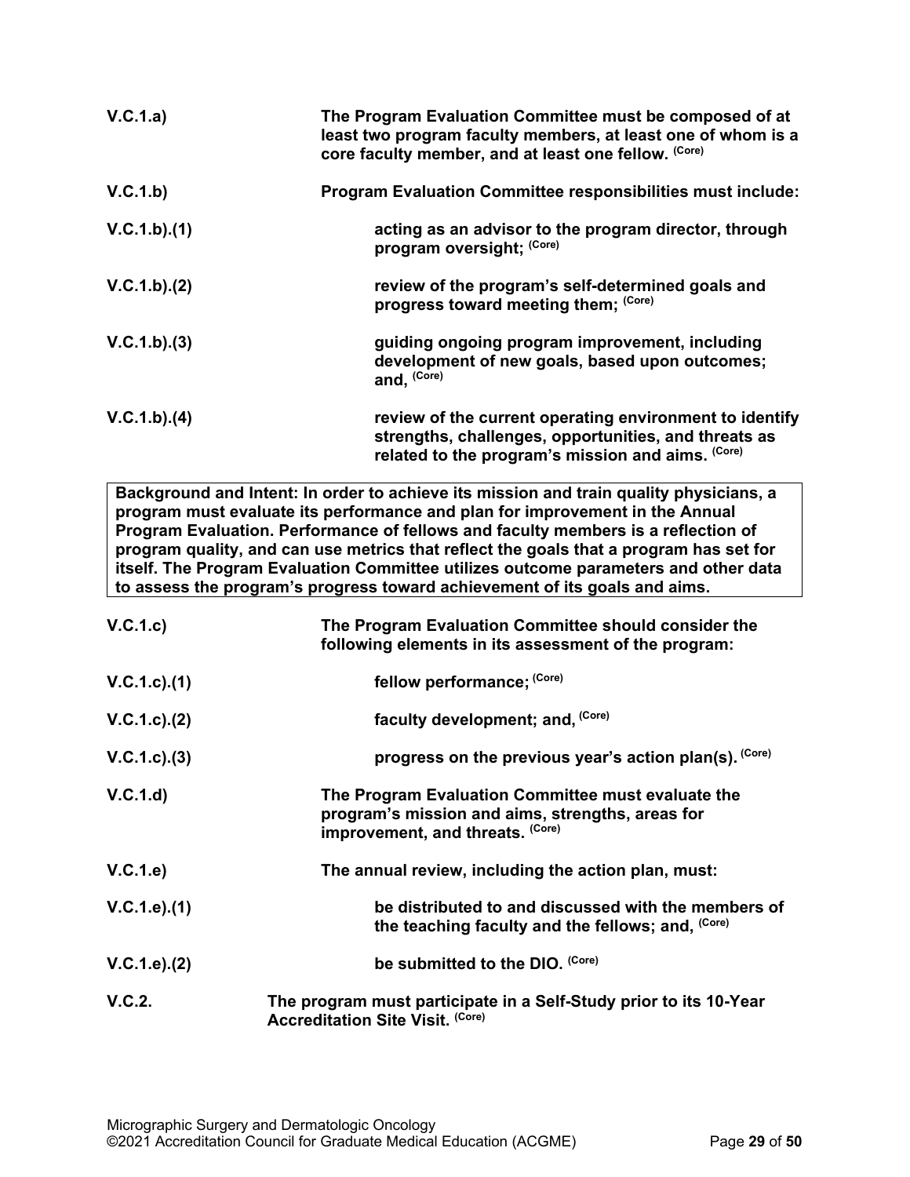| | |
|---|---|
| V.C.1.a) | **The Program Evaluation Committee must be composed of at least two program faculty members, at least one of whom is a core faculty member, and at least one fellow.** (Core) |
| V.C.1.b) | **Program Evaluation Committee responsibilities must include:** |
| V.C.1.b).(1) | **acting as an advisor to the program director, through program oversight;** (Core) |
| V.C.1.b).(2) | **review of the program's self-determined goals and progress toward meeting them;** (Core) |
| V.C.1.b).(3) | **guiding ongoing program improvement, including development of new goals, based upon outcomes; and,** (Core) |
| V.C.1.b).(4) | **review of the current operating environment to identify strengths, challenges, opportunities, and threats as related to the program's mission and aims.** (Core) |

**Background and Intent: In order to achieve its mission and train quality physicians, a program must evaluate its performance and plan for improvement in the Annual Program Evaluation. Performance of fellows and faculty members is a reflection of program quality, and can use metrics that reflect the goals that a program has set for itself. The Program Evaluation Committee utilizes outcome parameters and other data to assess the program's progress toward achievement of its goals and aims.**

| | |
|---|---|
| V.C.1.c) | **The Program Evaluation Committee should consider the following elements in its assessment of the program:** |
| V.C.1.c).(1) | **fellow performance;** (Core) |
| V.C.1.c).(2) | **faculty development; and,** (Core) |
| V.C.1.c).(3) | **progress on the previous year's action plan(s).** (Core) |
| V.C.1.d) | **The Program Evaluation Committee must evaluate the program's mission and aims, strengths, areas for improvement, and threats.** (Core) |
| V.C.1.e) | **The annual review, including the action plan, must:** |
| V.C.1.e).(1) | **be distributed to and discussed with the members of the teaching faculty and the fellows; and,** (Core) |
| V.C.1.e).(2) | **be submitted to the DIO.** (Core) |
| V.C.2. | **The program must participate in a Self-Study prior to its 10-Year Accreditation Site Visit.** (Core) |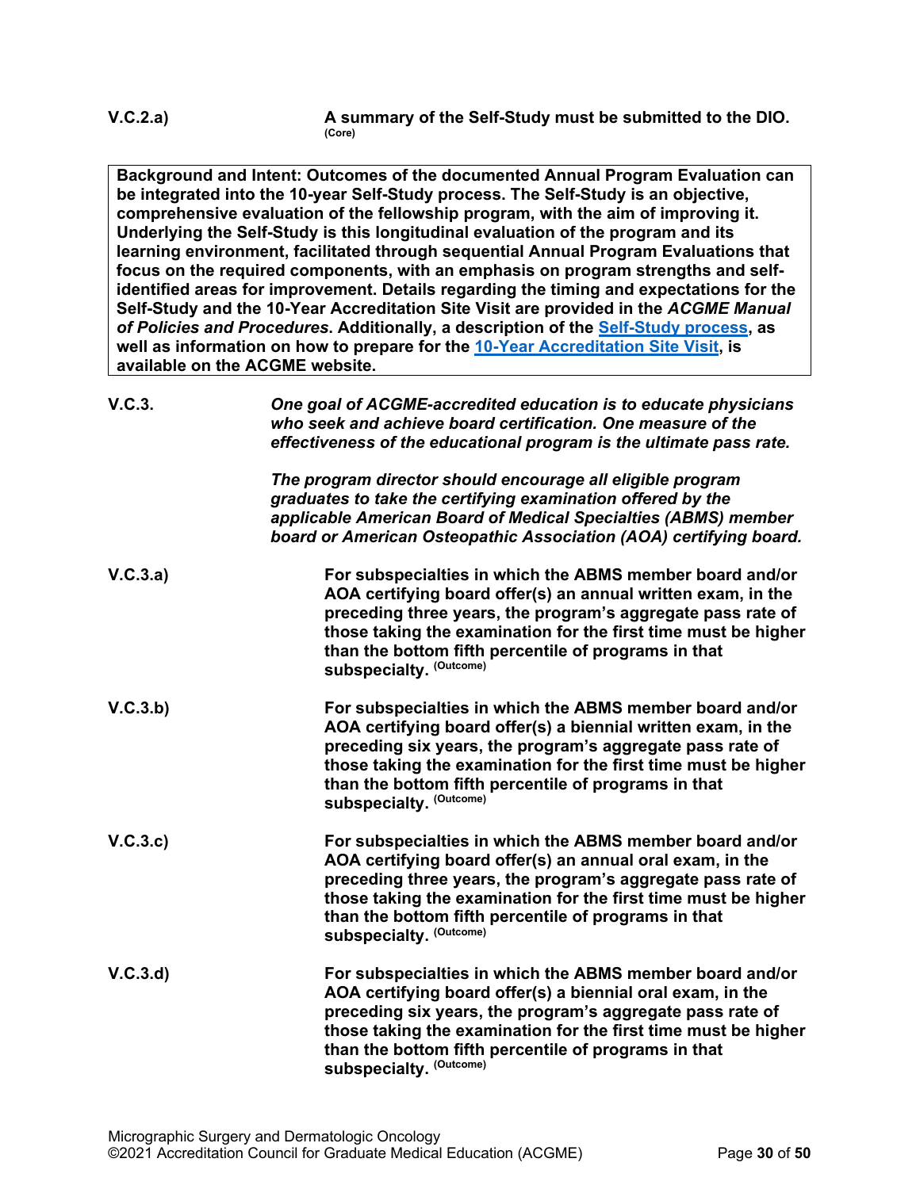**V.C.2.a)** **A summary of the Self-Study must be submitted to the DIO.** (Core)

> **Background and Intent: Outcomes of the documented Annual Program Evaluation can be integrated into the 10-year Self-Study process. The Self-Study is an objective, comprehensive evaluation of the fellowship program, with the aim of improving it. Underlying the Self-Study is this longitudinal evaluation of the program and its learning environment, facilitated through sequential Annual Program Evaluations that focus on the required components, with an emphasis on program strengths and self-identified areas for improvement. Details regarding the timing and expectations for the Self-Study and the 10-Year Accreditation Site Visit are provided in the *ACGME Manual of Policies and Procedures*. Additionally, a description of the [Self-Study process](), as well as information on how to prepare for the [10-Year Accreditation Site Visit](), is available on the ACGME website.**

**V.C.3.** ***One goal of ACGME-accredited education is to educate physicians who seek and achieve board certification. One measure of the effectiveness of the educational program is the ultimate pass rate.***

***The program director should encourage all eligible program graduates to take the certifying examination offered by the applicable American Board of Medical Specialties (ABMS) member board or American Osteopathic Association (AOA) certifying board.***

**V.C.3.a)** **For subspecialties in which the ABMS member board and/or AOA certifying board offer(s) an annual written exam, in the preceding three years, the program's aggregate pass rate of those taking the examination for the first time must be higher than the bottom fifth percentile of programs in that subspecialty.** (Outcome)

**V.C.3.b)** **For subspecialties in which the ABMS member board and/or AOA certifying board offer(s) a biennial written exam, in the preceding six years, the program's aggregate pass rate of those taking the examination for the first time must be higher than the bottom fifth percentile of programs in that subspecialty.** (Outcome)

**V.C.3.c)** **For subspecialties in which the ABMS member board and/or AOA certifying board offer(s) an annual oral exam, in the preceding three years, the program's aggregate pass rate of those taking the examination for the first time must be higher than the bottom fifth percentile of programs in that subspecialty.** (Outcome)

**V.C.3.d)** **For subspecialties in which the ABMS member board and/or AOA certifying board offer(s) a biennial oral exam, in the preceding six years, the program's aggregate pass rate of those taking the examination for the first time must be higher than the bottom fifth percentile of programs in that subspecialty.** (Outcome)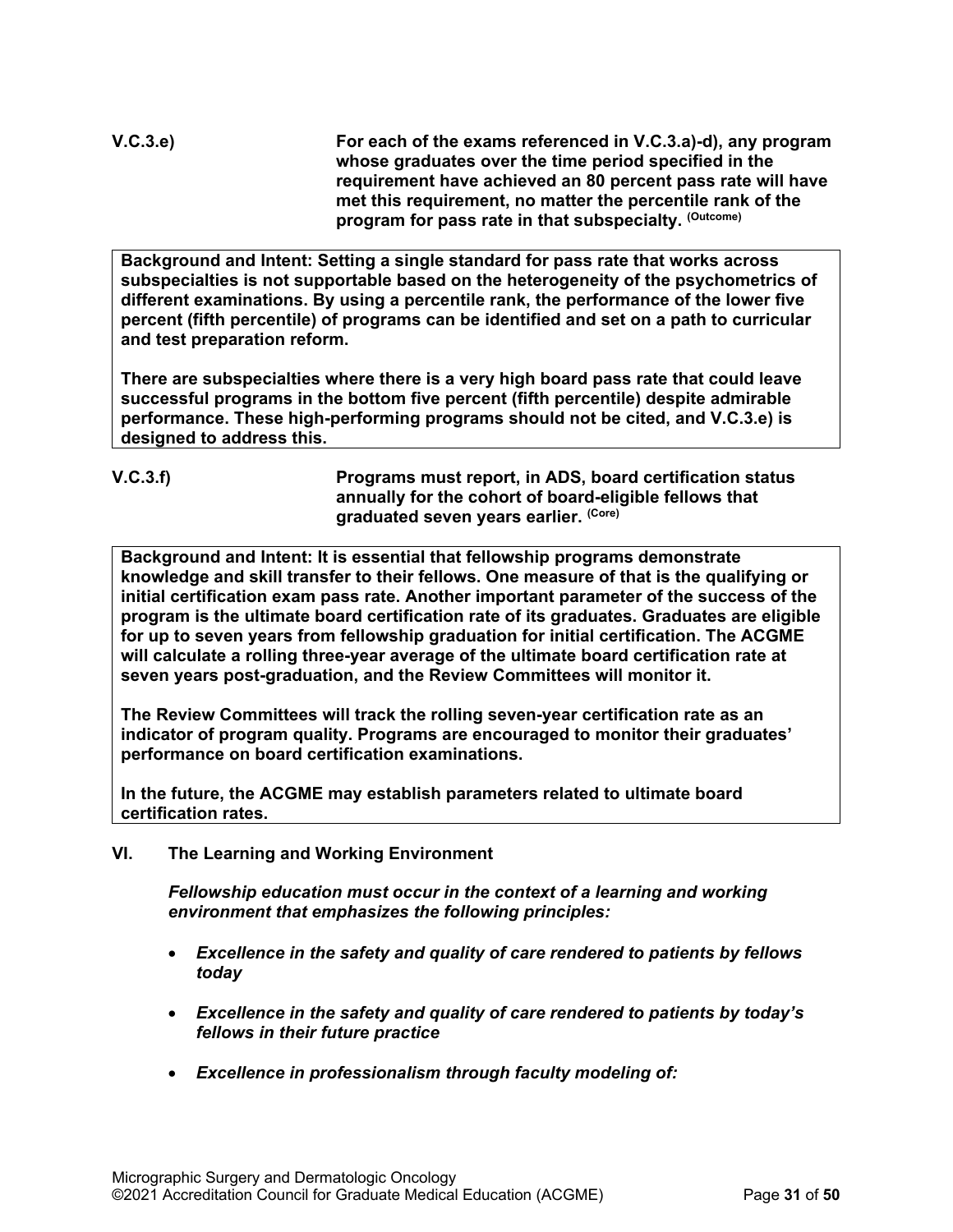**V.C.3.e)** **For each of the exams referenced in V.C.3.a)-d), any program whose graduates over the time period specified in the requirement have achieved an 80 percent pass rate will have met this requirement, no matter the percentile rank of the program for pass rate in that subspecialty.** (Outcome)

> **Background and Intent: Setting a single standard for pass rate that works across subspecialties is not supportable based on the heterogeneity of the psychometrics of different examinations. By using a percentile rank, the performance of the lower five percent (fifth percentile) of programs can be identified and set on a path to curricular and test preparation reform.**
>
> **There are subspecialties where there is a very high board pass rate that could leave successful programs in the bottom five percent (fifth percentile) despite admirable performance. These high-performing programs should not be cited, and V.C.3.e) is designed to address this.**

**V.C.3.f)** **Programs must report, in ADS, board certification status annually for the cohort of board-eligible fellows that graduated seven years earlier.** (Core)

> **Background and Intent: It is essential that fellowship programs demonstrate knowledge and skill transfer to their fellows. One measure of that is the qualifying or initial certification exam pass rate. Another important parameter of the success of the program is the ultimate board certification rate of its graduates. Graduates are eligible for up to seven years from fellowship graduation for initial certification. The ACGME will calculate a rolling three-year average of the ultimate board certification rate at seven years post-graduation, and the Review Committees will monitor it.**
>
> **The Review Committees will track the rolling seven-year certification rate as an indicator of program quality. Programs are encouraged to monitor their graduates' performance on board certification examinations.**
>
> **In the future, the ACGME may establish parameters related to ultimate board certification rates.**

## VI. The Learning and Working Environment

***Fellowship education must occur in the context of a learning and working environment that emphasizes the following principles:***

- ***Excellence in the safety and quality of care rendered to patients by fellows today***
- ***Excellence in the safety and quality of care rendered to patients by today's fellows in their future practice***
- ***Excellence in professionalism through faculty modeling of:***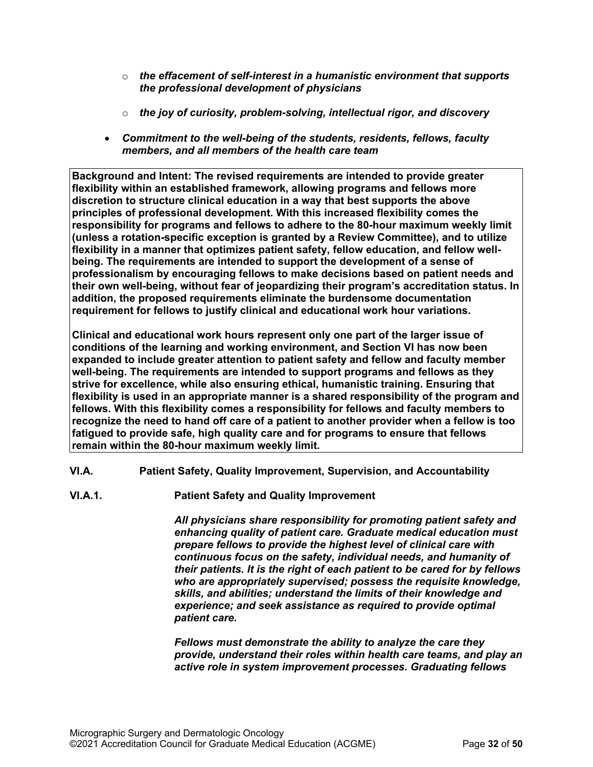- ***the effacement of self-interest in a humanistic environment that supports the professional development of physicians***
- ***the joy of curiosity, problem-solving, intellectual rigor, and discovery***

- ***Commitment to the well-being of the students, residents, fellows, faculty members, and all members of the health care team***

**Background and Intent: The revised requirements are intended to provide greater flexibility within an established framework, allowing programs and fellows more discretion to structure clinical education in a way that best supports the above principles of professional development. With this increased flexibility comes the responsibility for programs and fellows to adhere to the 80-hour maximum weekly limit (unless a rotation-specific exception is granted by a Review Committee), and to utilize flexibility in a manner that optimizes patient safety, fellow education, and fellow well-being. The requirements are intended to support the development of a sense of professionalism by encouraging fellows to make decisions based on patient needs and their own well-being, without fear of jeopardizing their program's accreditation status. In addition, the proposed requirements eliminate the burdensome documentation requirement for fellows to justify clinical and educational work hour variations.**

**Clinical and educational work hours represent only one part of the larger issue of conditions of the learning and working environment, and Section VI has now been expanded to include greater attention to patient safety and fellow and faculty member well-being. The requirements are intended to support programs and fellows as they strive for excellence, while also ensuring ethical, humanistic training. Ensuring that flexibility is used in an appropriate manner is a shared responsibility of the program and fellows. With this flexibility comes a responsibility for fellows and faculty members to recognize the need to hand off care of a patient to another provider when a fellow is too fatigued to provide safe, high quality care and for programs to ensure that fellows remain within the 80-hour maximum weekly limit.**

**VI.A. Patient Safety, Quality Improvement, Supervision, and Accountability**

**VI.A.1. Patient Safety and Quality Improvement**

***All physicians share responsibility for promoting patient safety and enhancing quality of patient care. Graduate medical education must prepare fellows to provide the highest level of clinical care with continuous focus on the safety, individual needs, and humanity of their patients. It is the right of each patient to be cared for by fellows who are appropriately supervised; possess the requisite knowledge, skills, and abilities; understand the limits of their knowledge and experience; and seek assistance as required to provide optimal patient care.***

***Fellows must demonstrate the ability to analyze the care they provide, understand their roles within health care teams, and play an active role in system improvement processes. Graduating fellows***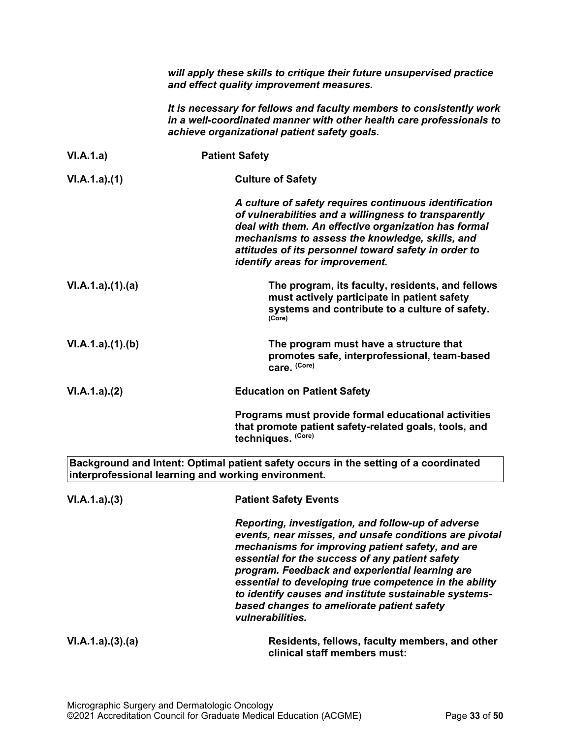*will apply these skills to critique their future unsupervised practice and effect quality improvement measures.*

*It is necessary for fellows and faculty members to consistently work in a well-coordinated manner with other health care professionals to achieve organizational patient safety goals.*

**VI.A.1.a) Patient Safety**

**VI.A.1.a).(1) Culture of Safety**

*A culture of safety requires continuous identification of vulnerabilities and a willingness to transparently deal with them. An effective organization has formal mechanisms to assess the knowledge, skills, and attitudes of its personnel toward safety in order to identify areas for improvement.*

**VI.A.1.a).(1).(a)** **The program, its faculty, residents, and fellows must actively participate in patient safety systems and contribute to a culture of safety.** (Core)

**VI.A.1.a).(1).(b)** **The program must have a structure that promotes safe, interprofessional, team-based care.** (Core)

**VI.A.1.a).(2) Education on Patient Safety**

**Programs must provide formal educational activities that promote patient safety-related goals, tools, and techniques.** (Core)

| **Background and Intent: Optimal patient safety occurs in the setting of a coordinated interprofessional learning and working environment.** |
|---|

**VI.A.1.a).(3) Patient Safety Events**

*Reporting, investigation, and follow-up of adverse events, near misses, and unsafe conditions are pivotal mechanisms for improving patient safety, and are essential for the success of any patient safety program. Feedback and experiential learning are essential to developing true competence in the ability to identify causes and institute sustainable systems-based changes to ameliorate patient safety vulnerabilities.*

**VI.A.1.a).(3).(a)** **Residents, fellows, faculty members, and other clinical staff members must:**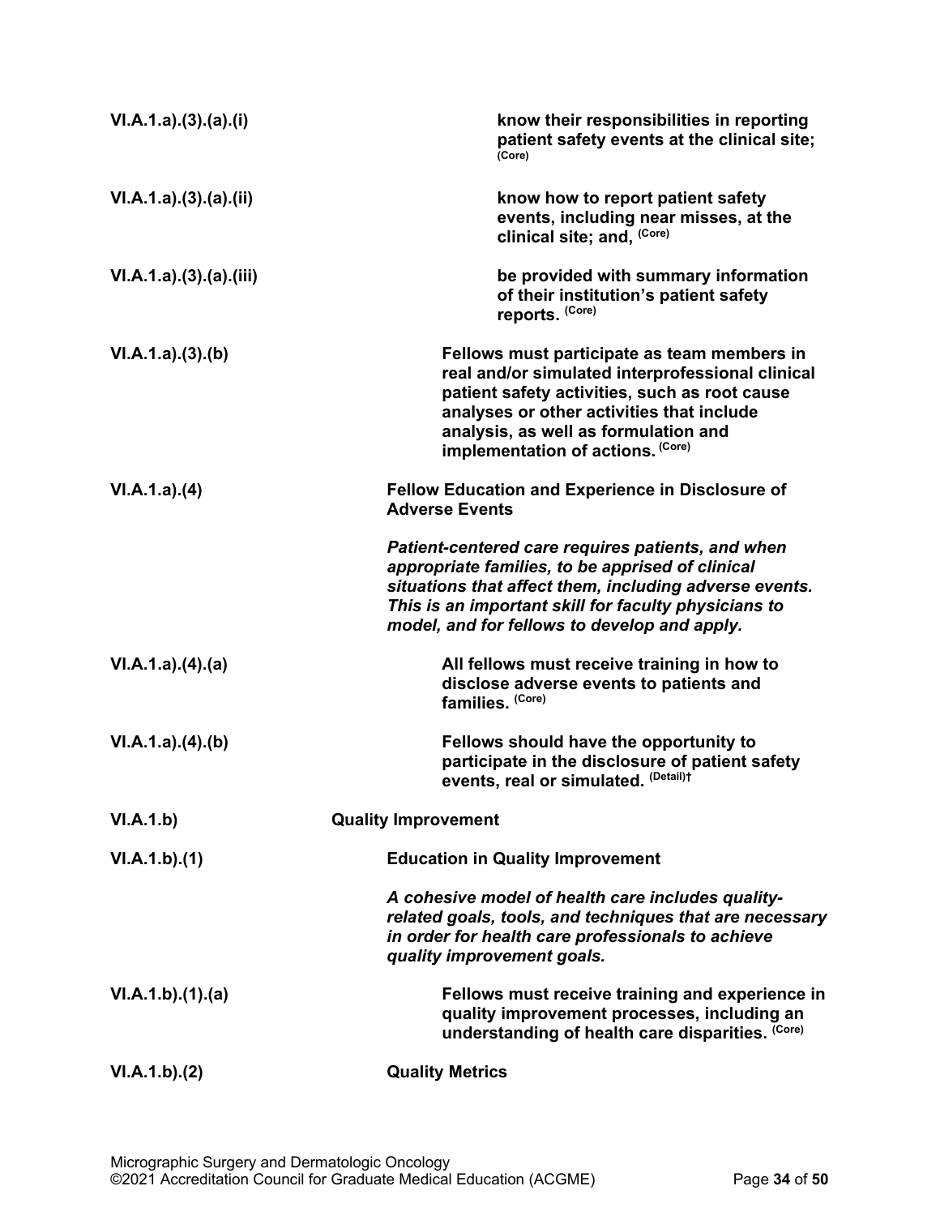VI.A.1.a).(3).(a).(i) **know their responsibilities in reporting patient safety events at the clinical site;** (Core)

VI.A.1.a).(3).(a).(ii) **know how to report patient safety events, including near misses, at the clinical site; and,** (Core)

VI.A.1.a).(3).(a).(iii) **be provided with summary information of their institution's patient safety reports.** (Core)

VI.A.1.a).(3).(b) **Fellows must participate as team members in real and/or simulated interprofessional clinical patient safety activities, such as root cause analyses or other activities that include analysis, as well as formulation and implementation of actions.** (Core)

VI.A.1.a).(4) **Fellow Education and Experience in Disclosure of Adverse Events**

***Patient-centered care requires patients, and when appropriate families, to be apprised of clinical situations that affect them, including adverse events. This is an important skill for faculty physicians to model, and for fellows to develop and apply.***

VI.A.1.a).(4).(a) **All fellows must receive training in how to disclose adverse events to patients and families.** (Core)

VI.A.1.a).(4).(b) **Fellows should have the opportunity to participate in the disclosure of patient safety events, real or simulated.** (Detail)†

VI.A.1.b) **Quality Improvement**

VI.A.1.b).(1) **Education in Quality Improvement**

***A cohesive model of health care includes quality-related goals, tools, and techniques that are necessary in order for health care professionals to achieve quality improvement goals.***

VI.A.1.b).(1).(a) **Fellows must receive training and experience in quality improvement processes, including an understanding of health care disparities.** (Core)

VI.A.1.b).(2) **Quality Metrics**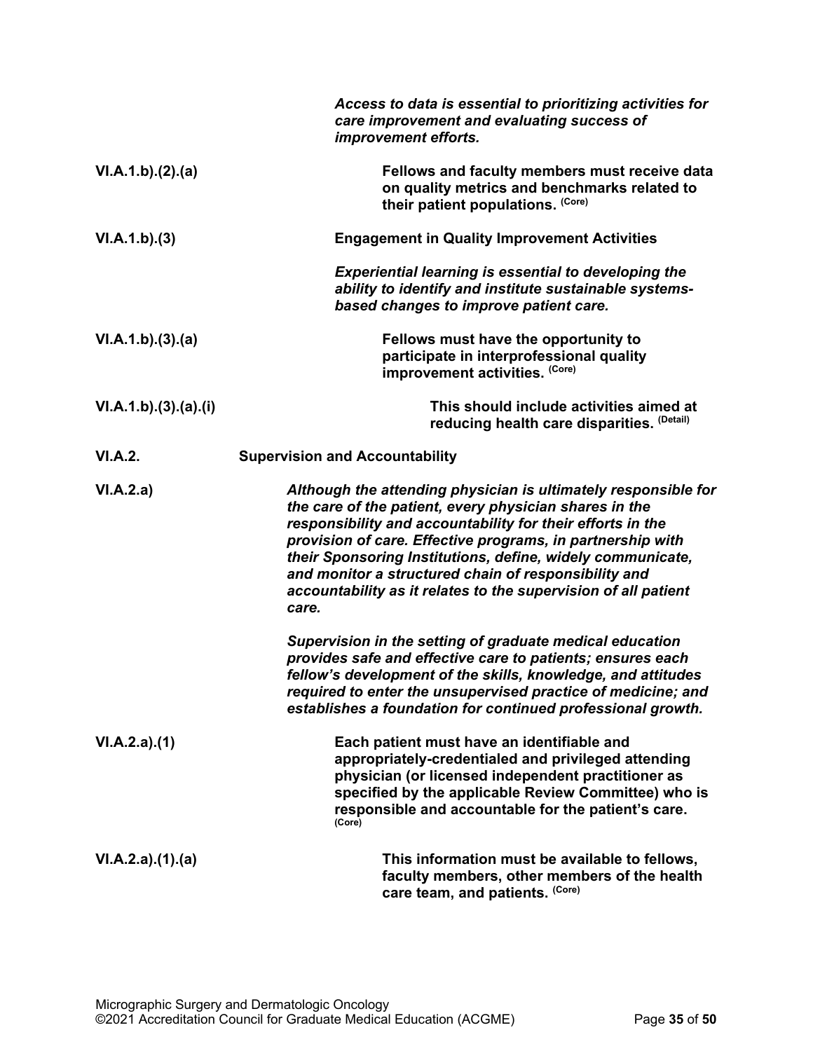*Access to data is essential to prioritizing activities for care improvement and evaluating success of improvement efforts.*

VI.A.1.b).(2).(a) **Fellows and faculty members must receive data on quality metrics and benchmarks related to their patient populations.** (Core)

VI.A.1.b).(3) **Engagement in Quality Improvement Activities**

*Experiential learning is essential to developing the ability to identify and institute sustainable systems-based changes to improve patient care.*

VI.A.1.b).(3).(a) **Fellows must have the opportunity to participate in interprofessional quality improvement activities.** (Core)

VI.A.1.b).(3).(a).(i) **This should include activities aimed at reducing health care disparities.** (Detail)

VI.A.2. **Supervision and Accountability**

VI.A.2.a) ***Although the attending physician is ultimately responsible for the care of the patient, every physician shares in the responsibility and accountability for their efforts in the provision of care. Effective programs, in partnership with their Sponsoring Institutions, define, widely communicate, and monitor a structured chain of responsibility and accountability as it relates to the supervision of all patient care.***

***Supervision in the setting of graduate medical education provides safe and effective care to patients; ensures each fellow's development of the skills, knowledge, and attitudes required to enter the unsupervised practice of medicine; and establishes a foundation for continued professional growth.***

VI.A.2.a).(1) **Each patient must have an identifiable and appropriately-credentialed and privileged attending physician (or licensed independent practitioner as specified by the applicable Review Committee) who is responsible and accountable for the patient's care.** (Core)

VI.A.2.a).(1).(a) **This information must be available to fellows, faculty members, other members of the health care team, and patients.** (Core)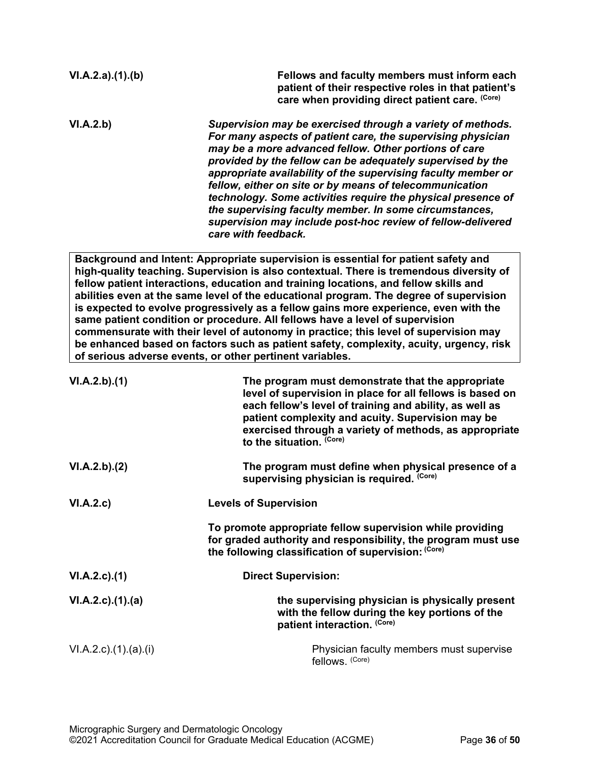VI.A.2.a).(1).(b) **Fellows and faculty members must inform each patient of their respective roles in that patient's care when providing direct patient care.** (Core)

VI.A.2.b) ***Supervision may be exercised through a variety of methods. For many aspects of patient care, the supervising physician may be a more advanced fellow. Other portions of care provided by the fellow can be adequately supervised by the appropriate availability of the supervising faculty member or fellow, either on site or by means of telecommunication technology. Some activities require the physical presence of the supervising faculty member. In some circumstances, supervision may include post-hoc review of fellow-delivered care with feedback.***

**Background and Intent: Appropriate supervision is essential for patient safety and high-quality teaching. Supervision is also contextual. There is tremendous diversity of fellow patient interactions, education and training locations, and fellow skills and abilities even at the same level of the educational program. The degree of supervision is expected to evolve progressively as a fellow gains more experience, even with the same patient condition or procedure. All fellows have a level of supervision commensurate with their level of autonomy in practice; this level of supervision may be enhanced based on factors such as patient safety, complexity, acuity, urgency, risk of serious adverse events, or other pertinent variables.**

VI.A.2.b).(1) **The program must demonstrate that the appropriate level of supervision in place for all fellows is based on each fellow's level of training and ability, as well as patient complexity and acuity. Supervision may be exercised through a variety of methods, as appropriate to the situation.** (Core)

VI.A.2.b).(2) **The program must define when physical presence of a supervising physician is required.** (Core)

VI.A.2.c) **Levels of Supervision**

**To promote appropriate fellow supervision while providing for graded authority and responsibility, the program must use the following classification of supervision:** (Core)

VI.A.2.c).(1) **Direct Supervision:**

VI.A.2.c).(1).(a) **the supervising physician is physically present with the fellow during the key portions of the patient interaction.** (Core)

VI.A.2.c).(1).(a).(i) Physician faculty members must supervise fellows. (Core)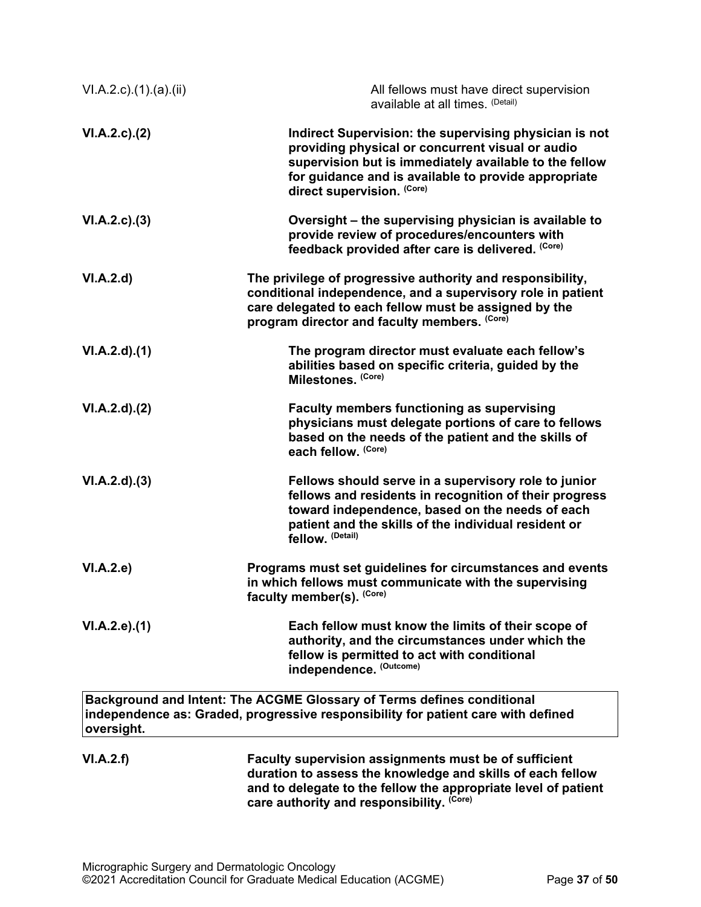VI.A.2.c).(1).(a).(ii) All fellows must have direct supervision available at all times. (Detail)

**VI.A.2.c).(2) Indirect Supervision: the supervising physician is not providing physical or concurrent visual or audio supervision but is immediately available to the fellow for guidance and is available to provide appropriate direct supervision. (Core)**

**VI.A.2.c).(3) Oversight – the supervising physician is available to provide review of procedures/encounters with feedback provided after care is delivered. (Core)**

**VI.A.2.d) The privilege of progressive authority and responsibility, conditional independence, and a supervisory role in patient care delegated to each fellow must be assigned by the program director and faculty members. (Core)**

**VI.A.2.d).(1) The program director must evaluate each fellow's abilities based on specific criteria, guided by the Milestones. (Core)**

**VI.A.2.d).(2) Faculty members functioning as supervising physicians must delegate portions of care to fellows based on the needs of the patient and the skills of each fellow. (Core)**

**VI.A.2.d).(3) Fellows should serve in a supervisory role to junior fellows and residents in recognition of their progress toward independence, based on the needs of each patient and the skills of the individual resident or fellow. (Detail)**

**VI.A.2.e) Programs must set guidelines for circumstances and events in which fellows must communicate with the supervising faculty member(s). (Core)**

**VI.A.2.e).(1) Each fellow must know the limits of their scope of authority, and the circumstances under which the fellow is permitted to act with conditional independence. (Outcome)**

**Background and Intent: The ACGME Glossary of Terms defines conditional independence as: Graded, progressive responsibility for patient care with defined oversight.**

**VI.A.2.f) Faculty supervision assignments must be of sufficient duration to assess the knowledge and skills of each fellow and to delegate to the fellow the appropriate level of patient care authority and responsibility. (Core)**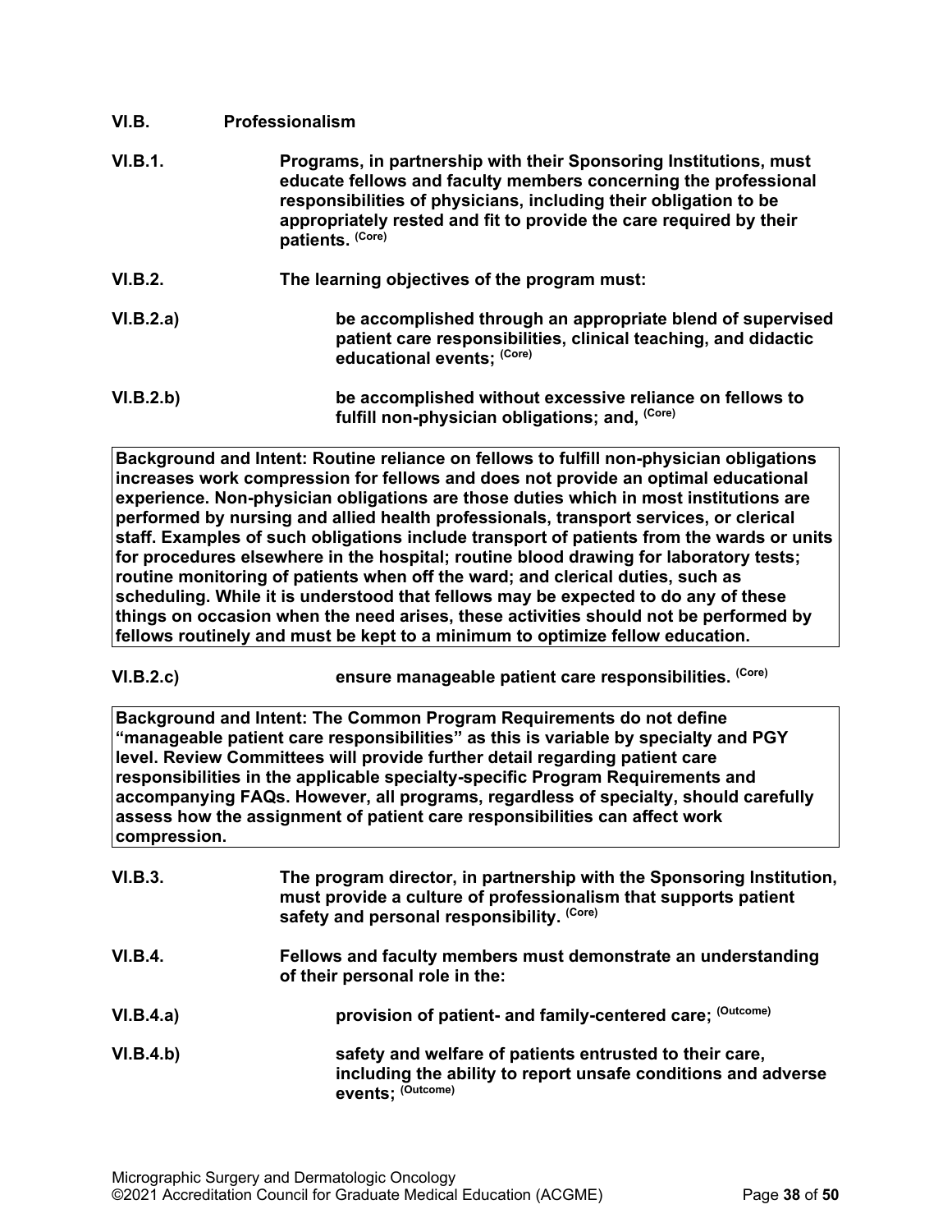**VI.B. Professionalism**

**VI.B.1.** **Programs, in partnership with their Sponsoring Institutions, must educate fellows and faculty members concerning the professional responsibilities of physicians, including their obligation to be appropriately rested and fit to provide the care required by their patients.** (Core)

**VI.B.2.** **The learning objectives of the program must:**

**VI.B.2.a)** **be accomplished through an appropriate blend of supervised patient care responsibilities, clinical teaching, and didactic educational events;** (Core)

**VI.B.2.b)** **be accomplished without excessive reliance on fellows to fulfill non-physician obligations; and,** (Core)

| Background and Intent: Routine reliance on fellows to fulfill non-physician obligations increases work compression for fellows and does not provide an optimal educational experience. Non-physician obligations are those duties which in most institutions are performed by nursing and allied health professionals, transport services, or clerical staff. Examples of such obligations include transport of patients from the wards or units for procedures elsewhere in the hospital; routine blood drawing for laboratory tests; routine monitoring of patients when off the ward; and clerical duties, such as scheduling. While it is understood that fellows may be expected to do any of these things on occasion when the need arises, these activities should not be performed by fellows routinely and must be kept to a minimum to optimize fellow education. |
|---|

**VI.B.2.c)** **ensure manageable patient care responsibilities.** (Core)

| Background and Intent: The Common Program Requirements do not define "manageable patient care responsibilities" as this is variable by specialty and PGY level. Review Committees will provide further detail regarding patient care responsibilities in the applicable specialty-specific Program Requirements and accompanying FAQs. However, all programs, regardless of specialty, should carefully assess how the assignment of patient care responsibilities can affect work compression. |
|---|

**VI.B.3.** **The program director, in partnership with the Sponsoring Institution, must provide a culture of professionalism that supports patient safety and personal responsibility.** (Core)

**VI.B.4.** **Fellows and faculty members must demonstrate an understanding of their personal role in the:**

**VI.B.4.a)** **provision of patient- and family-centered care;** (Outcome)

**VI.B.4.b)** **safety and welfare of patients entrusted to their care, including the ability to report unsafe conditions and adverse events;** (Outcome)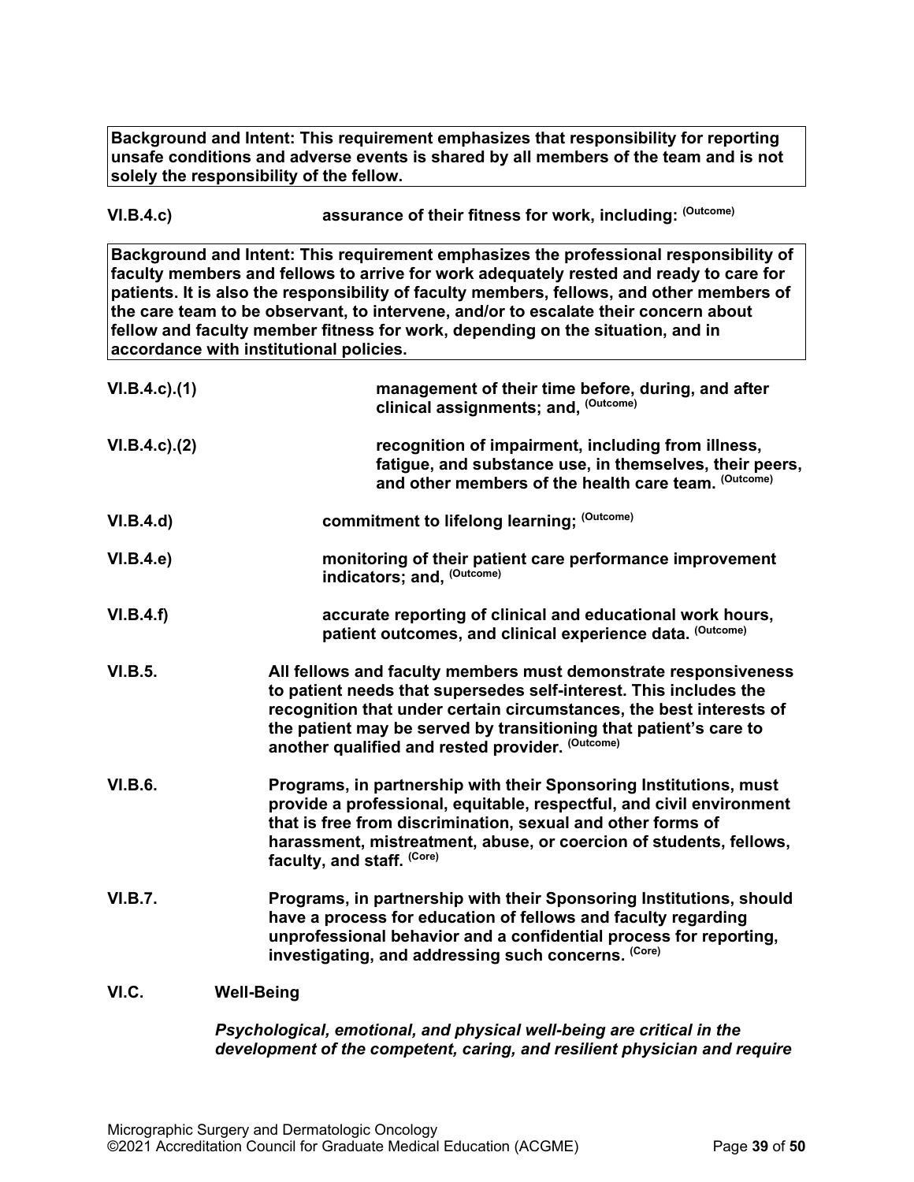**Background and Intent: This requirement emphasizes that responsibility for reporting unsafe conditions and adverse events is shared by all members of the team and is not solely the responsibility of the fellow.**

**VI.B.4.c)** **assurance of their fitness for work, including:** (Outcome)

**Background and Intent: This requirement emphasizes the professional responsibility of faculty members and fellows to arrive for work adequately rested and ready to care for patients. It is also the responsibility of faculty members, fellows, and other members of the care team to be observant, to intervene, and/or to escalate their concern about fellow and faculty member fitness for work, depending on the situation, and in accordance with institutional policies.**

**VI.B.4.c).(1)** **management of their time before, during, and after clinical assignments; and,** (Outcome)

**VI.B.4.c).(2)** **recognition of impairment, including from illness, fatigue, and substance use, in themselves, their peers, and other members of the health care team.** (Outcome)

**VI.B.4.d)** **commitment to lifelong learning;** (Outcome)

**VI.B.4.e)** **monitoring of their patient care performance improvement indicators; and,** (Outcome)

**VI.B.4.f)** **accurate reporting of clinical and educational work hours, patient outcomes, and clinical experience data.** (Outcome)

**VI.B.5.** **All fellows and faculty members must demonstrate responsiveness to patient needs that supersedes self-interest. This includes the recognition that under certain circumstances, the best interests of the patient may be served by transitioning that patient's care to another qualified and rested provider.** (Outcome)

**VI.B.6.** **Programs, in partnership with their Sponsoring Institutions, must provide a professional, equitable, respectful, and civil environment that is free from discrimination, sexual and other forms of harassment, mistreatment, abuse, or coercion of students, fellows, faculty, and staff.** (Core)

**VI.B.7.** **Programs, in partnership with their Sponsoring Institutions, should have a process for education of fellows and faculty regarding unprofessional behavior and a confidential process for reporting, investigating, and addressing such concerns.** (Core)

**VI.C.** **Well-Being**

***Psychological, emotional, and physical well-being are critical in the development of the competent, caring, and resilient physician and require***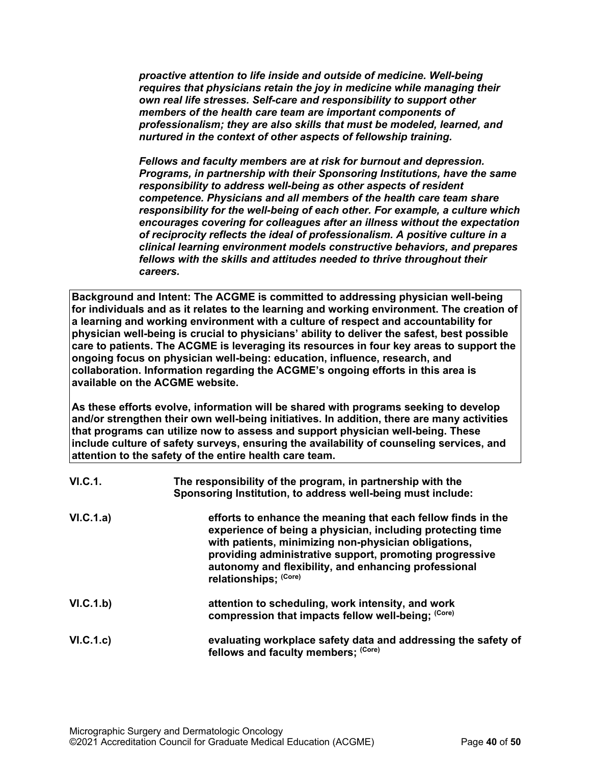***proactive attention to life inside and outside of medicine. Well-being requires that physicians retain the joy in medicine while managing their own real life stresses. Self-care and responsibility to support other members of the health care team are important components of professionalism; they are also skills that must be modeled, learned, and nurtured in the context of other aspects of fellowship training.***

***Fellows and faculty members are at risk for burnout and depression. Programs, in partnership with their Sponsoring Institutions, have the same responsibility to address well-being as other aspects of resident competence. Physicians and all members of the health care team share responsibility for the well-being of each other. For example, a culture which encourages covering for colleagues after an illness without the expectation of reciprocity reflects the ideal of professionalism. A positive culture in a clinical learning environment models constructive behaviors, and prepares fellows with the skills and attitudes needed to thrive throughout their careers.***

**Background and Intent: The ACGME is committed to addressing physician well-being for individuals and as it relates to the learning and working environment. The creation of a learning and working environment with a culture of respect and accountability for physician well-being is crucial to physicians' ability to deliver the safest, best possible care to patients. The ACGME is leveraging its resources in four key areas to support the ongoing focus on physician well-being: education, influence, research, and collaboration. Information regarding the ACGME's ongoing efforts in this area is available on the ACGME website.**

**As these efforts evolve, information will be shared with programs seeking to develop and/or strengthen their own well-being initiatives. In addition, there are many activities that programs can utilize now to assess and support physician well-being. These include culture of safety surveys, ensuring the availability of counseling services, and attention to the safety of the entire health care team.**

**VI.C.1.** **The responsibility of the program, in partnership with the Sponsoring Institution, to address well-being must include:**

**VI.C.1.a)** **efforts to enhance the meaning that each fellow finds in the experience of being a physician, including protecting time with patients, minimizing non-physician obligations, providing administrative support, promoting progressive autonomy and flexibility, and enhancing professional relationships;** (Core)

**VI.C.1.b)** **attention to scheduling, work intensity, and work compression that impacts fellow well-being;** (Core)

**VI.C.1.c)** **evaluating workplace safety data and addressing the safety of fellows and faculty members;** (Core)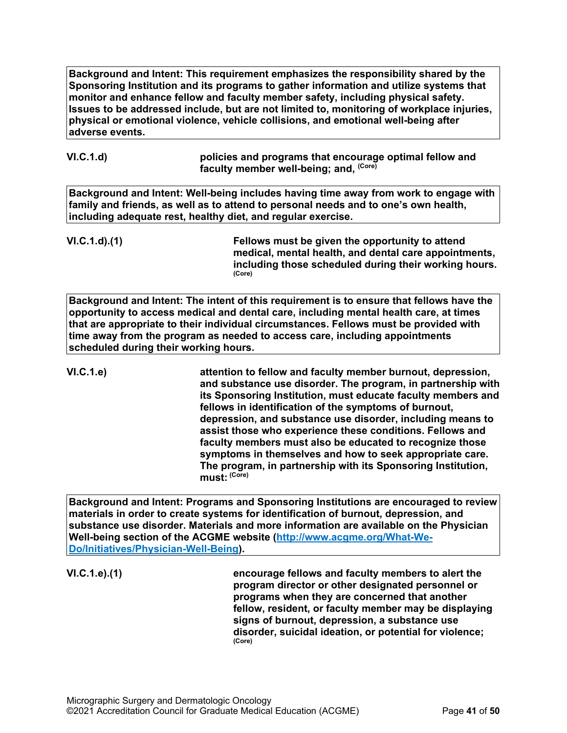**Background and Intent: This requirement emphasizes the responsibility shared by the Sponsoring Institution and its programs to gather information and utilize systems that monitor and enhance fellow and faculty member safety, including physical safety. Issues to be addressed include, but are not limited to, monitoring of workplace injuries, physical or emotional violence, vehicle collisions, and emotional well-being after adverse events.**

**VI.C.1.d)** **policies and programs that encourage optimal fellow and faculty member well-being; and,** **(Core)**

**Background and Intent: Well-being includes having time away from work to engage with family and friends, as well as to attend to personal needs and to one's own health, including adequate rest, healthy diet, and regular exercise.**

**VI.C.1.d).(1)** **Fellows must be given the opportunity to attend medical, mental health, and dental care appointments, including those scheduled during their working hours.** **(Core)**

**Background and Intent: The intent of this requirement is to ensure that fellows have the opportunity to access medical and dental care, including mental health care, at times that are appropriate to their individual circumstances. Fellows must be provided with time away from the program as needed to access care, including appointments scheduled during their working hours.**

**VI.C.1.e)** **attention to fellow and faculty member burnout, depression, and substance use disorder. The program, in partnership with its Sponsoring Institution, must educate faculty members and fellows in identification of the symptoms of burnout, depression, and substance use disorder, including means to assist those who experience these conditions. Fellows and faculty members must also be educated to recognize those symptoms in themselves and how to seek appropriate care. The program, in partnership with its Sponsoring Institution, must:** **(Core)**

**Background and Intent: Programs and Sponsoring Institutions are encouraged to review materials in order to create systems for identification of burnout, depression, and substance use disorder. Materials and more information are available on the Physician Well-being section of the ACGME website ([http://www.acgme.org/What-We-Do/Initiatives/Physician-Well-Being](http://www.acgme.org/What-We-Do/Initiatives/Physician-Well-Being)).**

**VI.C.1.e).(1)** **encourage fellows and faculty members to alert the program director or other designated personnel or programs when they are concerned that another fellow, resident, or faculty member may be displaying signs of burnout, depression, a substance use disorder, suicidal ideation, or potential for violence;** **(Core)**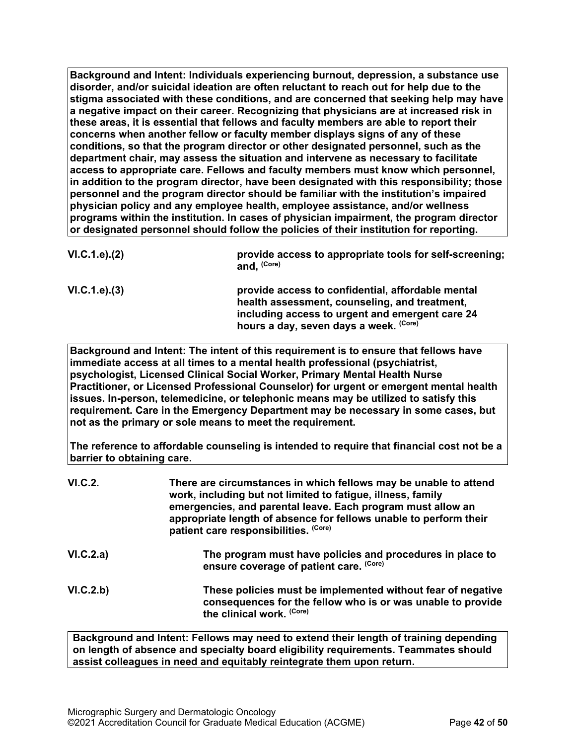**Background and Intent: Individuals experiencing burnout, depression, a substance use disorder, and/or suicidal ideation are often reluctant to reach out for help due to the stigma associated with these conditions, and are concerned that seeking help may have a negative impact on their career. Recognizing that physicians are at increased risk in these areas, it is essential that fellows and faculty members are able to report their concerns when another fellow or faculty member displays signs of any of these conditions, so that the program director or other designated personnel, such as the department chair, may assess the situation and intervene as necessary to facilitate access to appropriate care. Fellows and faculty members must know which personnel, in addition to the program director, have been designated with this responsibility; those personnel and the program director should be familiar with the institution's impaired physician policy and any employee health, employee assistance, and/or wellness programs within the institution. In cases of physician impairment, the program director or designated personnel should follow the policies of their institution for reporting.**

| | |
|---|---|
| VI.C.1.e).(2) | **provide access to appropriate tools for self-screening; and,** (Core) |
| VI.C.1.e).(3) | **provide access to confidential, affordable mental health assessment, counseling, and treatment, including access to urgent and emergent care 24 hours a day, seven days a week.** (Core) |

**Background and Intent: The intent of this requirement is to ensure that fellows have immediate access at all times to a mental health professional (psychiatrist, psychologist, Licensed Clinical Social Worker, Primary Mental Health Nurse Practitioner, or Licensed Professional Counselor) for urgent or emergent mental health issues. In-person, telemedicine, or telephonic means may be utilized to satisfy this requirement. Care in the Emergency Department may be necessary in some cases, but not as the primary or sole means to meet the requirement.**

**The reference to affordable counseling is intended to require that financial cost not be a barrier to obtaining care.**

| | |
|---|---|
| VI.C.2. | **There are circumstances in which fellows may be unable to attend work, including but not limited to fatigue, illness, family emergencies, and parental leave. Each program must allow an appropriate length of absence for fellows unable to perform their patient care responsibilities.** (Core) |
| VI.C.2.a) | **The program must have policies and procedures in place to ensure coverage of patient care.** (Core) |
| VI.C.2.b) | **These policies must be implemented without fear of negative consequences for the fellow who is or was unable to provide the clinical work.** (Core) |

**Background and Intent: Fellows may need to extend their length of training depending on length of absence and specialty board eligibility requirements. Teammates should assist colleagues in need and equitably reintegrate them upon return.**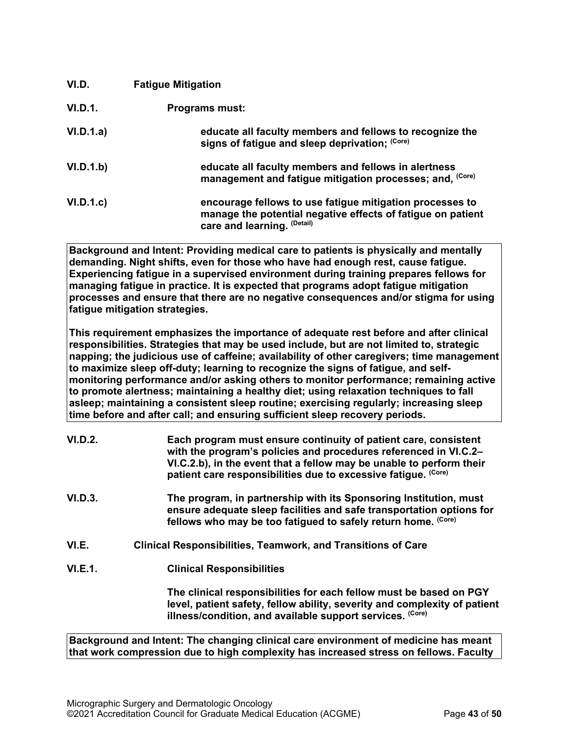**VI.D. Fatigue Mitigation**

**VI.D.1. Programs must:**

**VI.D.1.a) educate all faculty members and fellows to recognize the signs of fatigue and sleep deprivation; (Core)**

**VI.D.1.b) educate all faculty members and fellows in alertness management and fatigue mitigation processes; and, (Core)**

**VI.D.1.c) encourage fellows to use fatigue mitigation processes to manage the potential negative effects of fatigue on patient care and learning. (Detail)**

**Background and Intent: Providing medical care to patients is physically and mentally demanding. Night shifts, even for those who have had enough rest, cause fatigue. Experiencing fatigue in a supervised environment during training prepares fellows for managing fatigue in practice. It is expected that programs adopt fatigue mitigation processes and ensure that there are no negative consequences and/or stigma for using fatigue mitigation strategies.**

**This requirement emphasizes the importance of adequate rest before and after clinical responsibilities. Strategies that may be used include, but are not limited to, strategic napping; the judicious use of caffeine; availability of other caregivers; time management to maximize sleep off-duty; learning to recognize the signs of fatigue, and self-monitoring performance and/or asking others to monitor performance; remaining active to promote alertness; maintaining a healthy diet; using relaxation techniques to fall asleep; maintaining a consistent sleep routine; exercising regularly; increasing sleep time before and after call; and ensuring sufficient sleep recovery periods.**

**VI.D.2. Each program must ensure continuity of patient care, consistent with the program's policies and procedures referenced in VI.C.2–VI.C.2.b), in the event that a fellow may be unable to perform their patient care responsibilities due to excessive fatigue. (Core)**

**VI.D.3. The program, in partnership with its Sponsoring Institution, must ensure adequate sleep facilities and safe transportation options for fellows who may be too fatigued to safely return home. (Core)**

**VI.E. Clinical Responsibilities, Teamwork, and Transitions of Care**

**VI.E.1. Clinical Responsibilities**

**The clinical responsibilities for each fellow must be based on PGY level, patient safety, fellow ability, severity and complexity of patient illness/condition, and available support services. (Core)**

**Background and Intent: The changing clinical care environment of medicine has meant that work compression due to high complexity has increased stress on fellows. Faculty**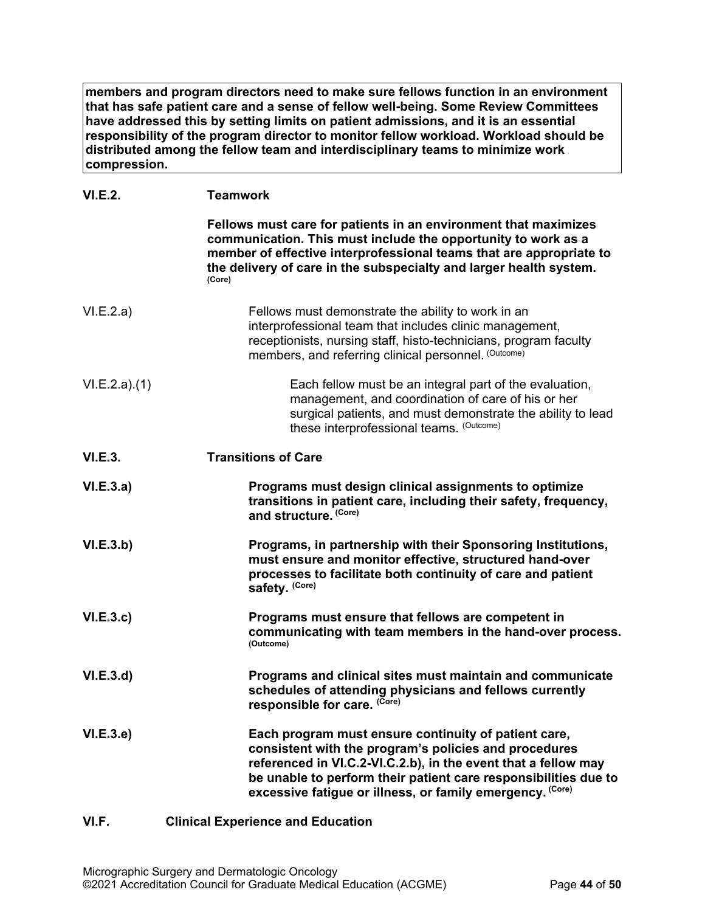**members and program directors need to make sure fellows function in an environment that has safe patient care and a sense of fellow well-being. Some Review Committees have addressed this by setting limits on patient admissions, and it is an essential responsibility of the program director to monitor fellow workload. Workload should be distributed among the fellow team and interdisciplinary teams to minimize work compression.**

**VI.E.2.** **Teamwork**

**Fellows must care for patients in an environment that maximizes communication. This must include the opportunity to work as a member of effective interprofessional teams that are appropriate to the delivery of care in the subspecialty and larger health system.** **(Core)**

VI.E.2.a) Fellows must demonstrate the ability to work in an interprofessional team that includes clinic management, receptionists, nursing staff, histo-technicians, program faculty members, and referring clinical personnel. (Outcome)

VI.E.2.a).(1) Each fellow must be an integral part of the evaluation, management, and coordination of care of his or her surgical patients, and must demonstrate the ability to lead these interprofessional teams. (Outcome)

**VI.E.3.** **Transitions of Care**

**VI.E.3.a)** **Programs must design clinical assignments to optimize transitions in patient care, including their safety, frequency, and structure.** **(Core)**

**VI.E.3.b)** **Programs, in partnership with their Sponsoring Institutions, must ensure and monitor effective, structured hand-over processes to facilitate both continuity of care and patient safety.** **(Core)**

**VI.E.3.c)** **Programs must ensure that fellows are competent in communicating with team members in the hand-over process.** **(Outcome)**

**VI.E.3.d)** **Programs and clinical sites must maintain and communicate schedules of attending physicians and fellows currently responsible for care.** **(Core)**

**VI.E.3.e)** **Each program must ensure continuity of patient care, consistent with the program's policies and procedures referenced in VI.C.2-VI.C.2.b), in the event that a fellow may be unable to perform their patient care responsibilities due to excessive fatigue or illness, or family emergency.** **(Core)**

**VI.F.** **Clinical Experience and Education**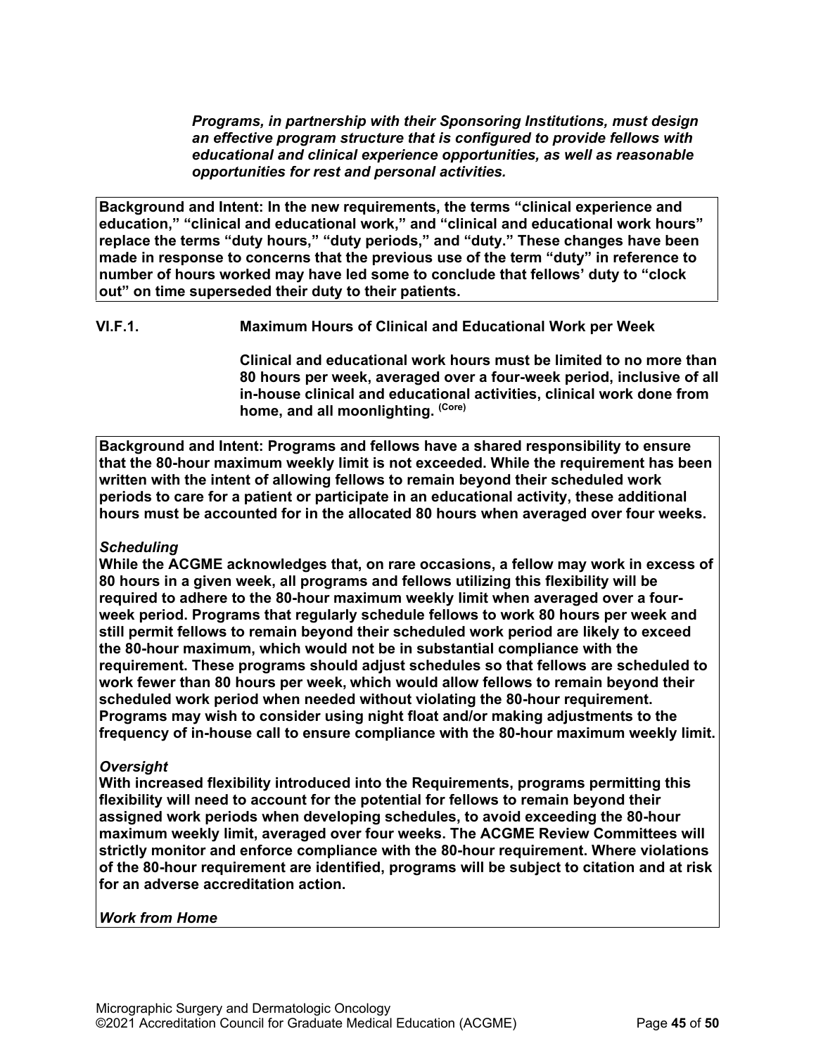***Programs, in partnership with their Sponsoring Institutions, must design an effective program structure that is configured to provide fellows with educational and clinical experience opportunities, as well as reasonable opportunities for rest and personal activities.***

**Background and Intent: In the new requirements, the terms "clinical experience and education," "clinical and educational work," and "clinical and educational work hours" replace the terms "duty hours," "duty periods," and "duty." These changes have been made in response to concerns that the previous use of the term "duty" in reference to number of hours worked may have led some to conclude that fellows' duty to "clock out" on time superseded their duty to their patients.**

**VI.F.1. Maximum Hours of Clinical and Educational Work per Week**

**Clinical and educational work hours must be limited to no more than 80 hours per week, averaged over a four-week period, inclusive of all in-house clinical and educational activities, clinical work done from home, and all moonlighting.** (Core)

**Background and Intent: Programs and fellows have a shared responsibility to ensure that the 80-hour maximum weekly limit is not exceeded. While the requirement has been written with the intent of allowing fellows to remain beyond their scheduled work periods to care for a patient or participate in an educational activity, these additional hours must be accounted for in the allocated 80 hours when averaged over four weeks.**

***Scheduling***

**While the ACGME acknowledges that, on rare occasions, a fellow may work in excess of 80 hours in a given week, all programs and fellows utilizing this flexibility will be required to adhere to the 80-hour maximum weekly limit when averaged over a four-week period. Programs that regularly schedule fellows to work 80 hours per week and still permit fellows to remain beyond their scheduled work period are likely to exceed the 80-hour maximum, which would not be in substantial compliance with the requirement. These programs should adjust schedules so that fellows are scheduled to work fewer than 80 hours per week, which would allow fellows to remain beyond their scheduled work period when needed without violating the 80-hour requirement. Programs may wish to consider using night float and/or making adjustments to the frequency of in-house call to ensure compliance with the 80-hour maximum weekly limit.**

***Oversight***

**With increased flexibility introduced into the Requirements, programs permitting this flexibility will need to account for the potential for fellows to remain beyond their assigned work periods when developing schedules, to avoid exceeding the 80-hour maximum weekly limit, averaged over four weeks. The ACGME Review Committees will strictly monitor and enforce compliance with the 80-hour requirement. Where violations of the 80-hour requirement are identified, programs will be subject to citation and at risk for an adverse accreditation action.**

***Work from Home***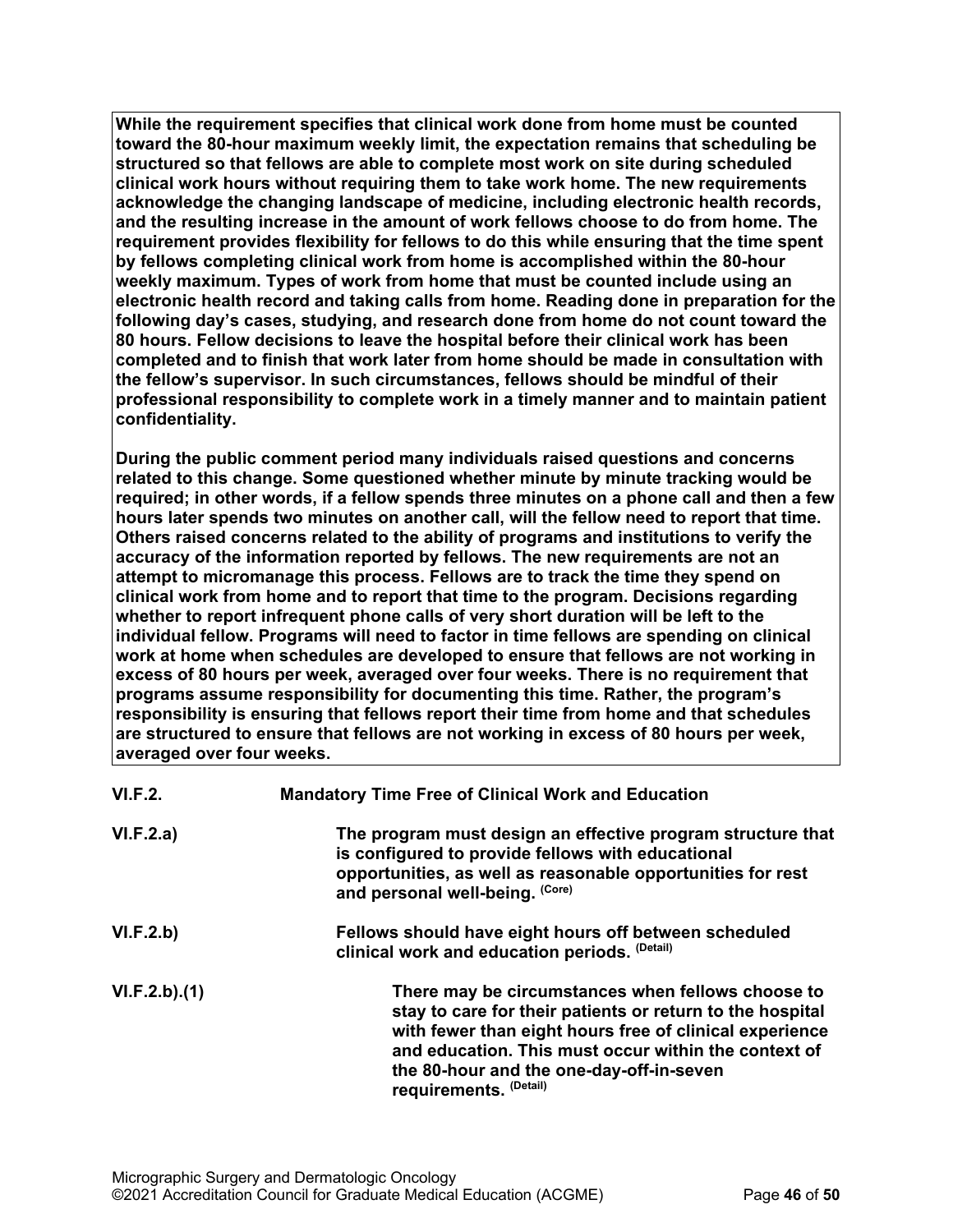**While the requirement specifies that clinical work done from home must be counted toward the 80-hour maximum weekly limit, the expectation remains that scheduling be structured so that fellows are able to complete most work on site during scheduled clinical work hours without requiring them to take work home. The new requirements acknowledge the changing landscape of medicine, including electronic health records, and the resulting increase in the amount of work fellows choose to do from home. The requirement provides flexibility for fellows to do this while ensuring that the time spent by fellows completing clinical work from home is accomplished within the 80-hour weekly maximum. Types of work from home that must be counted include using an electronic health record and taking calls from home. Reading done in preparation for the following day's cases, studying, and research done from home do not count toward the 80 hours. Fellow decisions to leave the hospital before their clinical work has been completed and to finish that work later from home should be made in consultation with the fellow's supervisor. In such circumstances, fellows should be mindful of their professional responsibility to complete work in a timely manner and to maintain patient confidentiality.**

**During the public comment period many individuals raised questions and concerns related to this change. Some questioned whether minute by minute tracking would be required; in other words, if a fellow spends three minutes on a phone call and then a few hours later spends two minutes on another call, will the fellow need to report that time. Others raised concerns related to the ability of programs and institutions to verify the accuracy of the information reported by fellows. The new requirements are not an attempt to micromanage this process. Fellows are to track the time they spend on clinical work from home and to report that time to the program. Decisions regarding whether to report infrequent phone calls of very short duration will be left to the individual fellow. Programs will need to factor in time fellows are spending on clinical work at home when schedules are developed to ensure that fellows are not working in excess of 80 hours per week, averaged over four weeks. There is no requirement that programs assume responsibility for documenting this time. Rather, the program's responsibility is ensuring that fellows report their time from home and that schedules are structured to ensure that fellows are not working in excess of 80 hours per week, averaged over four weeks.**

**VI.F.2.** **Mandatory Time Free of Clinical Work and Education**

**VI.F.2.a)** **The program must design an effective program structure that is configured to provide fellows with educational opportunities, as well as reasonable opportunities for rest and personal well-being.** (Core)

**VI.F.2.b)** **Fellows should have eight hours off between scheduled clinical work and education periods.** (Detail)

**VI.F.2.b).(1)** **There may be circumstances when fellows choose to stay to care for their patients or return to the hospital with fewer than eight hours free of clinical experience and education. This must occur within the context of the 80-hour and the one-day-off-in-seven requirements.** (Detail)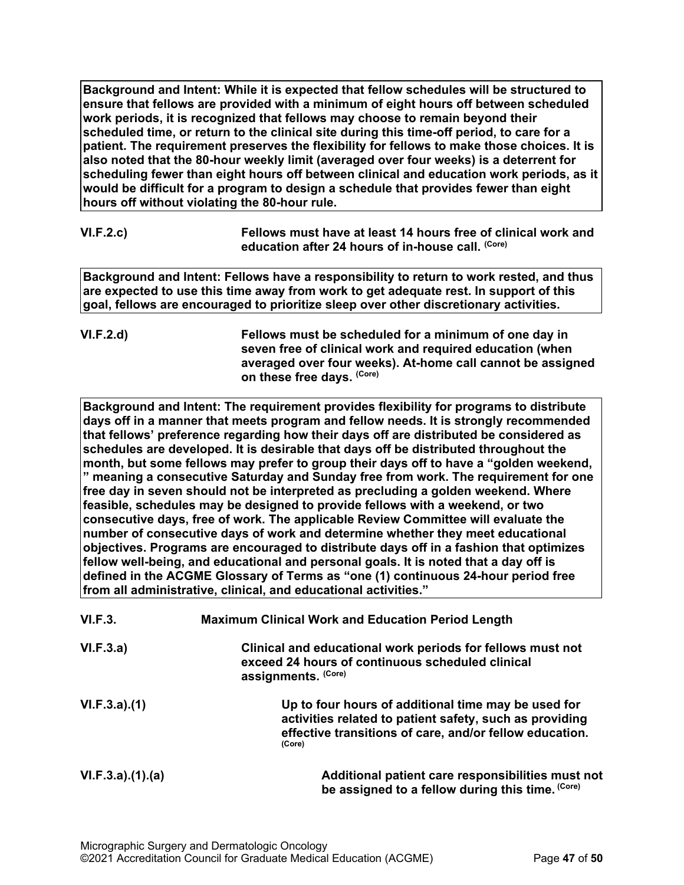**Background and Intent: While it is expected that fellow schedules will be structured to ensure that fellows are provided with a minimum of eight hours off between scheduled work periods, it is recognized that fellows may choose to remain beyond their scheduled time, or return to the clinical site during this time-off period, to care for a patient. The requirement preserves the flexibility for fellows to make those choices. It is also noted that the 80-hour weekly limit (averaged over four weeks) is a deterrent for scheduling fewer than eight hours off between clinical and education work periods, as it would be difficult for a program to design a schedule that provides fewer than eight hours off without violating the 80-hour rule.**

**VI.F.2.c)** **Fellows must have at least 14 hours free of clinical work and education after 24 hours of in-house call.** (Core)

**Background and Intent: Fellows have a responsibility to return to work rested, and thus are expected to use this time away from work to get adequate rest. In support of this goal, fellows are encouraged to prioritize sleep over other discretionary activities.**

**VI.F.2.d)** **Fellows must be scheduled for a minimum of one day in seven free of clinical work and required education (when averaged over four weeks). At-home call cannot be assigned on these free days.** (Core)

**Background and Intent: The requirement provides flexibility for programs to distribute days off in a manner that meets program and fellow needs. It is strongly recommended that fellows' preference regarding how their days off are distributed be considered as schedules are developed. It is desirable that days off be distributed throughout the month, but some fellows may prefer to group their days off to have a "golden weekend," meaning a consecutive Saturday and Sunday free from work. The requirement for one free day in seven should not be interpreted as precluding a golden weekend. Where feasible, schedules may be designed to provide fellows with a weekend, or two consecutive days, free of work. The applicable Review Committee will evaluate the number of consecutive days of work and determine whether they meet educational objectives. Programs are encouraged to distribute days off in a fashion that optimizes fellow well-being, and educational and personal goals. It is noted that a day off is defined in the ACGME Glossary of Terms as "one (1) continuous 24-hour period free from all administrative, clinical, and educational activities."**

**VI.F.3.** **Maximum Clinical Work and Education Period Length**

**VI.F.3.a)** **Clinical and educational work periods for fellows must not exceed 24 hours of continuous scheduled clinical assignments.** (Core)

**VI.F.3.a).(1)** **Up to four hours of additional time may be used for activities related to patient safety, such as providing effective transitions of care, and/or fellow education.** (Core)

**VI.F.3.a).(1).(a)** **Additional patient care responsibilities must not be assigned to a fellow during this time.** (Core)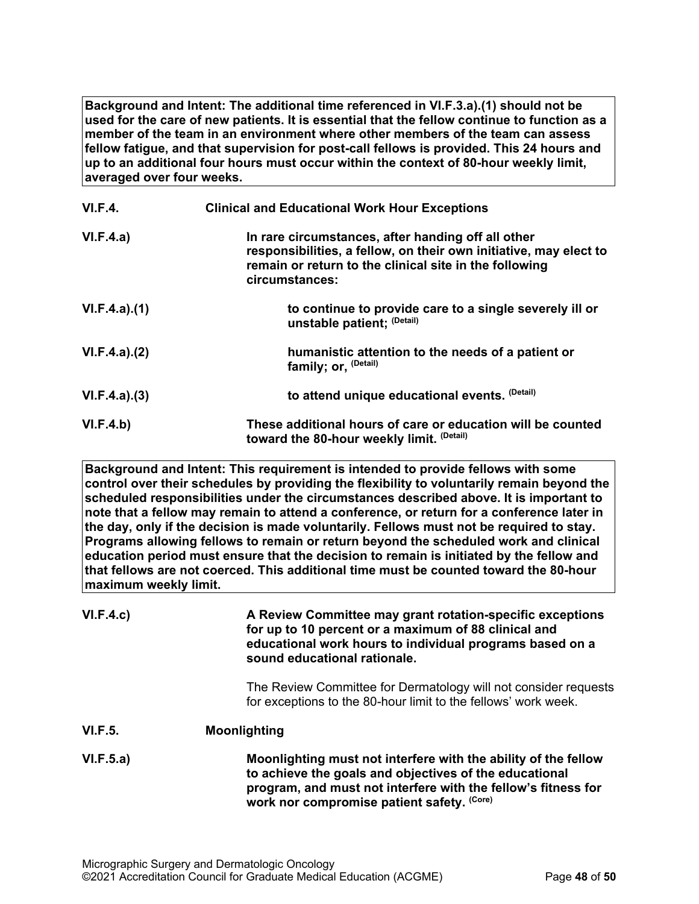**Background and Intent: The additional time referenced in VI.F.3.a).(1) should not be used for the care of new patients. It is essential that the fellow continue to function as a member of the team in an environment where other members of the team can assess fellow fatigue, and that supervision for post-call fellows is provided. This 24 hours and up to an additional four hours must occur within the context of 80-hour weekly limit, averaged over four weeks.**

**VI.F.4. Clinical and Educational Work Hour Exceptions**

**VI.F.4.a)** **In rare circumstances, after handing off all other responsibilities, a fellow, on their own initiative, may elect to remain or return to the clinical site in the following circumstances:**

**VI.F.4.a).(1)** **to continue to provide care to a single severely ill or unstable patient;** (Detail)

**VI.F.4.a).(2)** **humanistic attention to the needs of a patient or family; or,** (Detail)

**VI.F.4.a).(3)** **to attend unique educational events.** (Detail)

**VI.F.4.b)** **These additional hours of care or education will be counted toward the 80-hour weekly limit.** (Detail)

**Background and Intent: This requirement is intended to provide fellows with some control over their schedules by providing the flexibility to voluntarily remain beyond the scheduled responsibilities under the circumstances described above. It is important to note that a fellow may remain to attend a conference, or return for a conference later in the day, only if the decision is made voluntarily. Fellows must not be required to stay. Programs allowing fellows to remain or return beyond the scheduled work and clinical education period must ensure that the decision to remain is initiated by the fellow and that fellows are not coerced. This additional time must be counted toward the 80-hour maximum weekly limit.**

**VI.F.4.c)** **A Review Committee may grant rotation-specific exceptions for up to 10 percent or a maximum of 88 clinical and educational work hours to individual programs based on a sound educational rationale.**

The Review Committee for Dermatology will not consider requests for exceptions to the 80-hour limit to the fellows' work week.

**VI.F.5. Moonlighting**

**VI.F.5.a)** **Moonlighting must not interfere with the ability of the fellow to achieve the goals and objectives of the educational program, and must not interfere with the fellow's fitness for work nor compromise patient safety.** (Core)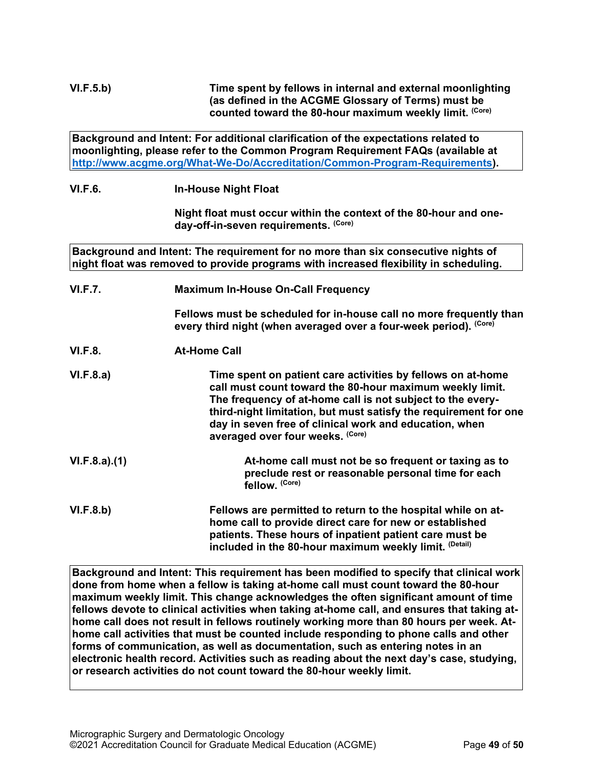**VI.F.5.b)** **Time spent by fellows in internal and external moonlighting (as defined in the ACGME Glossary of Terms) must be counted toward the 80-hour maximum weekly limit.** (Core)

> **Background and Intent: For additional clarification of the expectations related to moonlighting, please refer to the Common Program Requirement FAQs (available at http://www.acgme.org/What-We-Do/Accreditation/Common-Program-Requirements).**

**VI.F.6.** **In-House Night Float**

**Night float must occur within the context of the 80-hour and one-day-off-in-seven requirements.** (Core)

> **Background and Intent: The requirement for no more than six consecutive nights of night float was removed to provide programs with increased flexibility in scheduling.**

**VI.F.7.** **Maximum In-House On-Call Frequency**

**Fellows must be scheduled for in-house call no more frequently than every third night (when averaged over a four-week period).** (Core)

**VI.F.8.** **At-Home Call**

**VI.F.8.a)** **Time spent on patient care activities by fellows on at-home call must count toward the 80-hour maximum weekly limit. The frequency of at-home call is not subject to the every-third-night limitation, but must satisfy the requirement for one day in seven free of clinical work and education, when averaged over four weeks.** (Core)

**VI.F.8.a).(1)** **At-home call must not be so frequent or taxing as to preclude rest or reasonable personal time for each fellow.** (Core)

**VI.F.8.b)** **Fellows are permitted to return to the hospital while on at-home call to provide direct care for new or established patients. These hours of inpatient patient care must be included in the 80-hour maximum weekly limit.** (Detail)

> **Background and Intent: This requirement has been modified to specify that clinical work done from home when a fellow is taking at-home call must count toward the 80-hour maximum weekly limit. This change acknowledges the often significant amount of time fellows devote to clinical activities when taking at-home call, and ensures that taking at-home call does not result in fellows routinely working more than 80 hours per week. At-home call activities that must be counted include responding to phone calls and other forms of communication, as well as documentation, such as entering notes in an electronic health record. Activities such as reading about the next day's case, studying, or research activities do not count toward the 80-hour weekly limit.**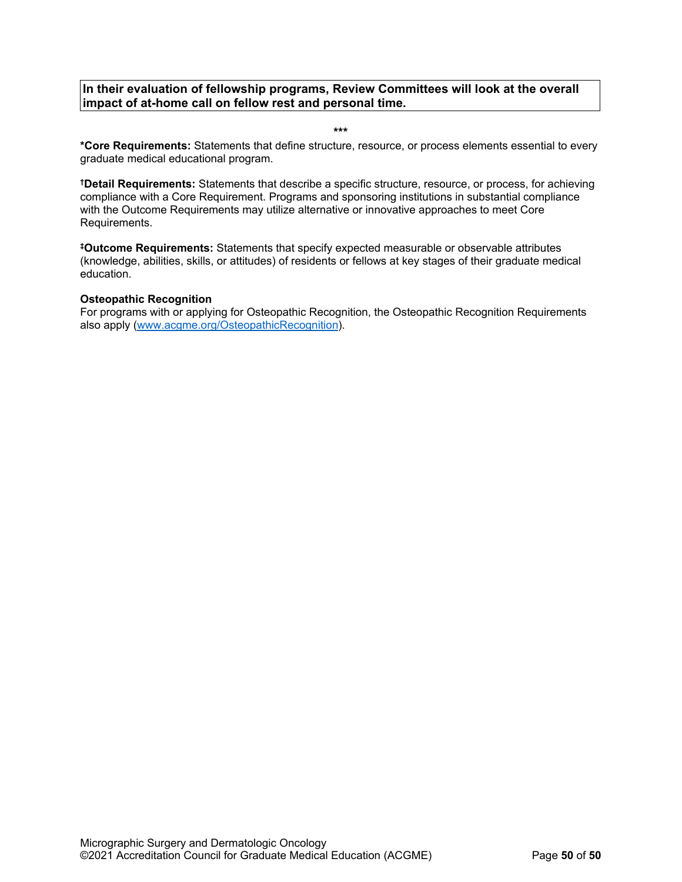**In their evaluation of fellowship programs, Review Committees will look at the overall impact of at-home call on fellow rest and personal time.**

\*\*\*

**\*Core Requirements:** Statements that define structure, resource, or process elements essential to every graduate medical educational program.

**†Detail Requirements:** Statements that describe a specific structure, resource, or process, for achieving compliance with a Core Requirement. Programs and sponsoring institutions in substantial compliance with the Outcome Requirements may utilize alternative or innovative approaches to meet Core Requirements.

**‡Outcome Requirements:** Statements that specify expected measurable or observable attributes (knowledge, abilities, skills, or attitudes) of residents or fellows at key stages of their graduate medical education.

**Osteopathic Recognition**
For programs with or applying for Osteopathic Recognition, the Osteopathic Recognition Requirements also apply (www.acgme.org/OsteopathicRecognition).